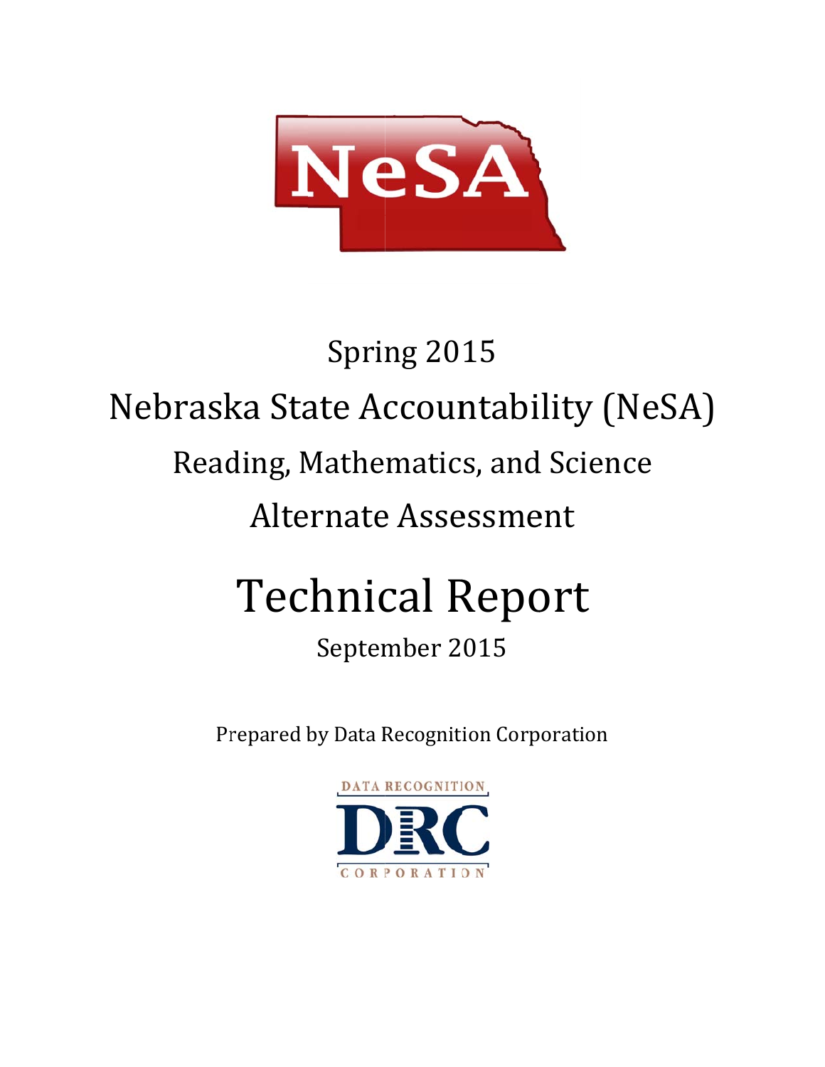NeSA

Spring 2015

# Nebraska State Accountability (NeSA)

## Reading, Mathematics, and Science

## Alternate Assessment

# Technical Report

September 2015

Prepared by Data Recognition Corporation

DATA RECOGNITION DRC CORPORATION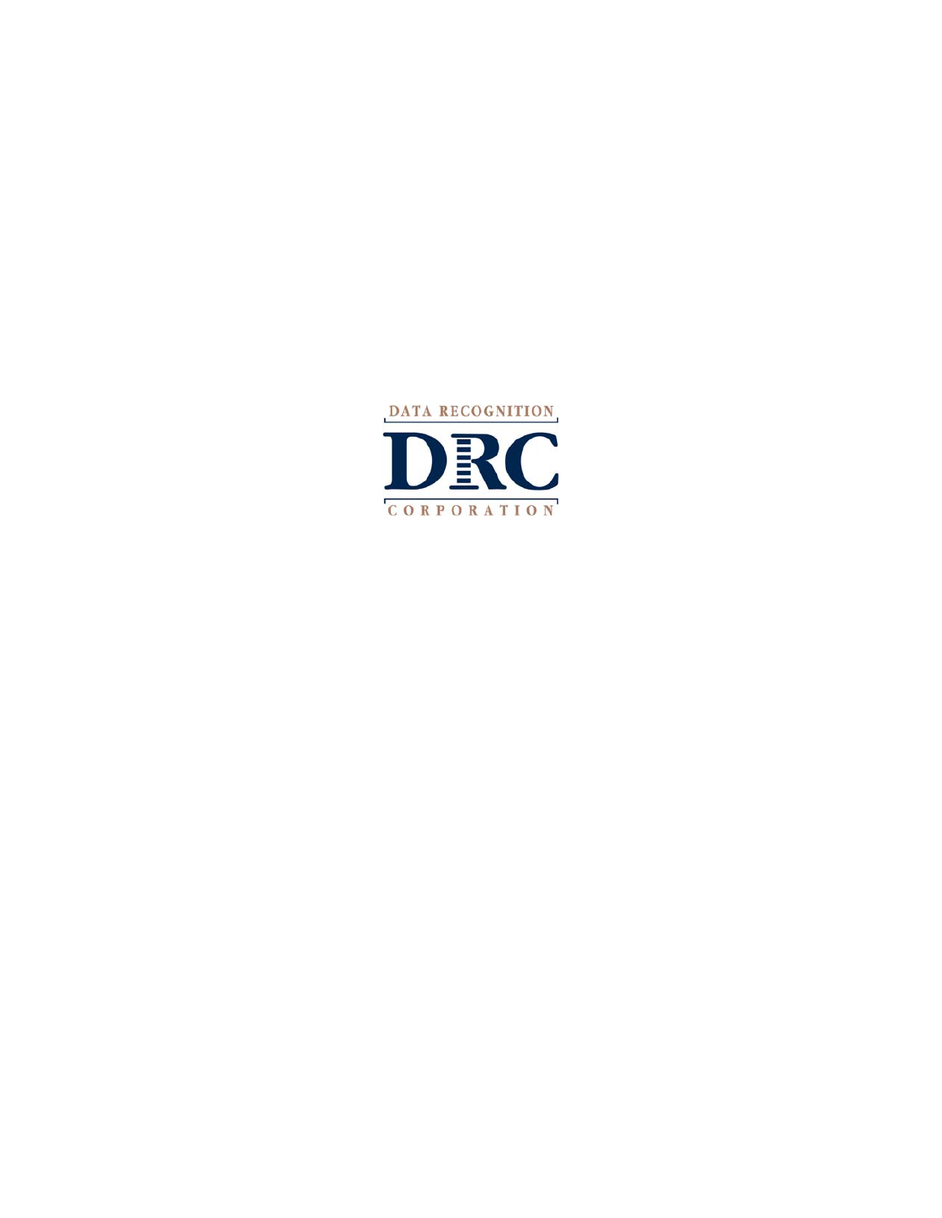DATA RECOGNITION

DRC

CORPORATION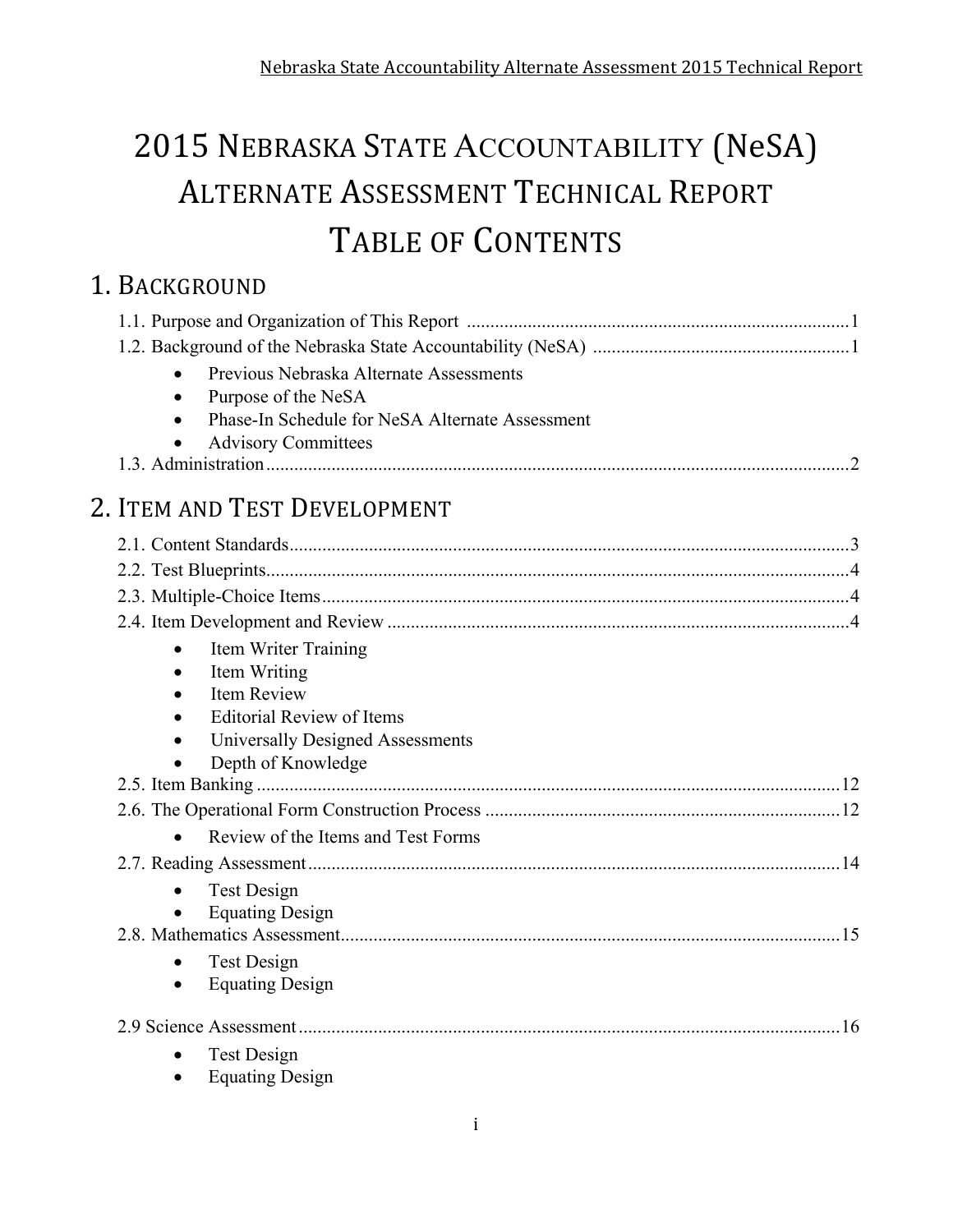# 2015 Nebraska State Accountability (NeSA) Alternate Assessment Technical Report Table of Contents

## 1. Background

1.1. Purpose and Organization of This Report .................................................................................1

1.2. Background of the Nebraska State Accountability (NeSA) .......................................................1

- Previous Nebraska Alternate Assessments
- Purpose of the NeSA
- Phase-In Schedule for NeSA Alternate Assessment
- Advisory Committees

1.3. Administration.............................................................................................................................2

## 2. Item and Test Development

2.1. Content Standards........................................................................................................................3

2.2. Test Blueprints..............................................................................................................................4

2.3. Multiple-Choice Items.................................................................................................................4

2.4. Item Development and Review ...................................................................................................4

- Item Writer Training
- Item Writing
- Item Review
- Editorial Review of Items
- Universally Designed Assessments
- Depth of Knowledge

2.5. Item Banking .............................................................................................................................12

2.6. The Operational Form Construction Process ............................................................................12

- Review of the Items and Test Forms

2.7. Reading Assessment..................................................................................................................14

- Test Design
- Equating Design

2.8. Mathematics Assessment...........................................................................................................15

- Test Design
- Equating Design

2.9 Science Assessment....................................................................................................................16

- Test Design
- Equating Design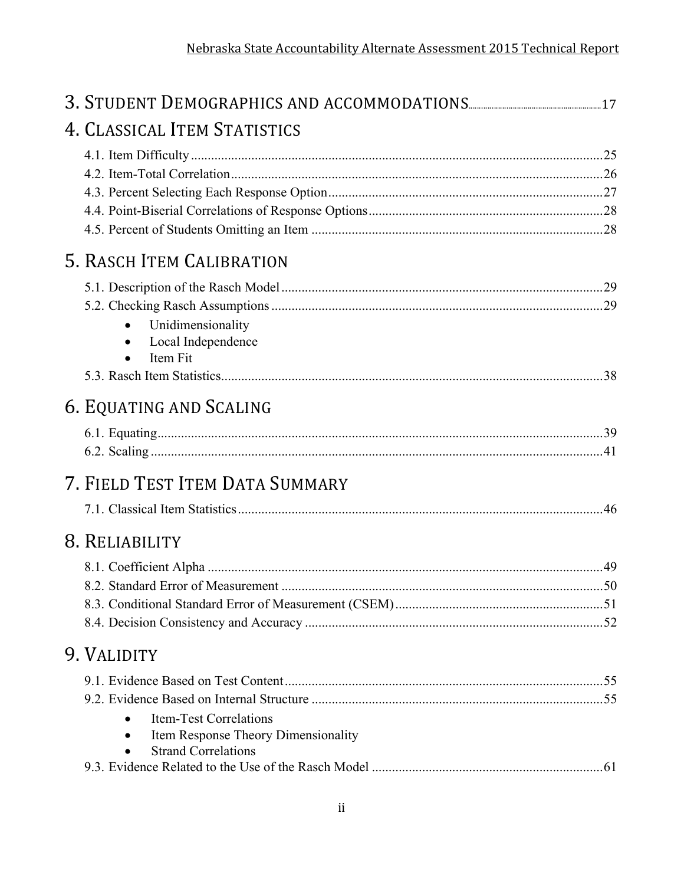# 3. Student Demographics and Accommodations ........ 17

# 4. Classical Item Statistics

4.1. Item Difficulty ........ 25
4.2. Item-Total Correlation ........ 26
4.3. Percent Selecting Each Response Option ........ 27
4.4. Point-Biserial Correlations of Response Options ........ 28
4.5. Percent of Students Omitting an Item ........ 28

# 5. Rasch Item Calibration

5.1. Description of the Rasch Model ........ 29
5.2. Checking Rasch Assumptions ........ 29

- Unidimensionality
- Local Independence
- Item Fit

5.3. Rasch Item Statistics ........ 38

# 6. Equating and Scaling

6.1. Equating ........ 39
6.2. Scaling ........ 41

# 7. Field Test Item Data Summary

7.1. Classical Item Statistics ........ 46

# 8. Reliability

8.1. Coefficient Alpha ........ 49
8.2. Standard Error of Measurement ........ 50
8.3. Conditional Standard Error of Measurement (CSEM) ........ 51
8.4. Decision Consistency and Accuracy ........ 52

# 9. Validity

9.1. Evidence Based on Test Content ........ 55
9.2. Evidence Based on Internal Structure ........ 55

- Item-Test Correlations
- Item Response Theory Dimensionality
- Strand Correlations

9.3. Evidence Related to the Use of the Rasch Model ........ 61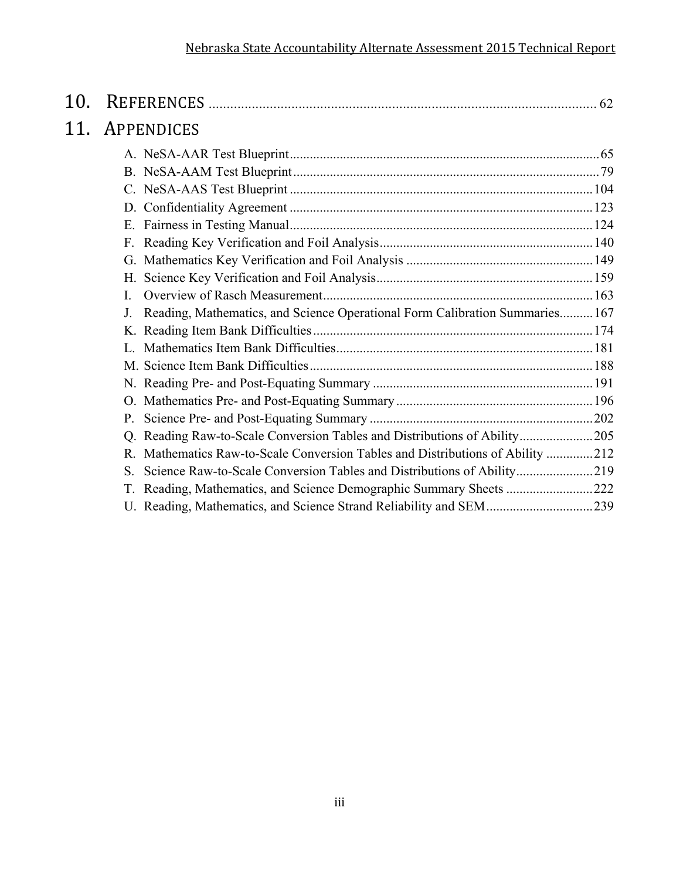# 10. REFERENCES .............................................................................................................. 62

# 11. APPENDICES

A. NeSA-AAR Test Blueprint ........................................................................................... 65
B. NeSA-AAM Test Blueprint ........................................................................................... 79
C. NeSA-AAS Test Blueprint .......................................................................................... 104
D. Confidentiality Agreement .......................................................................................... 123
E. Fairness in Testing Manual .......................................................................................... 124
F. Reading Key Verification and Foil Analysis ................................................................ 140
G. Mathematics Key Verification and Foil Analysis ........................................................ 149
H. Science Key Verification and Foil Analysis ................................................................. 159
I. Overview of Rasch Measurement ................................................................................. 163
J. Reading, Mathematics, and Science Operational Form Calibration Summaries .......... 167
K. Reading Item Bank Difficulties .................................................................................... 174
L. Mathematics Item Bank Difficulties ............................................................................. 181
M. Science Item Bank Difficulties ..................................................................................... 188
N. Reading Pre- and Post-Equating Summary .................................................................. 191
O. Mathematics Pre- and Post-Equating Summary ........................................................... 196
P. Science Pre- and Post-Equating Summary ................................................................... 202
Q. Reading Raw-to-Scale Conversion Tables and Distributions of Ability ...................... 205
R. Mathematics Raw-to-Scale Conversion Tables and Distributions of Ability .............. 212
S. Science Raw-to-Scale Conversion Tables and Distributions of Ability ....................... 219
T. Reading, Mathematics, and Science Demographic Summary Sheets .......................... 222
U. Reading, Mathematics, and Science Strand Reliability and SEM ................................ 239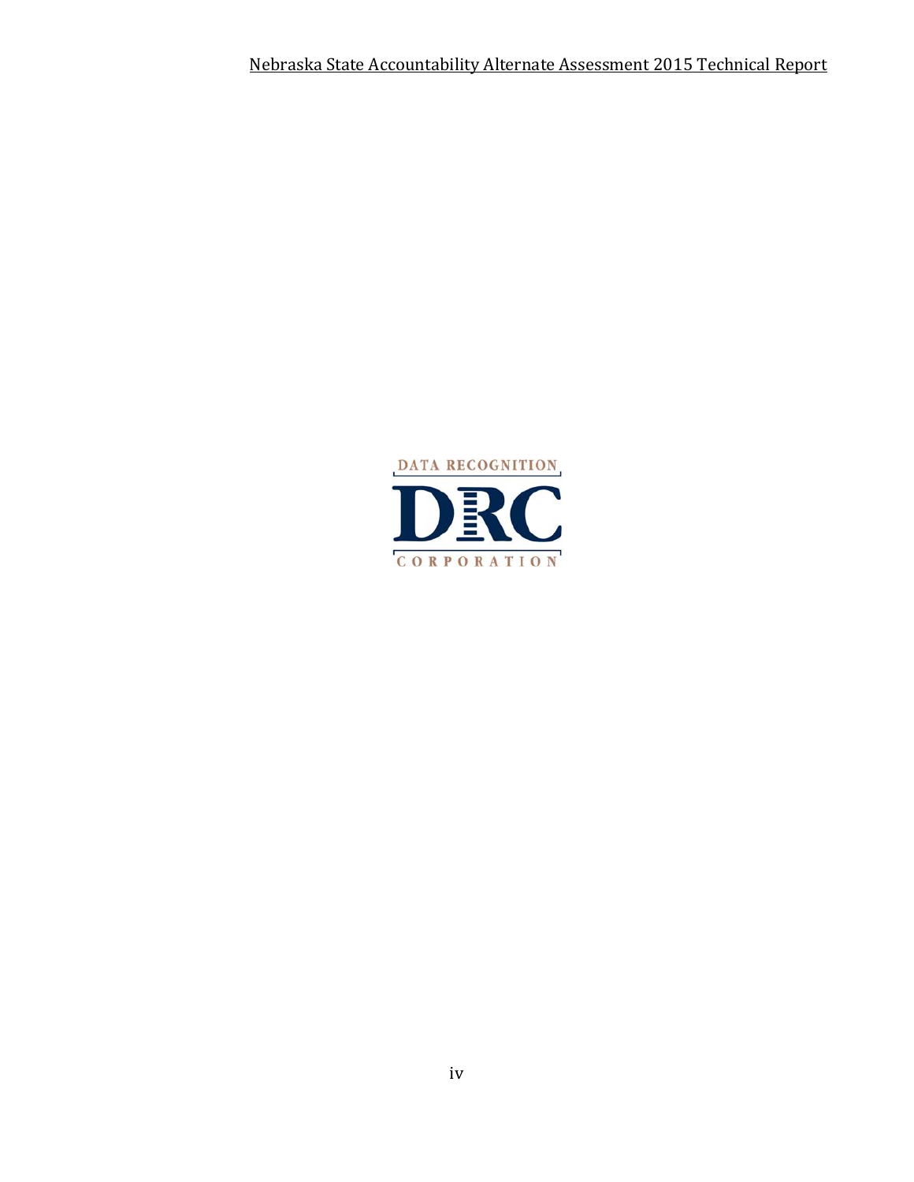DATA RECOGNITION

DRC

CORPORATION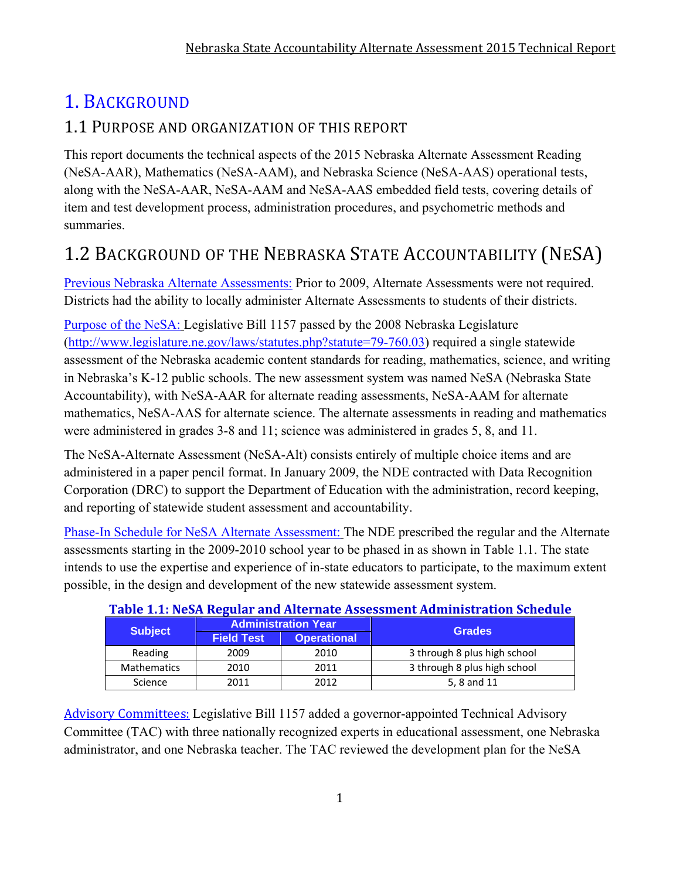# 1. Background

## 1.1 Purpose and Organization of This Report

This report documents the technical aspects of the 2015 Nebraska Alternate Assessment Reading (NeSA-AAR), Mathematics (NeSA-AAM), and Nebraska Science (NeSA-AAS) operational tests, along with the NeSA-AAR, NeSA-AAM and NeSA-AAS embedded field tests, covering details of item and test development process, administration procedures, and psychometric methods and summaries.

## 1.2 Background of the Nebraska State Accountability (NeSA)

Previous Nebraska Alternate Assessments: Prior to 2009, Alternate Assessments were not required. Districts had the ability to locally administer Alternate Assessments to students of their districts.

Purpose of the NeSA: Legislative Bill 1157 passed by the 2008 Nebraska Legislature (http://www.legislature.ne.gov/laws/statutes.php?statute=79-760.03) required a single statewide assessment of the Nebraska academic content standards for reading, mathematics, science, and writing in Nebraska's K-12 public schools. The new assessment system was named NeSA (Nebraska State Accountability), with NeSA-AAR for alternate reading assessments, NeSA-AAM for alternate mathematics, NeSA-AAS for alternate science. The alternate assessments in reading and mathematics were administered in grades 3-8 and 11; science was administered in grades 5, 8, and 11.

The NeSA-Alternate Assessment (NeSA-Alt) consists entirely of multiple choice items and are administered in a paper pencil format. In January 2009, the NDE contracted with Data Recognition Corporation (DRC) to support the Department of Education with the administration, record keeping, and reporting of statewide student assessment and accountability.

Phase-In Schedule for NeSA Alternate Assessment: The NDE prescribed the regular and the Alternate assessments starting in the 2009-2010 school year to be phased in as shown in Table 1.1. The state intends to use the expertise and experience of in-state educators to participate, to the maximum extent possible, in the design and development of the new statewide assessment system.

**Table 1.1: NeSA Regular and Alternate Assessment Administration Schedule**

| Subject | Administration Year | | Grades |
|---|---|---|---|
| | Field Test | Operational | |
| Reading | 2009 | 2010 | 3 through 8 plus high school |
| Mathematics | 2010 | 2011 | 3 through 8 plus high school |
| Science | 2011 | 2012 | 5, 8 and 11 |

Advisory Committees: Legislative Bill 1157 added a governor-appointed Technical Advisory Committee (TAC) with three nationally recognized experts in educational assessment, one Nebraska administrator, and one Nebraska teacher. The TAC reviewed the development plan for the NeSA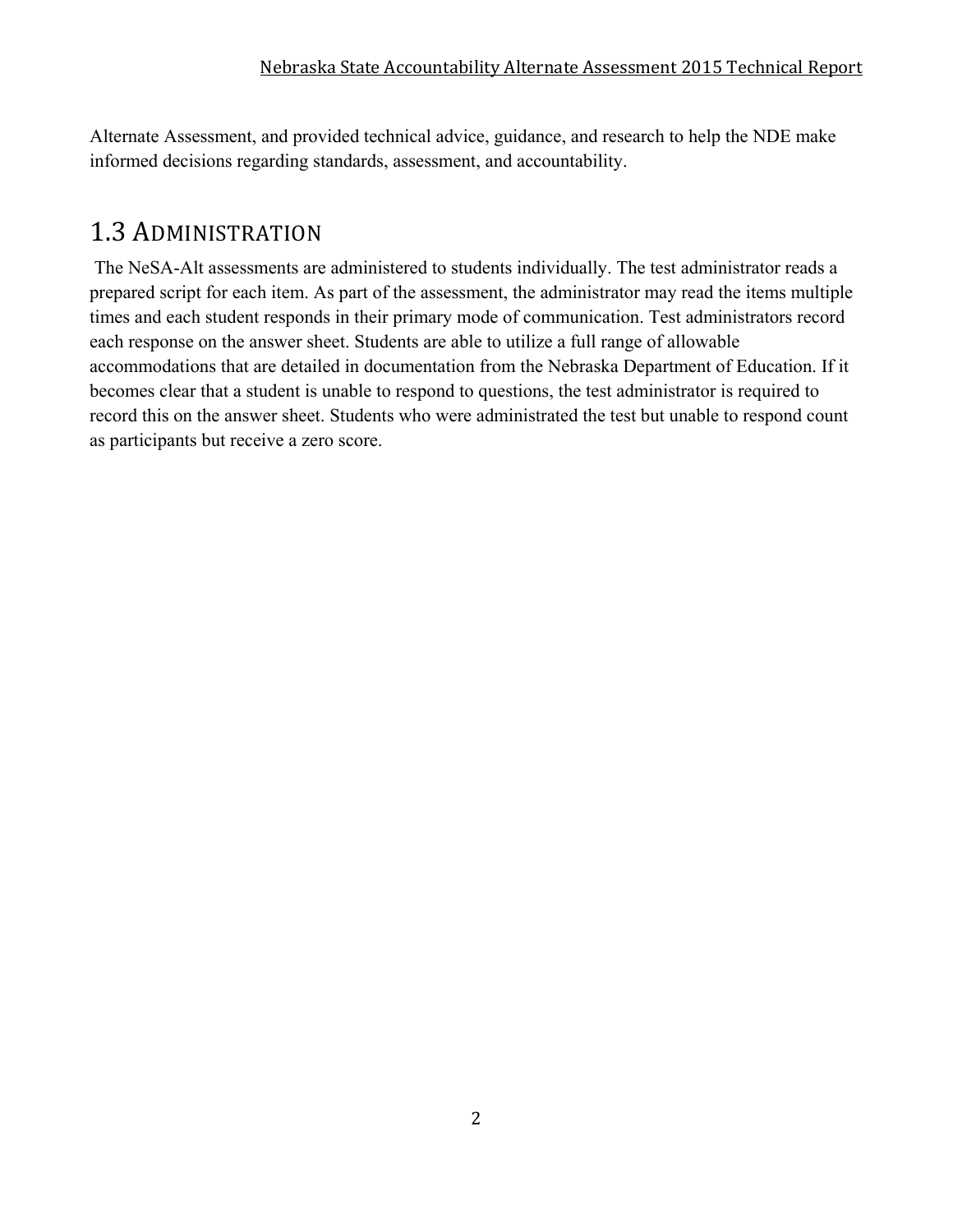Alternate Assessment, and provided technical advice, guidance, and research to help the NDE make informed decisions regarding standards, assessment, and accountability.

## 1.3 Administration

The NeSA-Alt assessments are administered to students individually. The test administrator reads a prepared script for each item. As part of the assessment, the administrator may read the items multiple times and each student responds in their primary mode of communication. Test administrators record each response on the answer sheet. Students are able to utilize a full range of allowable accommodations that are detailed in documentation from the Nebraska Department of Education. If it becomes clear that a student is unable to respond to questions, the test administrator is required to record this on the answer sheet. Students who were administrated the test but unable to respond count as participants but receive a zero score.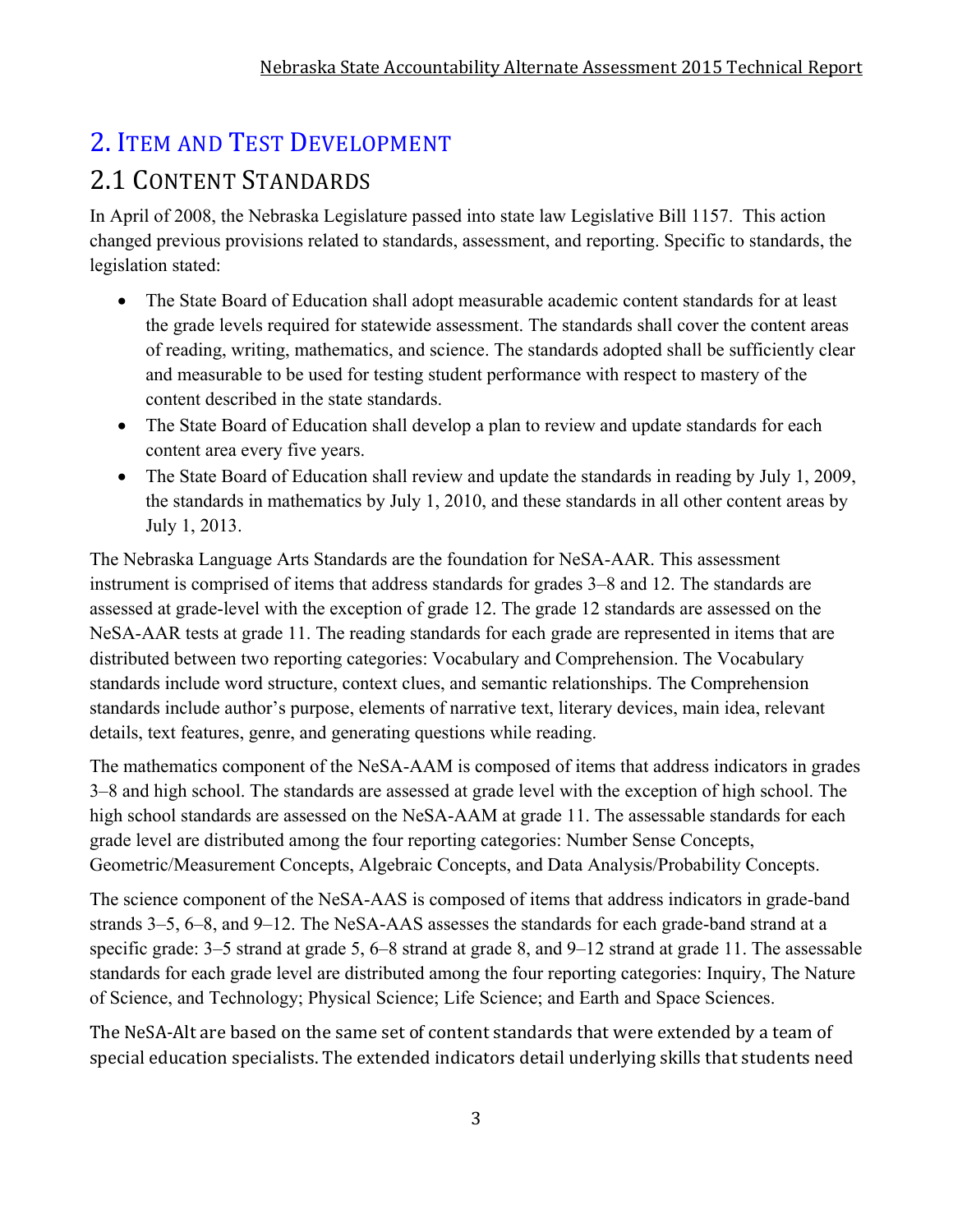# 2. Item and Test Development

## 2.1 Content Standards

In April of 2008, the Nebraska Legislature passed into state law Legislative Bill 1157. This action changed previous provisions related to standards, assessment, and reporting. Specific to standards, the legislation stated:

- The State Board of Education shall adopt measurable academic content standards for at least the grade levels required for statewide assessment. The standards shall cover the content areas of reading, writing, mathematics, and science. The standards adopted shall be sufficiently clear and measurable to be used for testing student performance with respect to mastery of the content described in the state standards.
- The State Board of Education shall develop a plan to review and update standards for each content area every five years.
- The State Board of Education shall review and update the standards in reading by July 1, 2009, the standards in mathematics by July 1, 2010, and these standards in all other content areas by July 1, 2013.

The Nebraska Language Arts Standards are the foundation for NeSA-AAR. This assessment instrument is comprised of items that address standards for grades 3–8 and 12. The standards are assessed at grade-level with the exception of grade 12. The grade 12 standards are assessed on the NeSA-AAR tests at grade 11. The reading standards for each grade are represented in items that are distributed between two reporting categories: Vocabulary and Comprehension. The Vocabulary standards include word structure, context clues, and semantic relationships. The Comprehension standards include author's purpose, elements of narrative text, literary devices, main idea, relevant details, text features, genre, and generating questions while reading.

The mathematics component of the NeSA-AAM is composed of items that address indicators in grades 3–8 and high school. The standards are assessed at grade level with the exception of high school. The high school standards are assessed on the NeSA-AAM at grade 11. The assessable standards for each grade level are distributed among the four reporting categories: Number Sense Concepts, Geometric/Measurement Concepts, Algebraic Concepts, and Data Analysis/Probability Concepts.

The science component of the NeSA-AAS is composed of items that address indicators in grade-band strands 3–5, 6–8, and 9–12. The NeSA-AAS assesses the standards for each grade-band strand at a specific grade: 3–5 strand at grade 5, 6–8 strand at grade 8, and 9–12 strand at grade 11. The assessable standards for each grade level are distributed among the four reporting categories: Inquiry, The Nature of Science, and Technology; Physical Science; Life Science; and Earth and Space Sciences.

The NeSA-Alt are based on the same set of content standards that were extended by a team of special education specialists. The extended indicators detail underlying skills that students need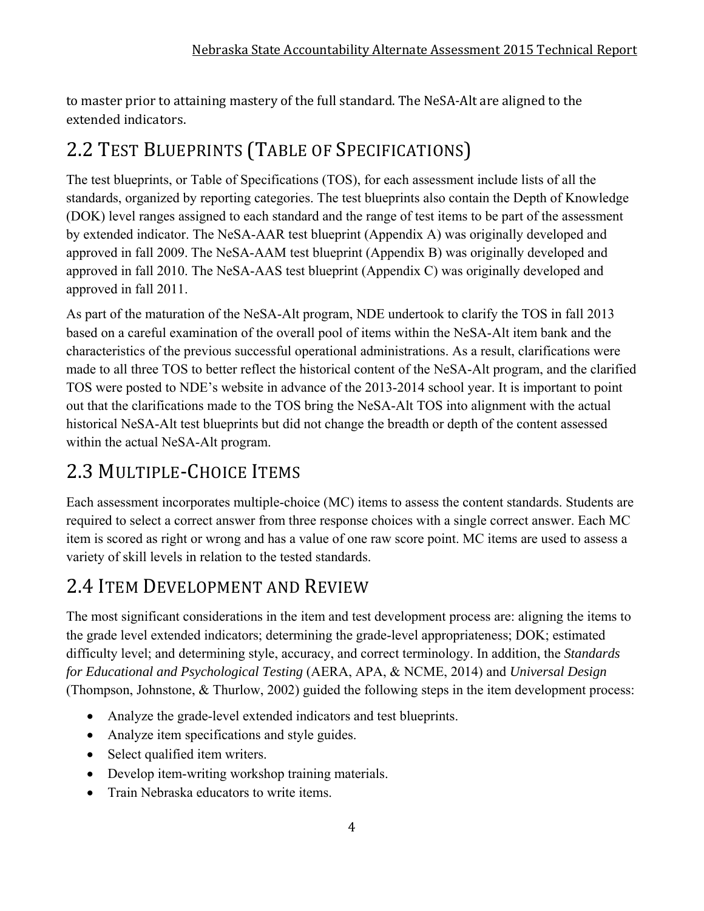to master prior to attaining mastery of the full standard. The NeSA-Alt are aligned to the extended indicators.

## 2.2 Test Blueprints (Table of Specifications)

The test blueprints, or Table of Specifications (TOS), for each assessment include lists of all the standards, organized by reporting categories. The test blueprints also contain the Depth of Knowledge (DOK) level ranges assigned to each standard and the range of test items to be part of the assessment by extended indicator. The NeSA-AAR test blueprint (Appendix A) was originally developed and approved in fall 2009. The NeSA-AAM test blueprint (Appendix B) was originally developed and approved in fall 2010. The NeSA-AAS test blueprint (Appendix C) was originally developed and approved in fall 2011.

As part of the maturation of the NeSA-Alt program, NDE undertook to clarify the TOS in fall 2013 based on a careful examination of the overall pool of items within the NeSA-Alt item bank and the characteristics of the previous successful operational administrations. As a result, clarifications were made to all three TOS to better reflect the historical content of the NeSA-Alt program, and the clarified TOS were posted to NDE's website in advance of the 2013-2014 school year. It is important to point out that the clarifications made to the TOS bring the NeSA-Alt TOS into alignment with the actual historical NeSA-Alt test blueprints but did not change the breadth or depth of the content assessed within the actual NeSA-Alt program.

## 2.3 Multiple-Choice Items

Each assessment incorporates multiple-choice (MC) items to assess the content standards. Students are required to select a correct answer from three response choices with a single correct answer. Each MC item is scored as right or wrong and has a value of one raw score point. MC items are used to assess a variety of skill levels in relation to the tested standards.

## 2.4 Item Development and Review

The most significant considerations in the item and test development process are: aligning the items to the grade level extended indicators; determining the grade-level appropriateness; DOK; estimated difficulty level; and determining style, accuracy, and correct terminology. In addition, the *Standards for Educational and Psychological Testing* (AERA, APA, & NCME, 2014) and *Universal Design* (Thompson, Johnstone, & Thurlow, 2002) guided the following steps in the item development process:

- Analyze the grade-level extended indicators and test blueprints.
- Analyze item specifications and style guides.
- Select qualified item writers.
- Develop item-writing workshop training materials.
- Train Nebraska educators to write items.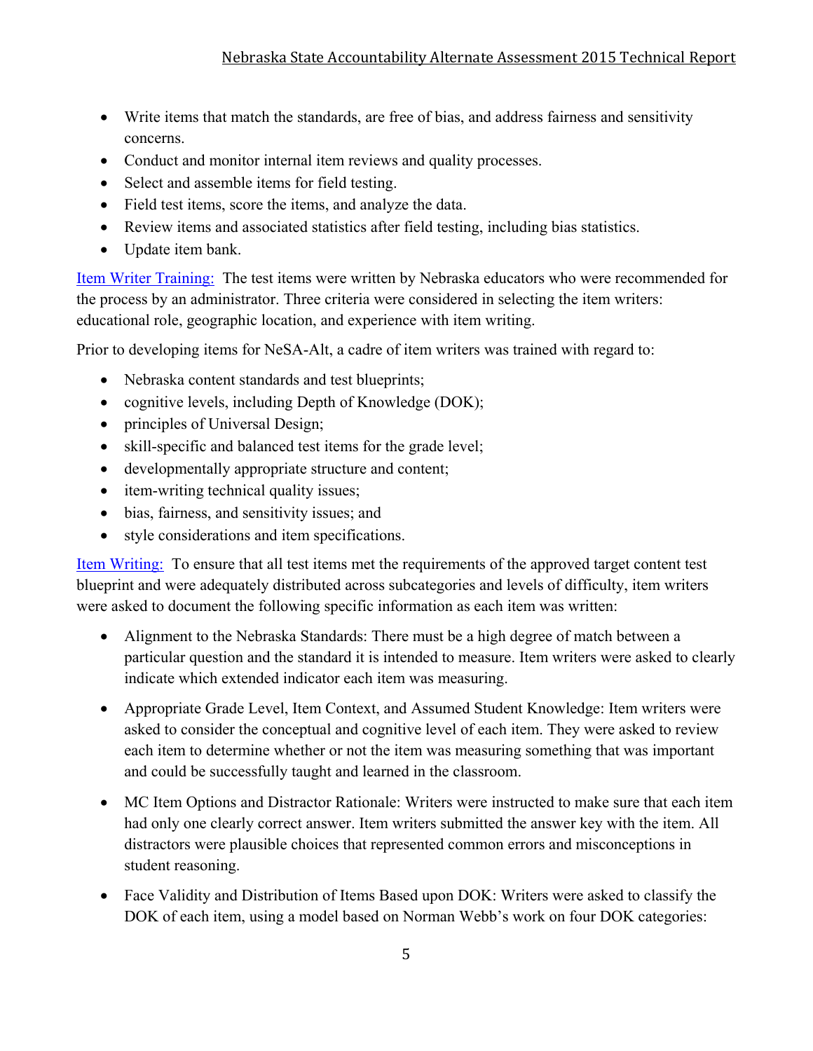- Write items that match the standards, are free of bias, and address fairness and sensitivity concerns.
- Conduct and monitor internal item reviews and quality processes.
- Select and assemble items for field testing.
- Field test items, score the items, and analyze the data.
- Review items and associated statistics after field testing, including bias statistics.
- Update item bank.

Item Writer Training: The test items were written by Nebraska educators who were recommended for the process by an administrator. Three criteria were considered in selecting the item writers: educational role, geographic location, and experience with item writing.

Prior to developing items for NeSA-Alt, a cadre of item writers was trained with regard to:

- Nebraska content standards and test blueprints;
- cognitive levels, including Depth of Knowledge (DOK);
- principles of Universal Design;
- skill-specific and balanced test items for the grade level;
- developmentally appropriate structure and content;
- item-writing technical quality issues;
- bias, fairness, and sensitivity issues; and
- style considerations and item specifications.

Item Writing: To ensure that all test items met the requirements of the approved target content test blueprint and were adequately distributed across subcategories and levels of difficulty, item writers were asked to document the following specific information as each item was written:

- Alignment to the Nebraska Standards: There must be a high degree of match between a particular question and the standard it is intended to measure. Item writers were asked to clearly indicate which extended indicator each item was measuring.

- Appropriate Grade Level, Item Context, and Assumed Student Knowledge: Item writers were asked to consider the conceptual and cognitive level of each item. They were asked to review each item to determine whether or not the item was measuring something that was important and could be successfully taught and learned in the classroom.

- MC Item Options and Distractor Rationale: Writers were instructed to make sure that each item had only one clearly correct answer. Item writers submitted the answer key with the item. All distractors were plausible choices that represented common errors and misconceptions in student reasoning.

- Face Validity and Distribution of Items Based upon DOK: Writers were asked to classify the DOK of each item, using a model based on Norman Webb's work on four DOK categories: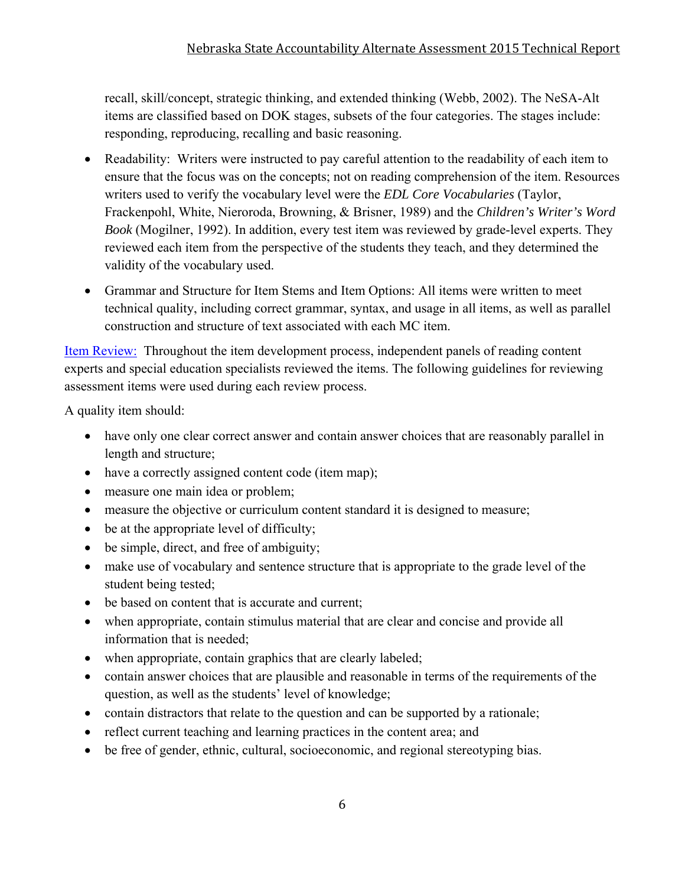recall, skill/concept, strategic thinking, and extended thinking (Webb, 2002). The NeSA-Alt items are classified based on DOK stages, subsets of the four categories. The stages include: responding, reproducing, recalling and basic reasoning.

- Readability: Writers were instructed to pay careful attention to the readability of each item to ensure that the focus was on the concepts; not on reading comprehension of the item. Resources writers used to verify the vocabulary level were the *EDL Core Vocabularies* (Taylor, Frackenpohl, White, Nieroroda, Browning, & Brisner, 1989) and the *Children's Writer's Word Book* (Mogilner, 1992). In addition, every test item was reviewed by grade-level experts. They reviewed each item from the perspective of the students they teach, and they determined the validity of the vocabulary used.
- Grammar and Structure for Item Stems and Item Options: All items were written to meet technical quality, including correct grammar, syntax, and usage in all items, as well as parallel construction and structure of text associated with each MC item.

Item Review: Throughout the item development process, independent panels of reading content experts and special education specialists reviewed the items. The following guidelines for reviewing assessment items were used during each review process.

A quality item should:

- have only one clear correct answer and contain answer choices that are reasonably parallel in length and structure;
- have a correctly assigned content code (item map);
- measure one main idea or problem;
- measure the objective or curriculum content standard it is designed to measure;
- be at the appropriate level of difficulty;
- be simple, direct, and free of ambiguity;
- make use of vocabulary and sentence structure that is appropriate to the grade level of the student being tested;
- be based on content that is accurate and current;
- when appropriate, contain stimulus material that are clear and concise and provide all information that is needed;
- when appropriate, contain graphics that are clearly labeled;
- contain answer choices that are plausible and reasonable in terms of the requirements of the question, as well as the students' level of knowledge;
- contain distractors that relate to the question and can be supported by a rationale;
- reflect current teaching and learning practices in the content area; and
- be free of gender, ethnic, cultural, socioeconomic, and regional stereotyping bias.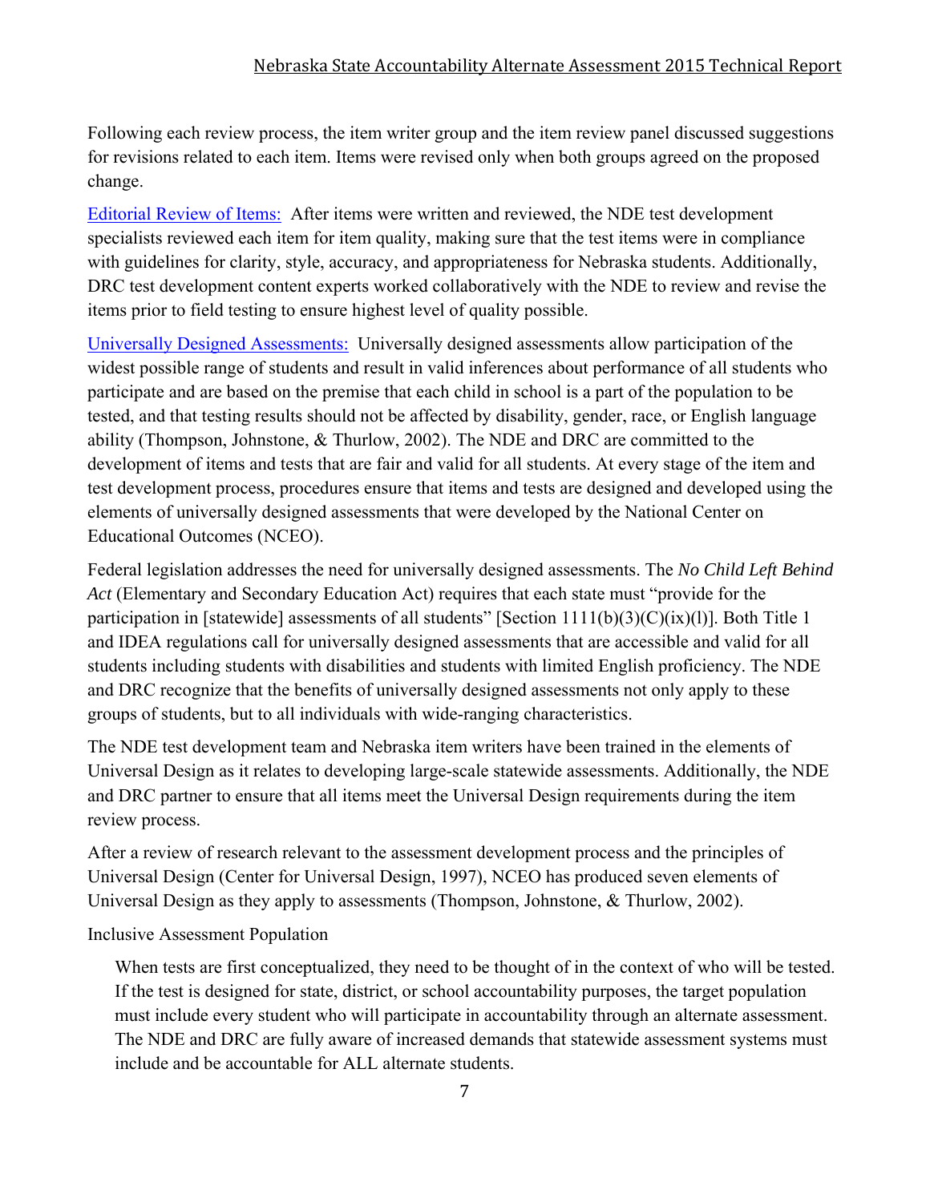Following each review process, the item writer group and the item review panel discussed suggestions for revisions related to each item. Items were revised only when both groups agreed on the proposed change.

Editorial Review of Items: After items were written and reviewed, the NDE test development specialists reviewed each item for item quality, making sure that the test items were in compliance with guidelines for clarity, style, accuracy, and appropriateness for Nebraska students. Additionally, DRC test development content experts worked collaboratively with the NDE to review and revise the items prior to field testing to ensure highest level of quality possible.

Universally Designed Assessments: Universally designed assessments allow participation of the widest possible range of students and result in valid inferences about performance of all students who participate and are based on the premise that each child in school is a part of the population to be tested, and that testing results should not be affected by disability, gender, race, or English language ability (Thompson, Johnstone, & Thurlow, 2002). The NDE and DRC are committed to the development of items and tests that are fair and valid for all students. At every stage of the item and test development process, procedures ensure that items and tests are designed and developed using the elements of universally designed assessments that were developed by the National Center on Educational Outcomes (NCEO).

Federal legislation addresses the need for universally designed assessments. The *No Child Left Behind Act* (Elementary and Secondary Education Act) requires that each state must "provide for the participation in [statewide] assessments of all students" [Section 1111(b)(3)(C)(ix)(l)]. Both Title 1 and IDEA regulations call for universally designed assessments that are accessible and valid for all students including students with disabilities and students with limited English proficiency. The NDE and DRC recognize that the benefits of universally designed assessments not only apply to these groups of students, but to all individuals with wide-ranging characteristics.

The NDE test development team and Nebraska item writers have been trained in the elements of Universal Design as it relates to developing large-scale statewide assessments. Additionally, the NDE and DRC partner to ensure that all items meet the Universal Design requirements during the item review process.

After a review of research relevant to the assessment development process and the principles of Universal Design (Center for Universal Design, 1997), NCEO has produced seven elements of Universal Design as they apply to assessments (Thompson, Johnstone, & Thurlow, 2002).

Inclusive Assessment Population

> When tests are first conceptualized, they need to be thought of in the context of who will be tested. If the test is designed for state, district, or school accountability purposes, the target population must include every student who will participate in accountability through an alternate assessment. The NDE and DRC are fully aware of increased demands that statewide assessment systems must include and be accountable for ALL alternate students.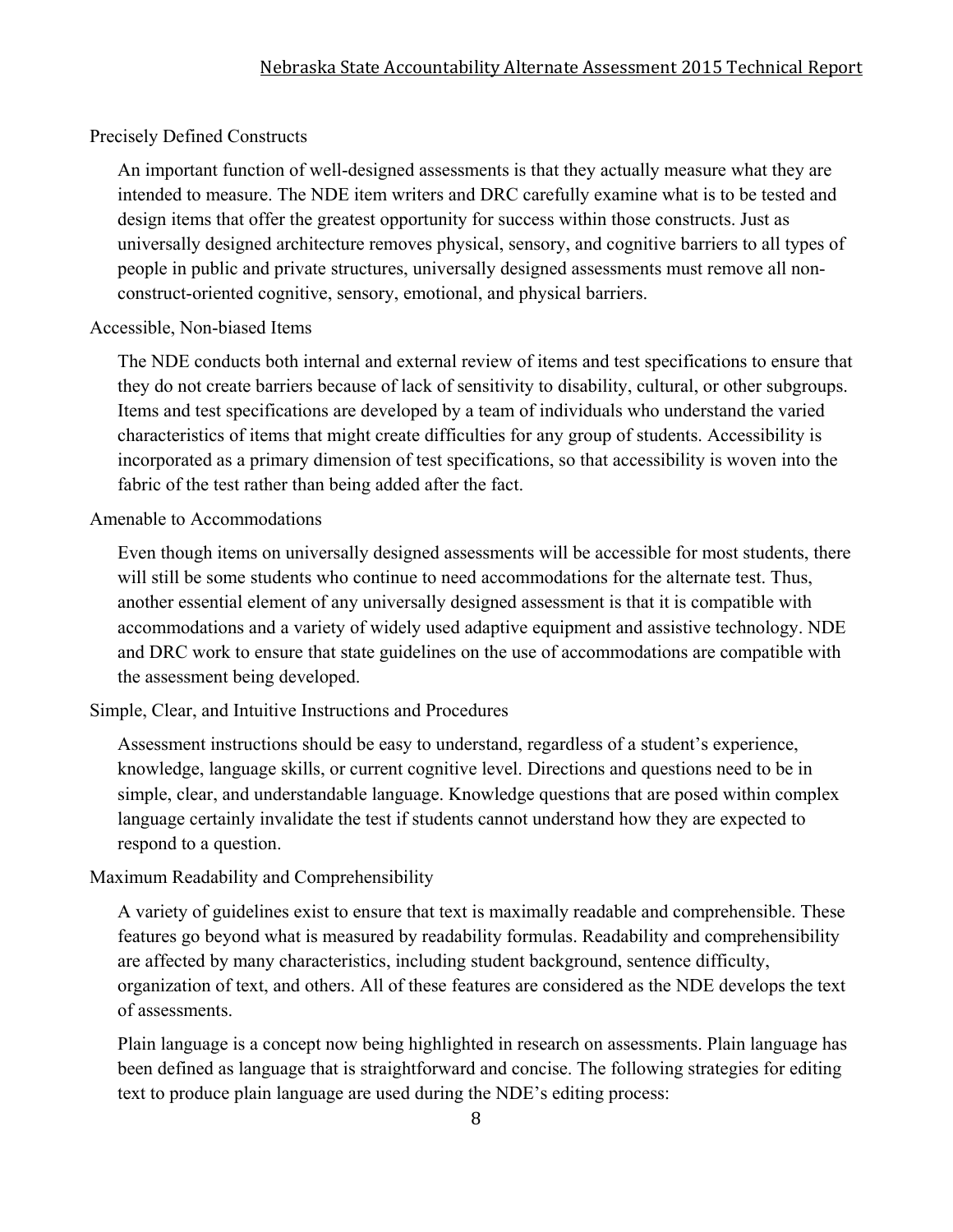### Precisely Defined Constructs

An important function of well-designed assessments is that they actually measure what they are intended to measure. The NDE item writers and DRC carefully examine what is to be tested and design items that offer the greatest opportunity for success within those constructs. Just as universally designed architecture removes physical, sensory, and cognitive barriers to all types of people in public and private structures, universally designed assessments must remove all non-construct-oriented cognitive, sensory, emotional, and physical barriers.

### Accessible, Non-biased Items

The NDE conducts both internal and external review of items and test specifications to ensure that they do not create barriers because of lack of sensitivity to disability, cultural, or other subgroups. Items and test specifications are developed by a team of individuals who understand the varied characteristics of items that might create difficulties for any group of students. Accessibility is incorporated as a primary dimension of test specifications, so that accessibility is woven into the fabric of the test rather than being added after the fact.

### Amenable to Accommodations

Even though items on universally designed assessments will be accessible for most students, there will still be some students who continue to need accommodations for the alternate test. Thus, another essential element of any universally designed assessment is that it is compatible with accommodations and a variety of widely used adaptive equipment and assistive technology. NDE and DRC work to ensure that state guidelines on the use of accommodations are compatible with the assessment being developed.

### Simple, Clear, and Intuitive Instructions and Procedures

Assessment instructions should be easy to understand, regardless of a student's experience, knowledge, language skills, or current cognitive level. Directions and questions need to be in simple, clear, and understandable language. Knowledge questions that are posed within complex language certainly invalidate the test if students cannot understand how they are expected to respond to a question.

### Maximum Readability and Comprehensibility

A variety of guidelines exist to ensure that text is maximally readable and comprehensible. These features go beyond what is measured by readability formulas. Readability and comprehensibility are affected by many characteristics, including student background, sentence difficulty, organization of text, and others. All of these features are considered as the NDE develops the text of assessments.

Plain language is a concept now being highlighted in research on assessments. Plain language has been defined as language that is straightforward and concise. The following strategies for editing text to produce plain language are used during the NDE's editing process: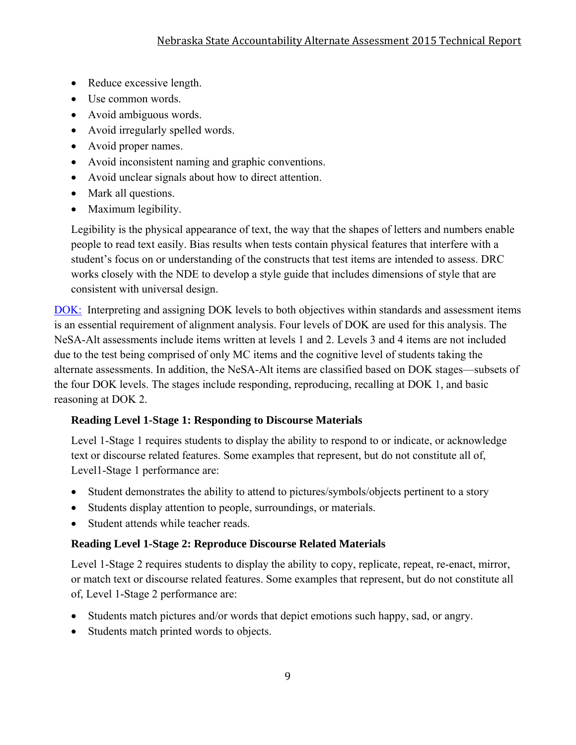- Reduce excessive length.
- Use common words.
- Avoid ambiguous words.
- Avoid irregularly spelled words.
- Avoid proper names.
- Avoid inconsistent naming and graphic conventions.
- Avoid unclear signals about how to direct attention.
- Mark all questions.
- Maximum legibility.

  Legibility is the physical appearance of text, the way that the shapes of letters and numbers enable people to read text easily. Bias results when tests contain physical features that interfere with a student's focus on or understanding of the constructs that test items are intended to assess. DRC works closely with the NDE to develop a style guide that includes dimensions of style that are consistent with universal design.

DOK: Interpreting and assigning DOK levels to both objectives within standards and assessment items is an essential requirement of alignment analysis. Four levels of DOK are used for this analysis. The NeSA-Alt assessments include items written at levels 1 and 2. Levels 3 and 4 items are not included due to the test being comprised of only MC items and the cognitive level of students taking the alternate assessments. In addition, the NeSA-Alt items are classified based on DOK stages—subsets of the four DOK levels. The stages include responding, reproducing, recalling at DOK 1, and basic reasoning at DOK 2.

**Reading Level 1-Stage 1: Responding to Discourse Materials**

Level 1-Stage 1 requires students to display the ability to respond to or indicate, or acknowledge text or discourse related features. Some examples that represent, but do not constitute all of, Level1-Stage 1 performance are:

- Student demonstrates the ability to attend to pictures/symbols/objects pertinent to a story
- Students display attention to people, surroundings, or materials.
- Student attends while teacher reads.

**Reading Level 1-Stage 2: Reproduce Discourse Related Materials**

Level 1-Stage 2 requires students to display the ability to copy, replicate, repeat, re-enact, mirror, or match text or discourse related features. Some examples that represent, but do not constitute all of, Level 1-Stage 2 performance are:

- Students match pictures and/or words that depict emotions such happy, sad, or angry.
- Students match printed words to objects.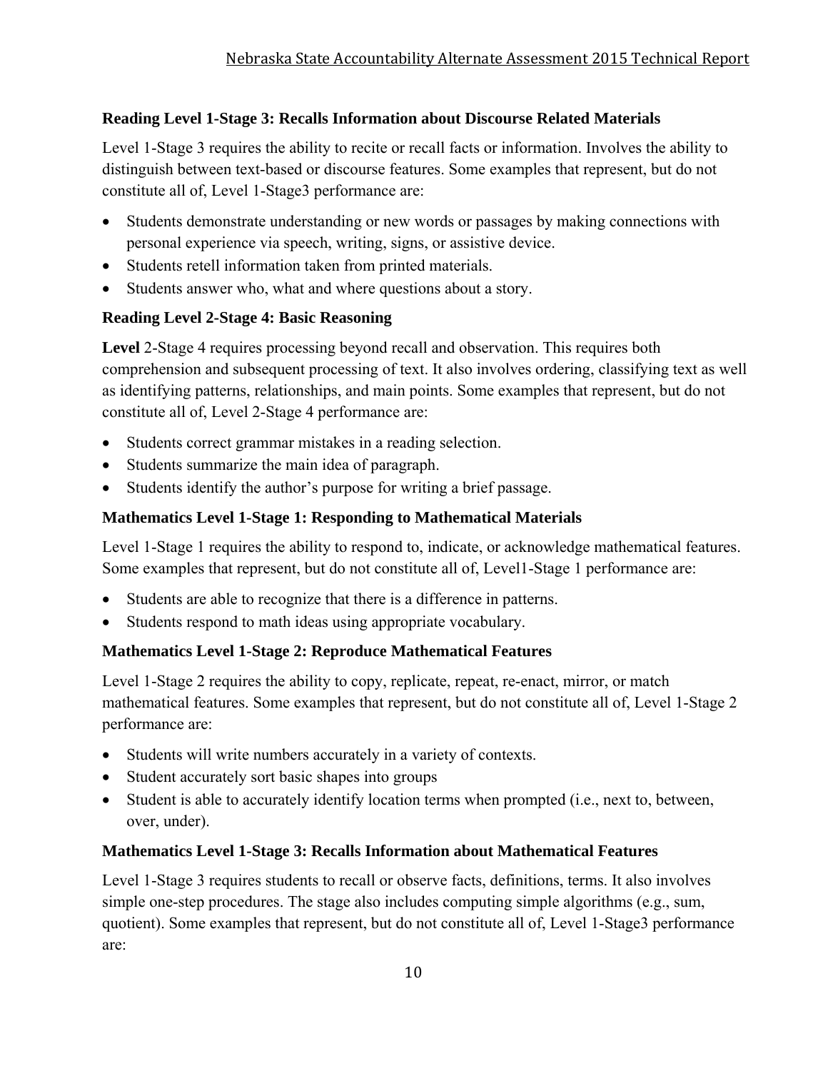### Reading Level 1-Stage 3: Recalls Information about Discourse Related Materials

Level 1-Stage 3 requires the ability to recite or recall facts or information. Involves the ability to distinguish between text-based or discourse features. Some examples that represent, but do not constitute all of, Level 1-Stage3 performance are:

- Students demonstrate understanding or new words or passages by making connections with personal experience via speech, writing, signs, or assistive device.
- Students retell information taken from printed materials.
- Students answer who, what and where questions about a story.

### Reading Level 2-Stage 4: Basic Reasoning

**Level** 2-Stage 4 requires processing beyond recall and observation. This requires both comprehension and subsequent processing of text. It also involves ordering, classifying text as well as identifying patterns, relationships, and main points. Some examples that represent, but do not constitute all of, Level 2-Stage 4 performance are:

- Students correct grammar mistakes in a reading selection.
- Students summarize the main idea of paragraph.
- Students identify the author's purpose for writing a brief passage.

### Mathematics Level 1-Stage 1: Responding to Mathematical Materials

Level 1-Stage 1 requires the ability to respond to, indicate, or acknowledge mathematical features. Some examples that represent, but do not constitute all of, Level1-Stage 1 performance are:

- Students are able to recognize that there is a difference in patterns.
- Students respond to math ideas using appropriate vocabulary.

### Mathematics Level 1-Stage 2: Reproduce Mathematical Features

Level 1-Stage 2 requires the ability to copy, replicate, repeat, re-enact, mirror, or match mathematical features. Some examples that represent, but do not constitute all of, Level 1-Stage 2 performance are:

- Students will write numbers accurately in a variety of contexts.
- Student accurately sort basic shapes into groups
- Student is able to accurately identify location terms when prompted (i.e., next to, between, over, under).

### Mathematics Level 1-Stage 3: Recalls Information about Mathematical Features

Level 1-Stage 3 requires students to recall or observe facts, definitions, terms. It also involves simple one-step procedures. The stage also includes computing simple algorithms (e.g., sum, quotient). Some examples that represent, but do not constitute all of, Level 1-Stage3 performance are: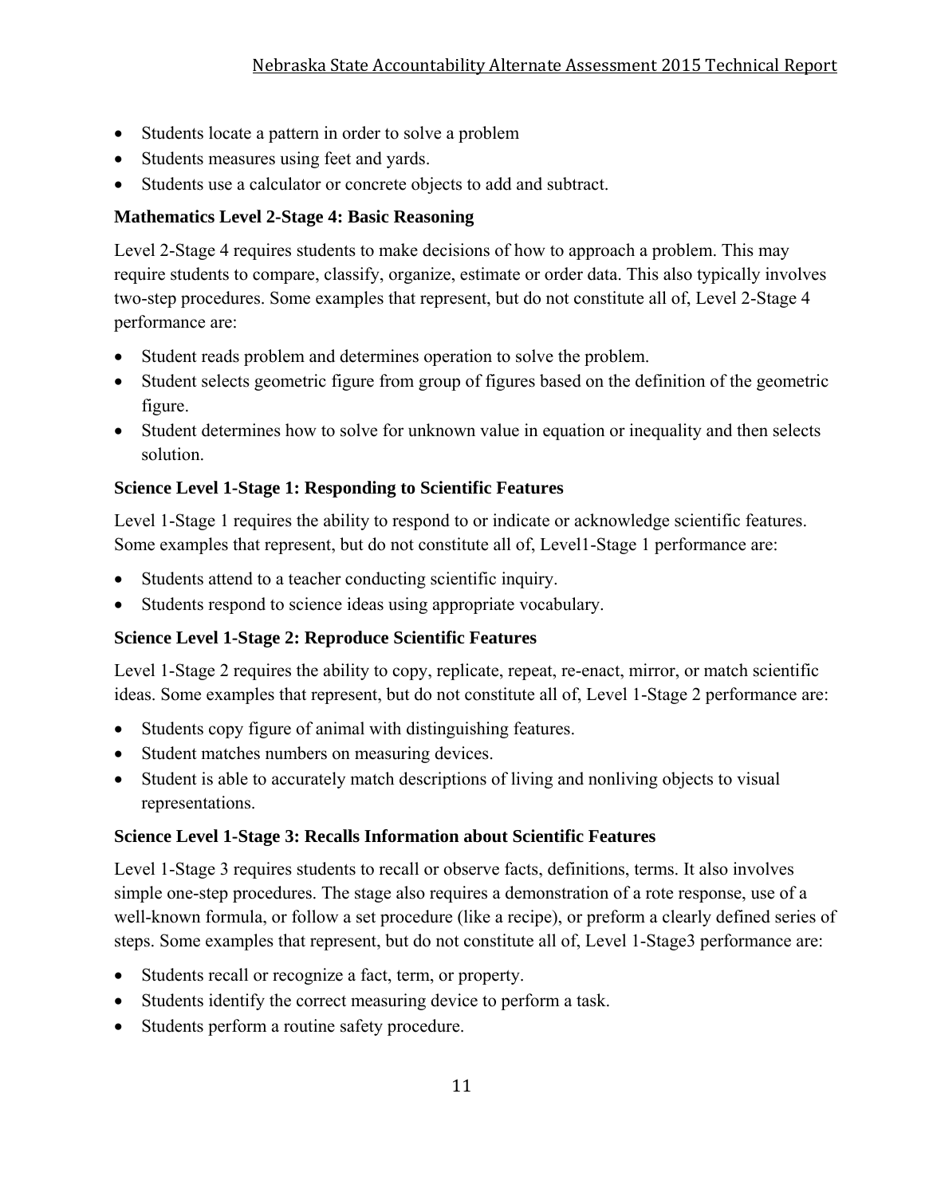- Students locate a pattern in order to solve a problem
- Students measures using feet and yards.
- Students use a calculator or concrete objects to add and subtract.

### Mathematics Level 2-Stage 4: Basic Reasoning

Level 2-Stage 4 requires students to make decisions of how to approach a problem. This may require students to compare, classify, organize, estimate or order data. This also typically involves two-step procedures. Some examples that represent, but do not constitute all of, Level 2-Stage 4 performance are:

- Student reads problem and determines operation to solve the problem.
- Student selects geometric figure from group of figures based on the definition of the geometric figure.
- Student determines how to solve for unknown value in equation or inequality and then selects solution.

### Science Level 1-Stage 1: Responding to Scientific Features

Level 1-Stage 1 requires the ability to respond to or indicate or acknowledge scientific features. Some examples that represent, but do not constitute all of, Level1-Stage 1 performance are:

- Students attend to a teacher conducting scientific inquiry.
- Students respond to science ideas using appropriate vocabulary.

### Science Level 1-Stage 2: Reproduce Scientific Features

Level 1-Stage 2 requires the ability to copy, replicate, repeat, re-enact, mirror, or match scientific ideas. Some examples that represent, but do not constitute all of, Level 1-Stage 2 performance are:

- Students copy figure of animal with distinguishing features.
- Student matches numbers on measuring devices.
- Student is able to accurately match descriptions of living and nonliving objects to visual representations.

### Science Level 1-Stage 3: Recalls Information about Scientific Features

Level 1-Stage 3 requires students to recall or observe facts, definitions, terms. It also involves simple one-step procedures. The stage also requires a demonstration of a rote response, use of a well-known formula, or follow a set procedure (like a recipe), or preform a clearly defined series of steps. Some examples that represent, but do not constitute all of, Level 1-Stage3 performance are:

- Students recall or recognize a fact, term, or property.
- Students identify the correct measuring device to perform a task.
- Students perform a routine safety procedure.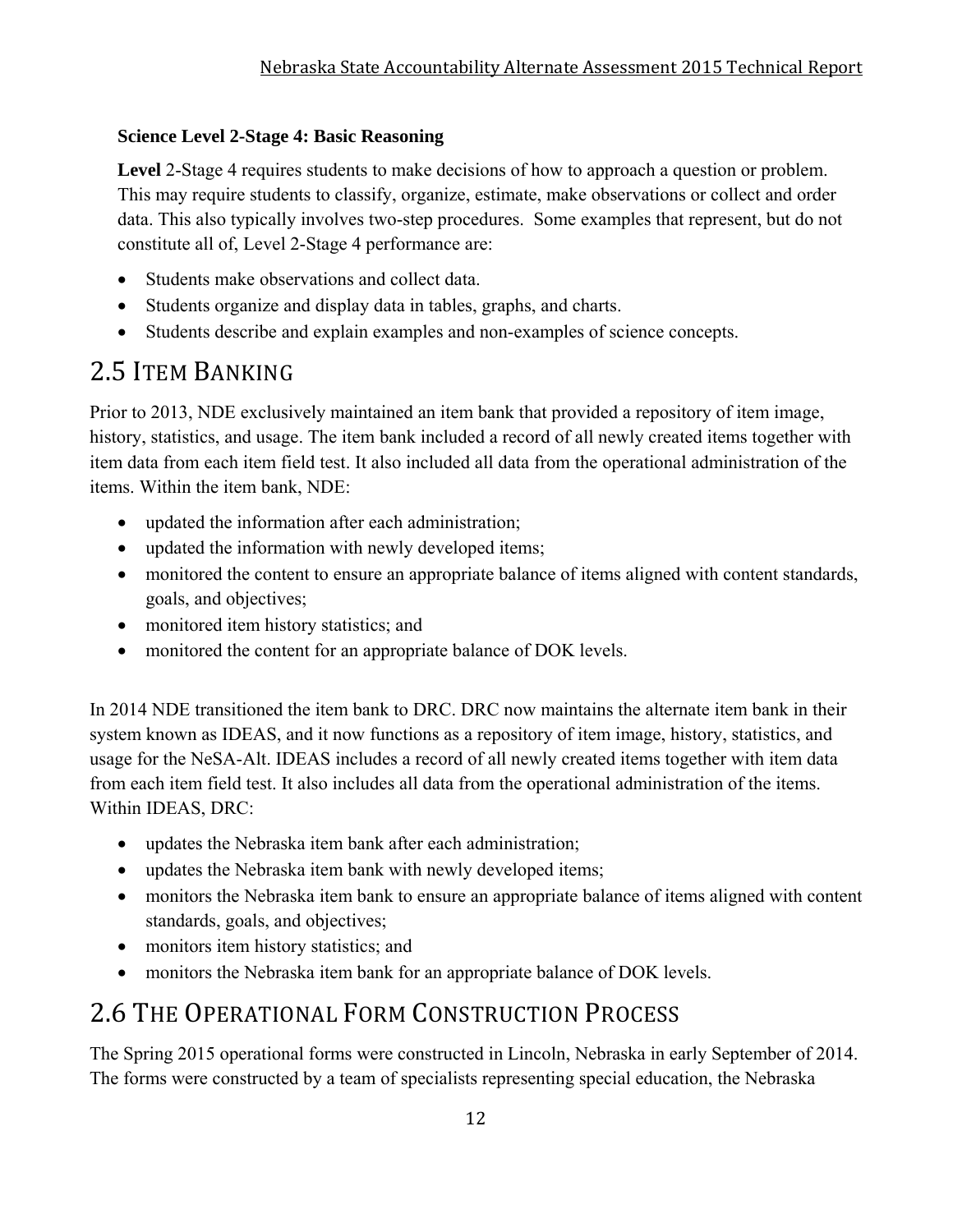**Science Level 2-Stage 4: Basic Reasoning**

**Level** 2-Stage 4 requires students to make decisions of how to approach a question or problem. This may require students to classify, organize, estimate, make observations or collect and order data. This also typically involves two-step procedures. Some examples that represent, but do not constitute all of, Level 2-Stage 4 performance are:

- Students make observations and collect data.
- Students organize and display data in tables, graphs, and charts.
- Students describe and explain examples and non-examples of science concepts.

## 2.5 Item Banking

Prior to 2013, NDE exclusively maintained an item bank that provided a repository of item image, history, statistics, and usage. The item bank included a record of all newly created items together with item data from each item field test. It also included all data from the operational administration of the items. Within the item bank, NDE:

- updated the information after each administration;
- updated the information with newly developed items;
- monitored the content to ensure an appropriate balance of items aligned with content standards, goals, and objectives;
- monitored item history statistics; and
- monitored the content for an appropriate balance of DOK levels.

In 2014 NDE transitioned the item bank to DRC. DRC now maintains the alternate item bank in their system known as IDEAS, and it now functions as a repository of item image, history, statistics, and usage for the NeSA-Alt. IDEAS includes a record of all newly created items together with item data from each item field test. It also includes all data from the operational administration of the items. Within IDEAS, DRC:

- updates the Nebraska item bank after each administration;
- updates the Nebraska item bank with newly developed items;
- monitors the Nebraska item bank to ensure an appropriate balance of items aligned with content standards, goals, and objectives;
- monitors item history statistics; and
- monitors the Nebraska item bank for an appropriate balance of DOK levels.

## 2.6 The Operational Form Construction Process

The Spring 2015 operational forms were constructed in Lincoln, Nebraska in early September of 2014. The forms were constructed by a team of specialists representing special education, the Nebraska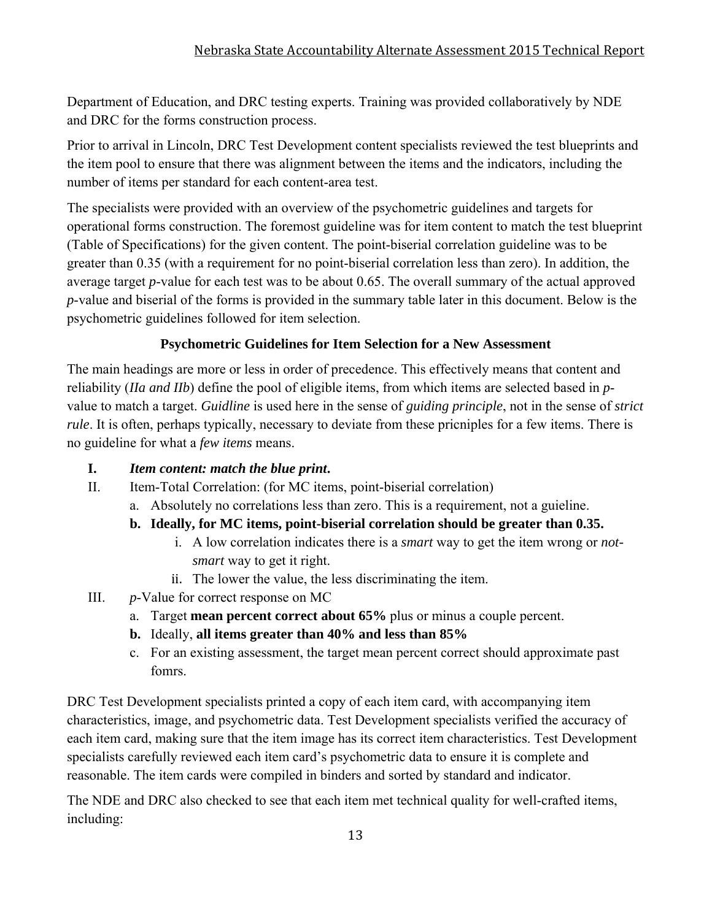Department of Education, and DRC testing experts. Training was provided collaboratively by NDE and DRC for the forms construction process.

Prior to arrival in Lincoln, DRC Test Development content specialists reviewed the test blueprints and the item pool to ensure that there was alignment between the items and the indicators, including the number of items per standard for each content-area test.

The specialists were provided with an overview of the psychometric guidelines and targets for operational forms construction. The foremost guideline was for item content to match the test blueprint (Table of Specifications) for the given content. The point-biserial correlation guideline was to be greater than 0.35 (with a requirement for no point-biserial correlation less than zero). In addition, the average target *p*-value for each test was to be about 0.65. The overall summary of the actual approved *p*-value and biserial of the forms is provided in the summary table later in this document. Below is the psychometric guidelines followed for item selection.

**Psychometric Guidelines for Item Selection for a New Assessment**

The main headings are more or less in order of precedence. This effectively means that content and reliability (*IIa and IIb*) define the pool of eligible items, from which items are selected based in *p*-value to match a target. *Guidline* is used here in the sense of *guiding principle*, not in the sense of *strict rule*. It is often, perhaps typically, necessary to deviate from these pricniples for a few items. There is no guideline for what a *few items* means.

**I.** ***Item content: match the blue print.***

II. Item-Total Correlation: (for MC items, point-biserial correlation)

   a. Absolutely no correlations less than zero. This is a requirement, not a guieline.

   **b. Ideally, for MC items, point-biserial correlation should be greater than 0.35.**

      i. A low correlation indicates there is a *smart* way to get the item wrong or *not-smart* way to get it right.

      ii. The lower the value, the less discriminating the item.

III. *p*-Value for correct response on MC

   a. Target **mean percent correct about 65%** plus or minus a couple percent.

   **b.** Ideally, **all items greater than 40% and less than 85%**

   c. For an existing assessment, the target mean percent correct should approximate past fomrs.

DRC Test Development specialists printed a copy of each item card, with accompanying item characteristics, image, and psychometric data. Test Development specialists verified the accuracy of each item card, making sure that the item image has its correct item characteristics. Test Development specialists carefully reviewed each item card's psychometric data to ensure it is complete and reasonable. The item cards were compiled in binders and sorted by standard and indicator.

The NDE and DRC also checked to see that each item met technical quality for well-crafted items, including: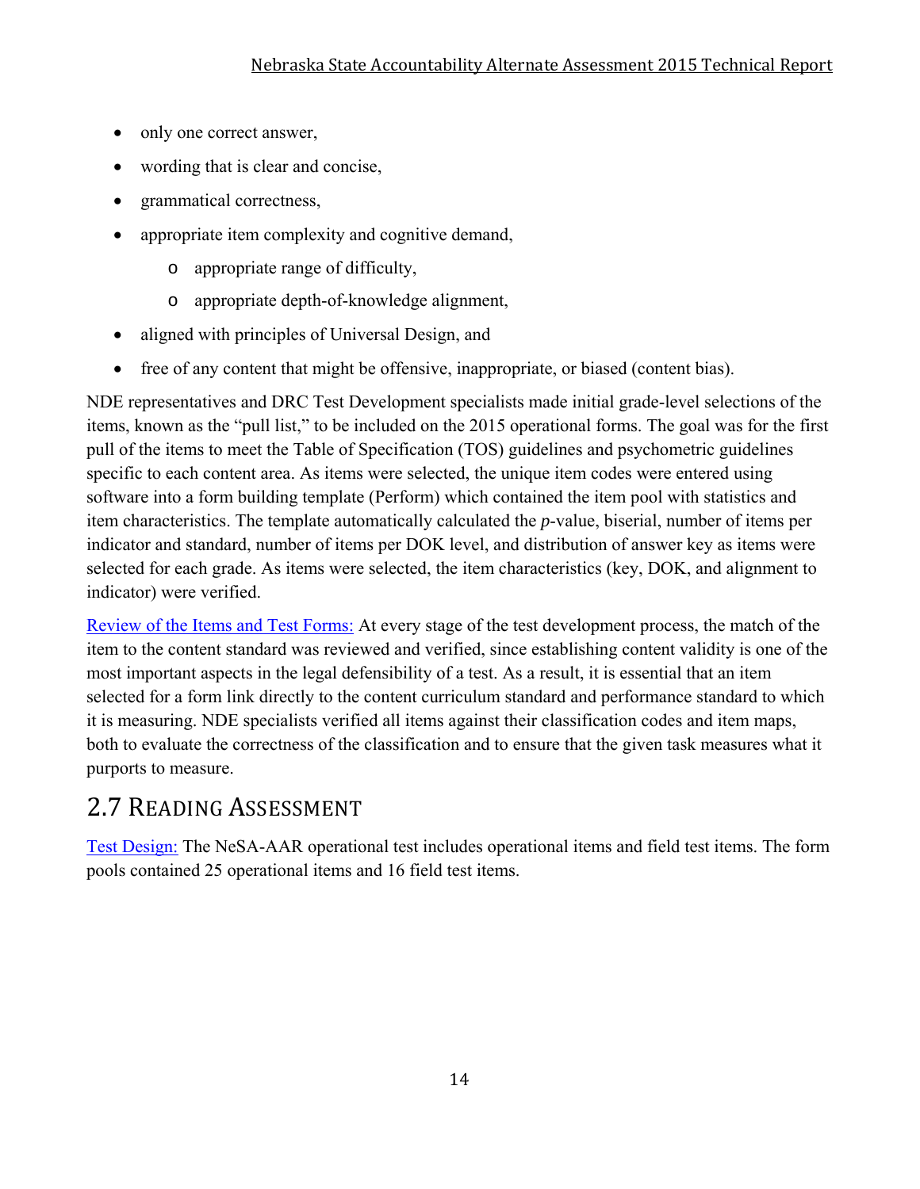- only one correct answer,
- wording that is clear and concise,
- grammatical correctness,
- appropriate item complexity and cognitive demand,
    - appropriate range of difficulty,
    - appropriate depth-of-knowledge alignment,
- aligned with principles of Universal Design, and
- free of any content that might be offensive, inappropriate, or biased (content bias).

NDE representatives and DRC Test Development specialists made initial grade-level selections of the items, known as the "pull list," to be included on the 2015 operational forms. The goal was for the first pull of the items to meet the Table of Specification (TOS) guidelines and psychometric guidelines specific to each content area. As items were selected, the unique item codes were entered using software into a form building template (Perform) which contained the item pool with statistics and item characteristics. The template automatically calculated the *p*-value, biserial, number of items per indicator and standard, number of items per DOK level, and distribution of answer key as items were selected for each grade. As items were selected, the item characteristics (key, DOK, and alignment to indicator) were verified.

Review of the Items and Test Forms: At every stage of the test development process, the match of the item to the content standard was reviewed and verified, since establishing content validity is one of the most important aspects in the legal defensibility of a test. As a result, it is essential that an item selected for a form link directly to the content curriculum standard and performance standard to which it is measuring. NDE specialists verified all items against their classification codes and item maps, both to evaluate the correctness of the classification and to ensure that the given task measures what it purports to measure.

## 2.7 Reading Assessment

Test Design: The NeSA-AAR operational test includes operational items and field test items. The form pools contained 25 operational items and 16 field test items.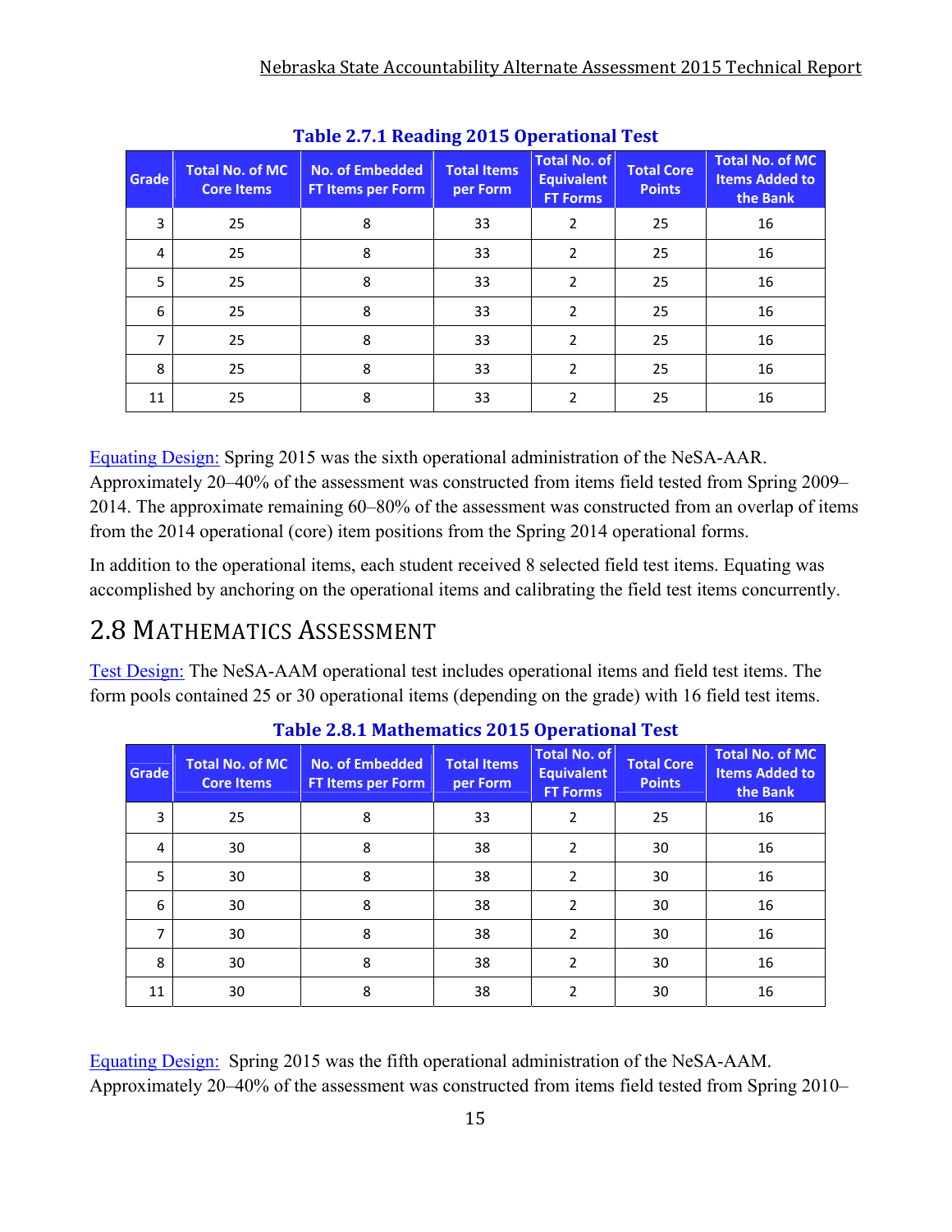**Table 2.7.1 Reading 2015 Operational Test**

| Grade | Total No. of MC Core Items | No. of Embedded FT Items per Form | Total Items per Form | Total No. of Equivalent FT Forms | Total Core Points | Total No. of MC Items Added to the Bank |
|---|---|---|---|---|---|---|
| 3 | 25 | 8 | 33 | 2 | 25 | 16 |
| 4 | 25 | 8 | 33 | 2 | 25 | 16 |
| 5 | 25 | 8 | 33 | 2 | 25 | 16 |
| 6 | 25 | 8 | 33 | 2 | 25 | 16 |
| 7 | 25 | 8 | 33 | 2 | 25 | 16 |
| 8 | 25 | 8 | 33 | 2 | 25 | 16 |
| 11 | 25 | 8 | 33 | 2 | 25 | 16 |

Equating Design: Spring 2015 was the sixth operational administration of the NeSA-AAR. Approximately 20–40% of the assessment was constructed from items field tested from Spring 2009–2014. The approximate remaining 60–80% of the assessment was constructed from an overlap of items from the 2014 operational (core) item positions from the Spring 2014 operational forms.

In addition to the operational items, each student received 8 selected field test items. Equating was accomplished by anchoring on the operational items and calibrating the field test items concurrently.

## 2.8 Mathematics Assessment

Test Design: The NeSA-AAM operational test includes operational items and field test items. The form pools contained 25 or 30 operational items (depending on the grade) with 16 field test items.

**Table 2.8.1 Mathematics 2015 Operational Test**

| Grade | Total No. of MC Core Items | No. of Embedded FT Items per Form | Total Items per Form | Total No. of Equivalent FT Forms | Total Core Points | Total No. of MC Items Added to the Bank |
|---|---|---|---|---|---|---|
| 3 | 25 | 8 | 33 | 2 | 25 | 16 |
| 4 | 30 | 8 | 38 | 2 | 30 | 16 |
| 5 | 30 | 8 | 38 | 2 | 30 | 16 |
| 6 | 30 | 8 | 38 | 2 | 30 | 16 |
| 7 | 30 | 8 | 38 | 2 | 30 | 16 |
| 8 | 30 | 8 | 38 | 2 | 30 | 16 |
| 11 | 30 | 8 | 38 | 2 | 30 | 16 |

Equating Design: Spring 2015 was the fifth operational administration of the NeSA-AAM. Approximately 20–40% of the assessment was constructed from items field tested from Spring 2010–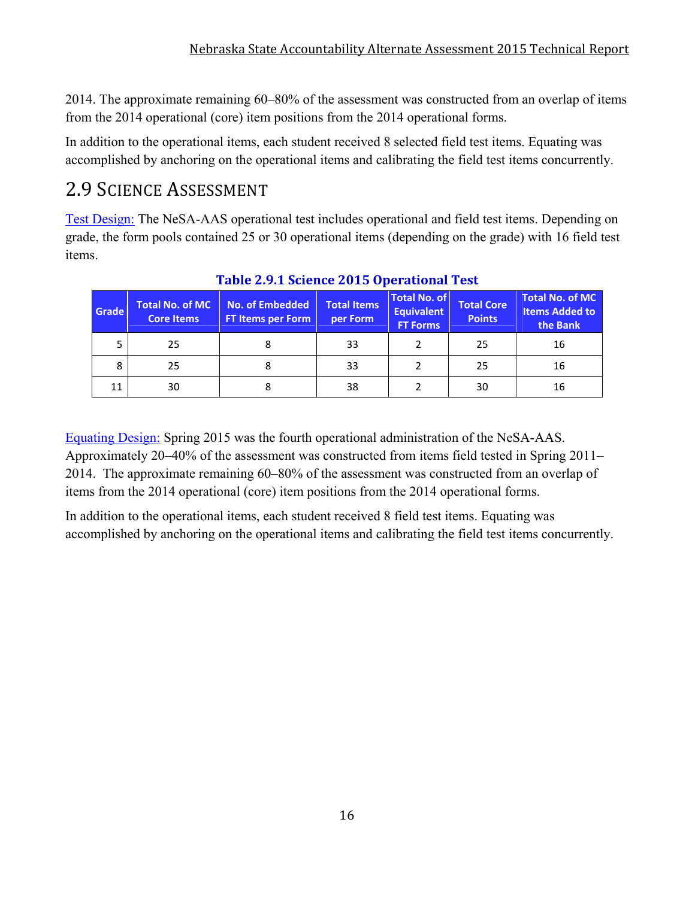2014. The approximate remaining 60–80% of the assessment was constructed from an overlap of items from the 2014 operational (core) item positions from the 2014 operational forms.

In addition to the operational items, each student received 8 selected field test items. Equating was accomplished by anchoring on the operational items and calibrating the field test items concurrently.

## 2.9 Science Assessment

Test Design: The NeSA-AAS operational test includes operational and field test items. Depending on grade, the form pools contained 25 or 30 operational items (depending on the grade) with 16 field test items.

**Table 2.9.1 Science 2015 Operational Test**

| Grade | Total No. of MC Core Items | No. of Embedded FT Items per Form | Total Items per Form | Total No. of Equivalent FT Forms | Total Core Points | Total No. of MC Items Added to the Bank |
|---|---|---|---|---|---|---|
| 5 | 25 | 8 | 33 | 2 | 25 | 16 |
| 8 | 25 | 8 | 33 | 2 | 25 | 16 |
| 11 | 30 | 8 | 38 | 2 | 30 | 16 |

Equating Design: Spring 2015 was the fourth operational administration of the NeSA-AAS. Approximately 20–40% of the assessment was constructed from items field tested in Spring 2011–2014. The approximate remaining 60–80% of the assessment was constructed from an overlap of items from the 2014 operational (core) item positions from the 2014 operational forms.

In addition to the operational items, each student received 8 field test items. Equating was accomplished by anchoring on the operational items and calibrating the field test items concurrently.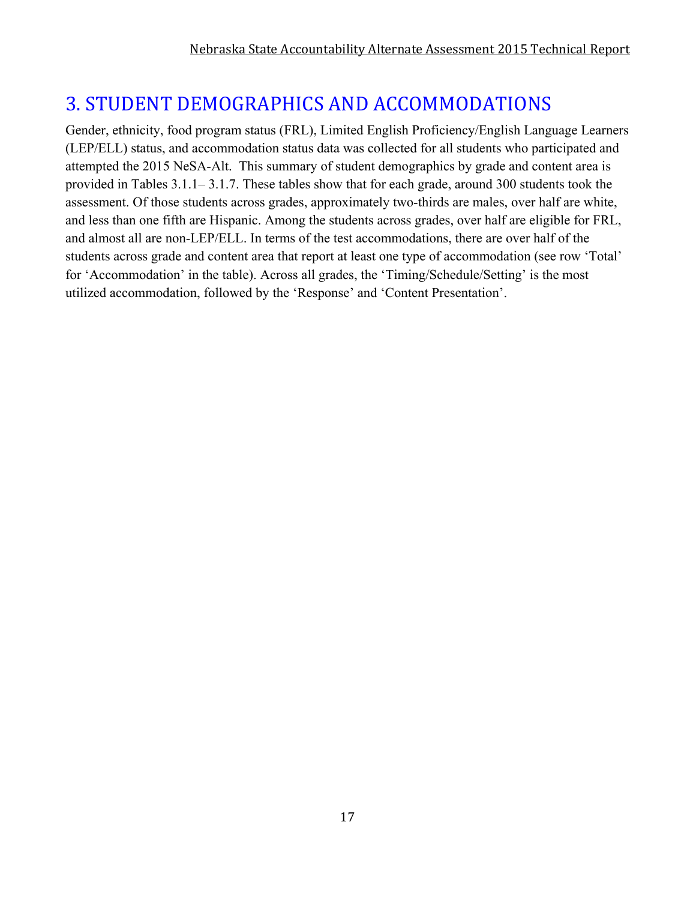# 3. STUDENT DEMOGRAPHICS AND ACCOMMODATIONS

Gender, ethnicity, food program status (FRL), Limited English Proficiency/English Language Learners (LEP/ELL) status, and accommodation status data was collected for all students who participated and attempted the 2015 NeSA-Alt. This summary of student demographics by grade and content area is provided in Tables 3.1.1– 3.1.7. These tables show that for each grade, around 300 students took the assessment. Of those students across grades, approximately two-thirds are males, over half are white, and less than one fifth are Hispanic. Among the students across grades, over half are eligible for FRL, and almost all are non-LEP/ELL. In terms of the test accommodations, there are over half of the students across grade and content area that report at least one type of accommodation (see row 'Total' for 'Accommodation' in the table). Across all grades, the 'Timing/Schedule/Setting' is the most utilized accommodation, followed by the 'Response' and 'Content Presentation'.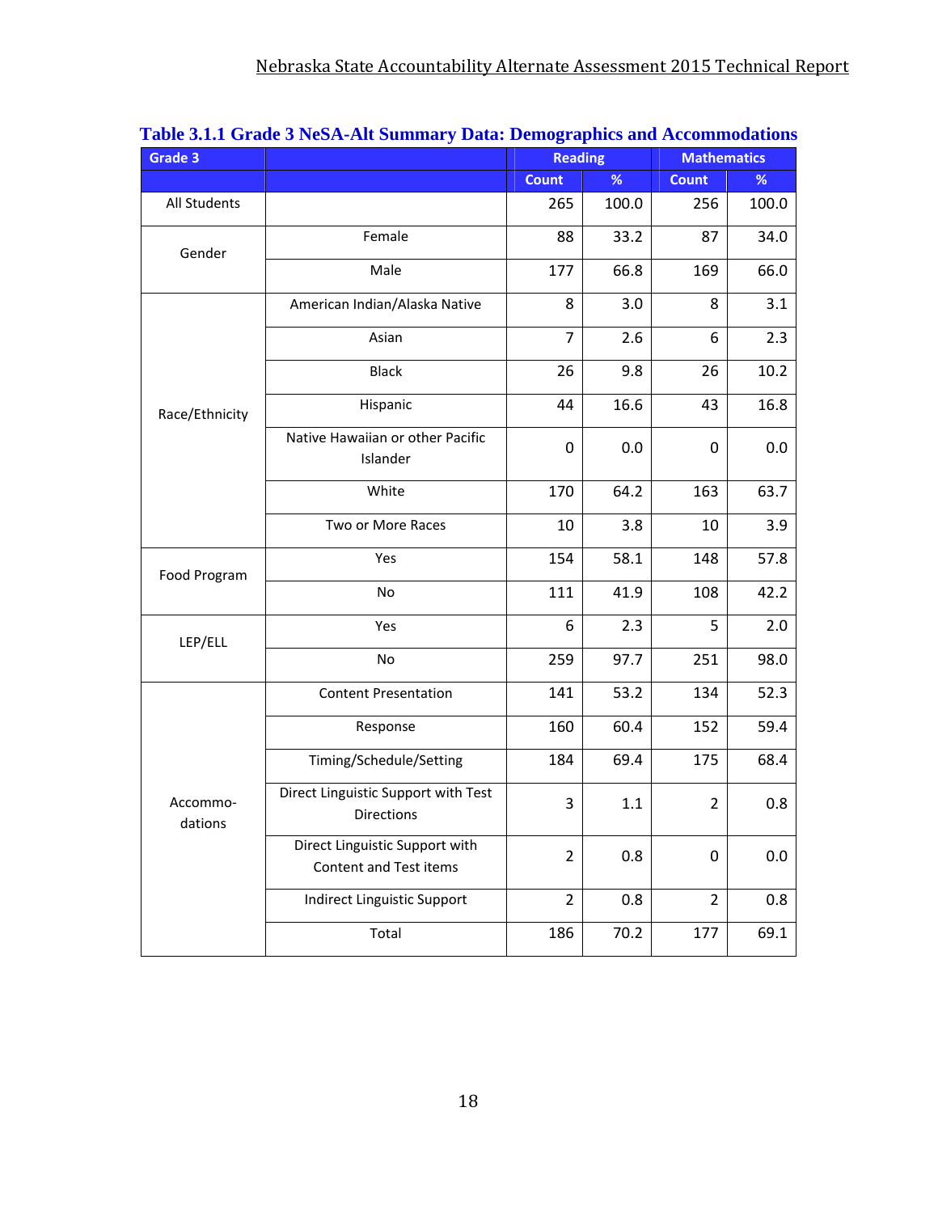**Table 3.1.1 Grade 3 NeSA-Alt Summary Data: Demographics and Accommodations**

| Grade 3 | | Reading | | Mathematics | |
|---|---|---|---|---|---|
| | | Count | % | Count | % |
| All Students | | 265 | 100.0 | 256 | 100.0 |
| Gender | Female | 88 | 33.2 | 87 | 34.0 |
| | Male | 177 | 66.8 | 169 | 66.0 |
| Race/Ethnicity | American Indian/Alaska Native | 8 | 3.0 | 8 | 3.1 |
| | Asian | 7 | 2.6 | 6 | 2.3 |
| | Black | 26 | 9.8 | 26 | 10.2 |
| | Hispanic | 44 | 16.6 | 43 | 16.8 |
| | Native Hawaiian or other Pacific Islander | 0 | 0.0 | 0 | 0.0 |
| | White | 170 | 64.2 | 163 | 63.7 |
| | Two or More Races | 10 | 3.8 | 10 | 3.9 |
| Food Program | Yes | 154 | 58.1 | 148 | 57.8 |
| | No | 111 | 41.9 | 108 | 42.2 |
| LEP/ELL | Yes | 6 | 2.3 | 5 | 2.0 |
| | No | 259 | 97.7 | 251 | 98.0 |
| Accommo-dations | Content Presentation | 141 | 53.2 | 134 | 52.3 |
| | Response | 160 | 60.4 | 152 | 59.4 |
| | Timing/Schedule/Setting | 184 | 69.4 | 175 | 68.4 |
| | Direct Linguistic Support with Test Directions | 3 | 1.1 | 2 | 0.8 |
| | Direct Linguistic Support with Content and Test items | 2 | 0.8 | 0 | 0.0 |
| | Indirect Linguistic Support | 2 | 0.8 | 2 | 0.8 |
| | Total | 186 | 70.2 | 177 | 69.1 |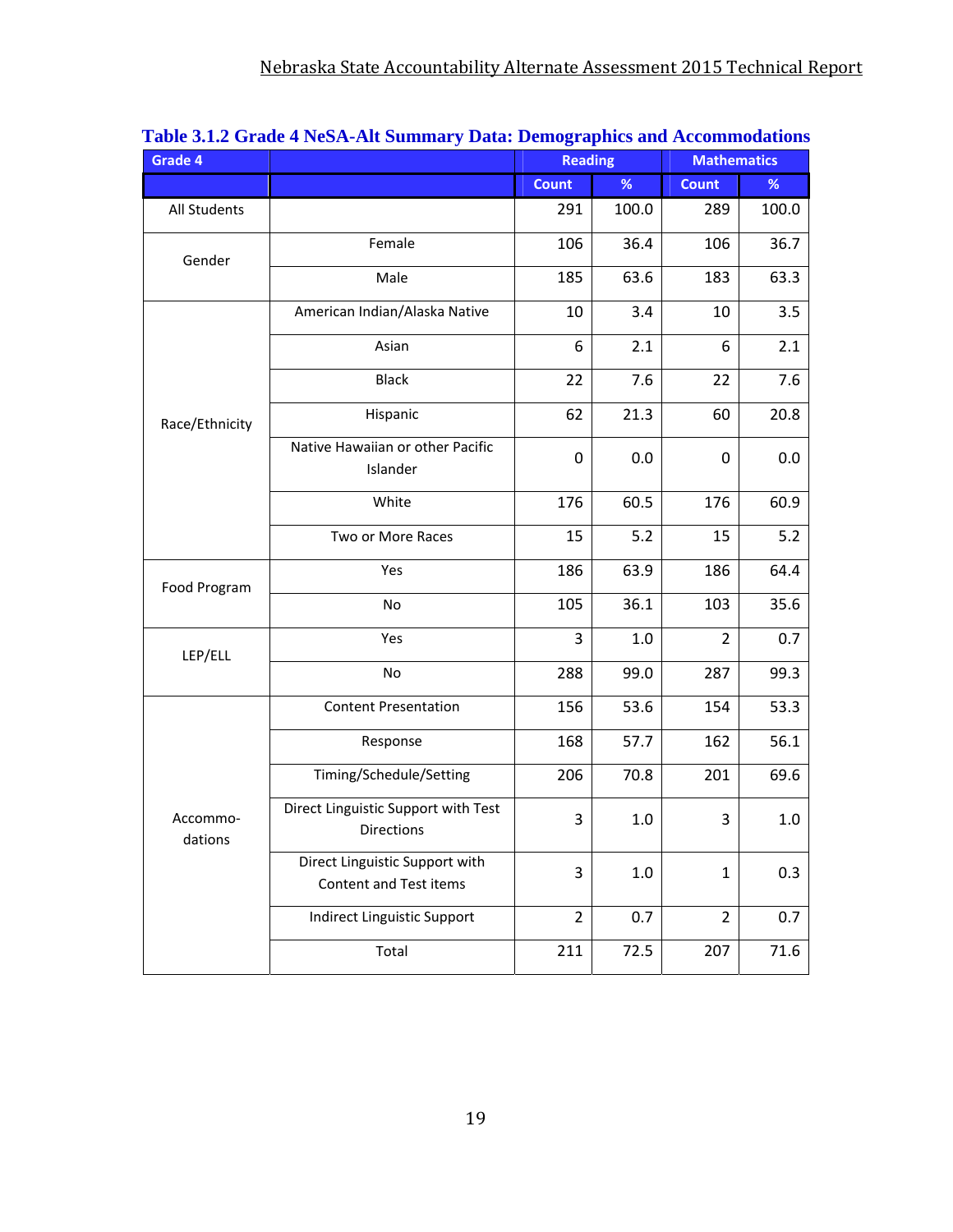**Table 3.1.2 Grade 4 NeSA-Alt Summary Data: Demographics and Accommodations**

| Grade 4 | | Reading | | Mathematics | |
|---|---|---|---|---|---|
| | | Count | % | Count | % |
| All Students | | 291 | 100.0 | 289 | 100.0 |
| Gender | Female | 106 | 36.4 | 106 | 36.7 |
| | Male | 185 | 63.6 | 183 | 63.3 |
| Race/Ethnicity | American Indian/Alaska Native | 10 | 3.4 | 10 | 3.5 |
| | Asian | 6 | 2.1 | 6 | 2.1 |
| | Black | 22 | 7.6 | 22 | 7.6 |
| | Hispanic | 62 | 21.3 | 60 | 20.8 |
| | Native Hawaiian or other Pacific Islander | 0 | 0.0 | 0 | 0.0 |
| | White | 176 | 60.5 | 176 | 60.9 |
| | Two or More Races | 15 | 5.2 | 15 | 5.2 |
| Food Program | Yes | 186 | 63.9 | 186 | 64.4 |
| | No | 105 | 36.1 | 103 | 35.6 |
| LEP/ELL | Yes | 3 | 1.0 | 2 | 0.7 |
| | No | 288 | 99.0 | 287 | 99.3 |
| Accommo-dations | Content Presentation | 156 | 53.6 | 154 | 53.3 |
| | Response | 168 | 57.7 | 162 | 56.1 |
| | Timing/Schedule/Setting | 206 | 70.8 | 201 | 69.6 |
| | Direct Linguistic Support with Test Directions | 3 | 1.0 | 3 | 1.0 |
| | Direct Linguistic Support with Content and Test items | 3 | 1.0 | 1 | 0.3 |
| | Indirect Linguistic Support | 2 | 0.7 | 2 | 0.7 |
| | Total | 211 | 72.5 | 207 | 71.6 |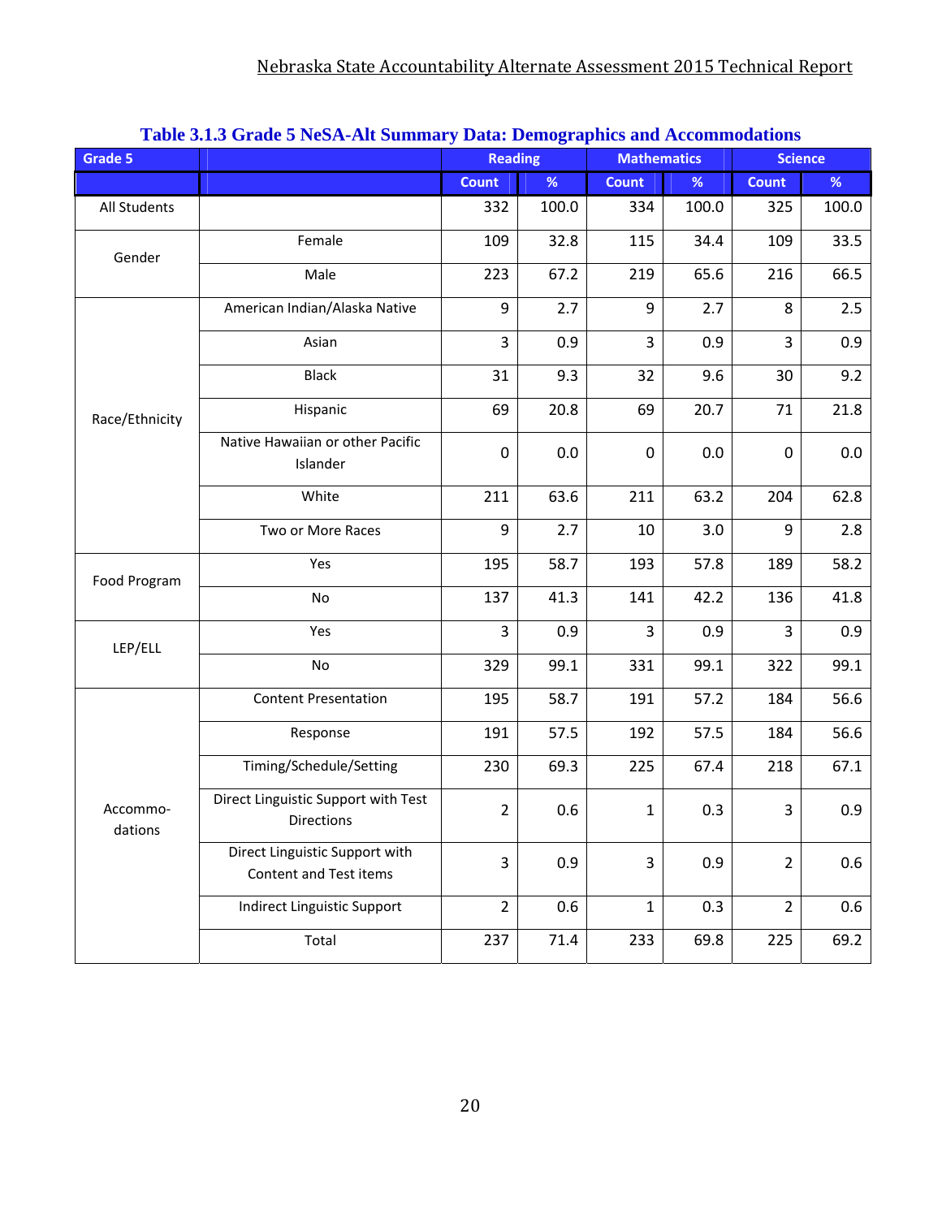**Table 3.1.3 Grade 5 NeSA-Alt Summary Data: Demographics and Accommodations**

| Grade 5 | | Reading | | Mathematics | | Science | |
|---|---|---|---|---|---|---|---|
| | | Count | % | Count | % | Count | % |
| All Students | | 332 | 100.0 | 334 | 100.0 | 325 | 100.0 |
| Gender | Female | 109 | 32.8 | 115 | 34.4 | 109 | 33.5 |
| | Male | 223 | 67.2 | 219 | 65.6 | 216 | 66.5 |
| Race/Ethnicity | American Indian/Alaska Native | 9 | 2.7 | 9 | 2.7 | 8 | 2.5 |
| | Asian | 3 | 0.9 | 3 | 0.9 | 3 | 0.9 |
| | Black | 31 | 9.3 | 32 | 9.6 | 30 | 9.2 |
| | Hispanic | 69 | 20.8 | 69 | 20.7 | 71 | 21.8 |
| | Native Hawaiian or other Pacific Islander | 0 | 0.0 | 0 | 0.0 | 0 | 0.0 |
| | White | 211 | 63.6 | 211 | 63.2 | 204 | 62.8 |
| | Two or More Races | 9 | 2.7 | 10 | 3.0 | 9 | 2.8 |
| Food Program | Yes | 195 | 58.7 | 193 | 57.8 | 189 | 58.2 |
| | No | 137 | 41.3 | 141 | 42.2 | 136 | 41.8 |
| LEP/ELL | Yes | 3 | 0.9 | 3 | 0.9 | 3 | 0.9 |
| | No | 329 | 99.1 | 331 | 99.1 | 322 | 99.1 |
| Accommodations | Content Presentation | 195 | 58.7 | 191 | 57.2 | 184 | 56.6 |
| | Response | 191 | 57.5 | 192 | 57.5 | 184 | 56.6 |
| | Timing/Schedule/Setting | 230 | 69.3 | 225 | 67.4 | 218 | 67.1 |
| | Direct Linguistic Support with Test Directions | 2 | 0.6 | 1 | 0.3 | 3 | 0.9 |
| | Direct Linguistic Support with Content and Test items | 3 | 0.9 | 3 | 0.9 | 2 | 0.6 |
| | Indirect Linguistic Support | 2 | 0.6 | 1 | 0.3 | 2 | 0.6 |
| | Total | 237 | 71.4 | 233 | 69.8 | 225 | 69.2 |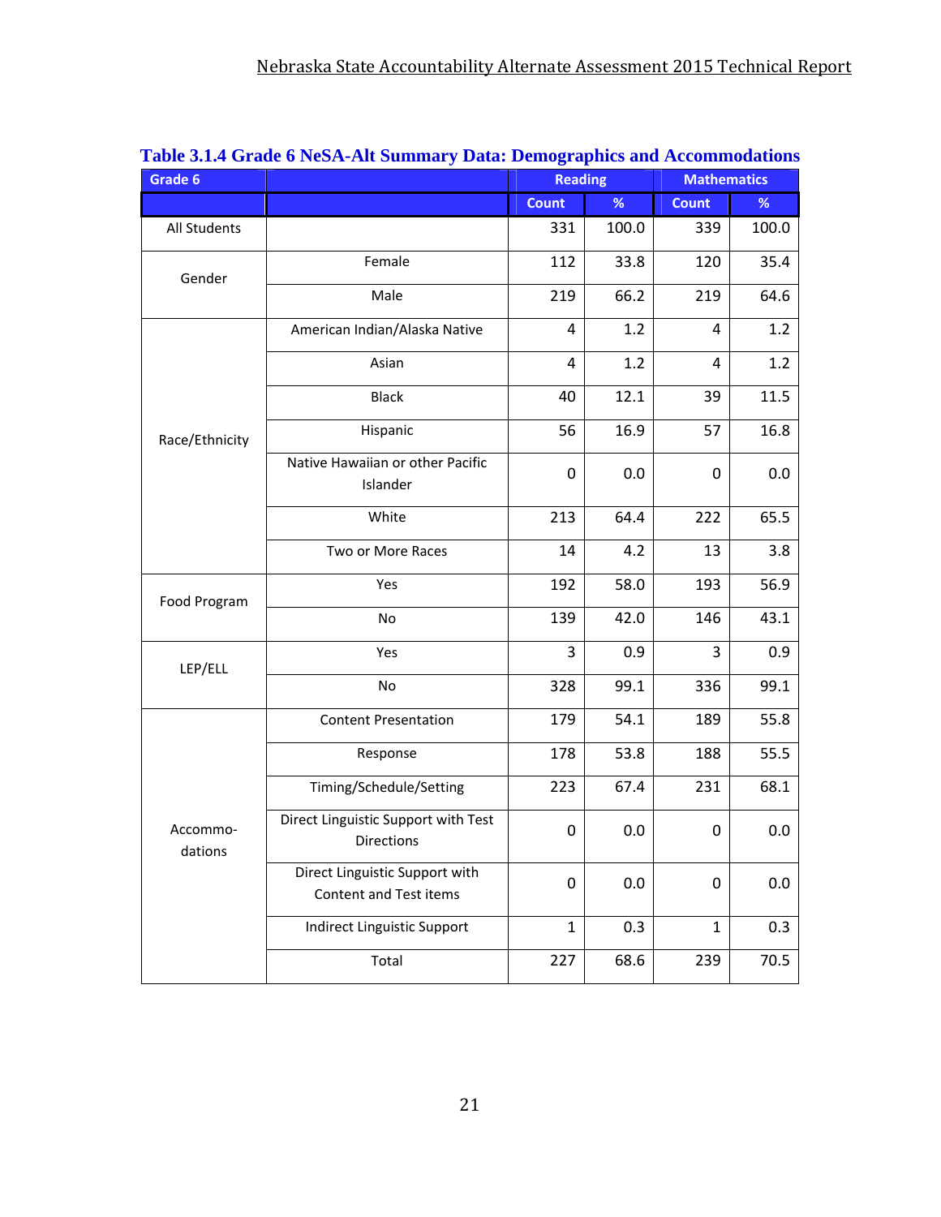### Table 3.1.4 Grade 6 NeSA-Alt Summary Data: Demographics and Accommodations

| Grade 6 | | Reading | | Mathematics | |
|---|---|---|---|---|---|
| | | Count | % | Count | % |
| All Students | | 331 | 100.0 | 339 | 100.0 |
| Gender | Female | 112 | 33.8 | 120 | 35.4 |
| | Male | 219 | 66.2 | 219 | 64.6 |
| Race/Ethnicity | American Indian/Alaska Native | 4 | 1.2 | 4 | 1.2 |
| | Asian | 4 | 1.2 | 4 | 1.2 |
| | Black | 40 | 12.1 | 39 | 11.5 |
| | Hispanic | 56 | 16.9 | 57 | 16.8 |
| | Native Hawaiian or other Pacific Islander | 0 | 0.0 | 0 | 0.0 |
| | White | 213 | 64.4 | 222 | 65.5 |
| | Two or More Races | 14 | 4.2 | 13 | 3.8 |
| Food Program | Yes | 192 | 58.0 | 193 | 56.9 |
| | No | 139 | 42.0 | 146 | 43.1 |
| LEP/ELL | Yes | 3 | 0.9 | 3 | 0.9 |
| | No | 328 | 99.1 | 336 | 99.1 |
| Accommo-dations | Content Presentation | 179 | 54.1 | 189 | 55.8 |
| | Response | 178 | 53.8 | 188 | 55.5 |
| | Timing/Schedule/Setting | 223 | 67.4 | 231 | 68.1 |
| | Direct Linguistic Support with Test Directions | 0 | 0.0 | 0 | 0.0 |
| | Direct Linguistic Support with Content and Test items | 0 | 0.0 | 0 | 0.0 |
| | Indirect Linguistic Support | 1 | 0.3 | 1 | 0.3 |
| | Total | 227 | 68.6 | 239 | 70.5 |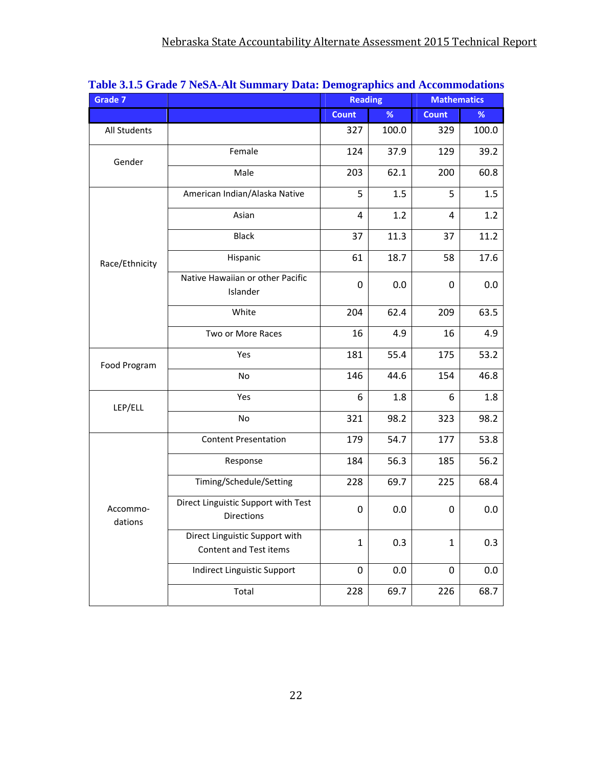**Table 3.1.5 Grade 7 NeSA-Alt Summary Data: Demographics and Accommodations**

| Grade 7 | | Reading | | Mathematics | |
|---|---|---|---|---|---|
| | | Count | % | Count | % |
| All Students | | 327 | 100.0 | 329 | 100.0 |
| Gender | Female | 124 | 37.9 | 129 | 39.2 |
| | Male | 203 | 62.1 | 200 | 60.8 |
| Race/Ethnicity | American Indian/Alaska Native | 5 | 1.5 | 5 | 1.5 |
| | Asian | 4 | 1.2 | 4 | 1.2 |
| | Black | 37 | 11.3 | 37 | 11.2 |
| | Hispanic | 61 | 18.7 | 58 | 17.6 |
| | Native Hawaiian or other Pacific Islander | 0 | 0.0 | 0 | 0.0 |
| | White | 204 | 62.4 | 209 | 63.5 |
| | Two or More Races | 16 | 4.9 | 16 | 4.9 |
| Food Program | Yes | 181 | 55.4 | 175 | 53.2 |
| | No | 146 | 44.6 | 154 | 46.8 |
| LEP/ELL | Yes | 6 | 1.8 | 6 | 1.8 |
| | No | 321 | 98.2 | 323 | 98.2 |
| Accommo-dations | Content Presentation | 179 | 54.7 | 177 | 53.8 |
| | Response | 184 | 56.3 | 185 | 56.2 |
| | Timing/Schedule/Setting | 228 | 69.7 | 225 | 68.4 |
| | Direct Linguistic Support with Test Directions | 0 | 0.0 | 0 | 0.0 |
| | Direct Linguistic Support with Content and Test items | 1 | 0.3 | 1 | 0.3 |
| | Indirect Linguistic Support | 0 | 0.0 | 0 | 0.0 |
| | Total | 228 | 69.7 | 226 | 68.7 |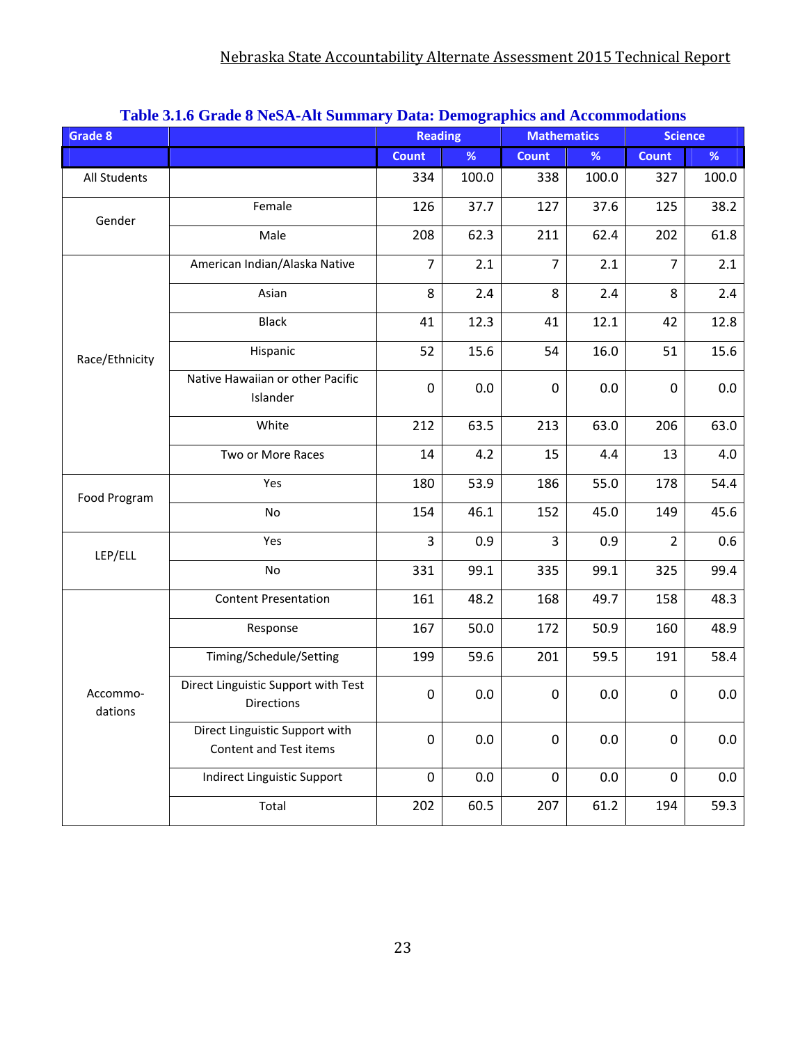**Table 3.1.6 Grade 8 NeSA-Alt Summary Data: Demographics and Accommodations**

| Grade 8 | | Reading | | Mathematics | | Science | |
|---|---|---|---|---|---|---|---|
| | | Count | % | Count | % | Count | % |
| All Students | | 334 | 100.0 | 338 | 100.0 | 327 | 100.0 |
| Gender | Female | 126 | 37.7 | 127 | 37.6 | 125 | 38.2 |
| | Male | 208 | 62.3 | 211 | 62.4 | 202 | 61.8 |
| Race/Ethnicity | American Indian/Alaska Native | 7 | 2.1 | 7 | 2.1 | 7 | 2.1 |
| | Asian | 8 | 2.4 | 8 | 2.4 | 8 | 2.4 |
| | Black | 41 | 12.3 | 41 | 12.1 | 42 | 12.8 |
| | Hispanic | 52 | 15.6 | 54 | 16.0 | 51 | 15.6 |
| | Native Hawaiian or other Pacific Islander | 0 | 0.0 | 0 | 0.0 | 0 | 0.0 |
| | White | 212 | 63.5 | 213 | 63.0 | 206 | 63.0 |
| | Two or More Races | 14 | 4.2 | 15 | 4.4 | 13 | 4.0 |
| Food Program | Yes | 180 | 53.9 | 186 | 55.0 | 178 | 54.4 |
| | No | 154 | 46.1 | 152 | 45.0 | 149 | 45.6 |
| LEP/ELL | Yes | 3 | 0.9 | 3 | 0.9 | 2 | 0.6 |
| | No | 331 | 99.1 | 335 | 99.1 | 325 | 99.4 |
| Accommodations | Content Presentation | 161 | 48.2 | 168 | 49.7 | 158 | 48.3 |
| | Response | 167 | 50.0 | 172 | 50.9 | 160 | 48.9 |
| | Timing/Schedule/Setting | 199 | 59.6 | 201 | 59.5 | 191 | 58.4 |
| | Direct Linguistic Support with Test Directions | 0 | 0.0 | 0 | 0.0 | 0 | 0.0 |
| | Direct Linguistic Support with Content and Test items | 0 | 0.0 | 0 | 0.0 | 0 | 0.0 |
| | Indirect Linguistic Support | 0 | 0.0 | 0 | 0.0 | 0 | 0.0 |
| | Total | 202 | 60.5 | 207 | 61.2 | 194 | 59.3 |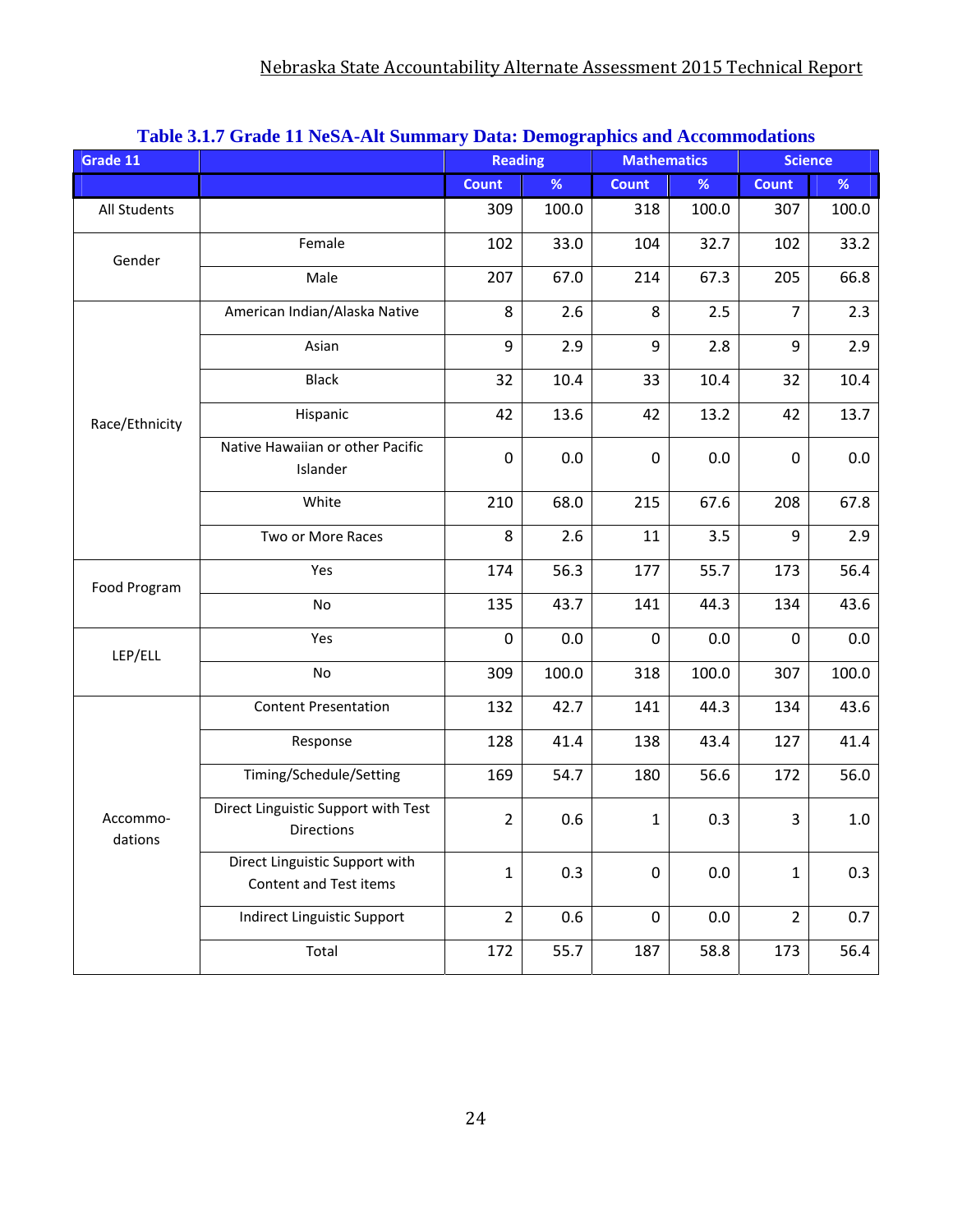**Table 3.1.7 Grade 11 NeSA-Alt Summary Data: Demographics and Accommodations**

| Grade 11 | | Reading | | Mathematics | | Science | |
|---|---|---|---|---|---|---|---|
| | | Count | % | Count | % | Count | % |
| All Students | | 309 | 100.0 | 318 | 100.0 | 307 | 100.0 |
| Gender | Female | 102 | 33.0 | 104 | 32.7 | 102 | 33.2 |
| | Male | 207 | 67.0 | 214 | 67.3 | 205 | 66.8 |
| Race/Ethnicity | American Indian/Alaska Native | 8 | 2.6 | 8 | 2.5 | 7 | 2.3 |
| | Asian | 9 | 2.9 | 9 | 2.8 | 9 | 2.9 |
| | Black | 32 | 10.4 | 33 | 10.4 | 32 | 10.4 |
| | Hispanic | 42 | 13.6 | 42 | 13.2 | 42 | 13.7 |
| | Native Hawaiian or other Pacific Islander | 0 | 0.0 | 0 | 0.0 | 0 | 0.0 |
| | White | 210 | 68.0 | 215 | 67.6 | 208 | 67.8 |
| | Two or More Races | 8 | 2.6 | 11 | 3.5 | 9 | 2.9 |
| Food Program | Yes | 174 | 56.3 | 177 | 55.7 | 173 | 56.4 |
| | No | 135 | 43.7 | 141 | 44.3 | 134 | 43.6 |
| LEP/ELL | Yes | 0 | 0.0 | 0 | 0.0 | 0 | 0.0 |
| | No | 309 | 100.0 | 318 | 100.0 | 307 | 100.0 |
| Accommo-dations | Content Presentation | 132 | 42.7 | 141 | 44.3 | 134 | 43.6 |
| | Response | 128 | 41.4 | 138 | 43.4 | 127 | 41.4 |
| | Timing/Schedule/Setting | 169 | 54.7 | 180 | 56.6 | 172 | 56.0 |
| | Direct Linguistic Support with Test Directions | 2 | 0.6 | 1 | 0.3 | 3 | 1.0 |
| | Direct Linguistic Support with Content and Test items | 1 | 0.3 | 0 | 0.0 | 1 | 0.3 |
| | Indirect Linguistic Support | 2 | 0.6 | 0 | 0.0 | 2 | 0.7 |
| | Total | 172 | 55.7 | 187 | 58.8 | 173 | 56.4 |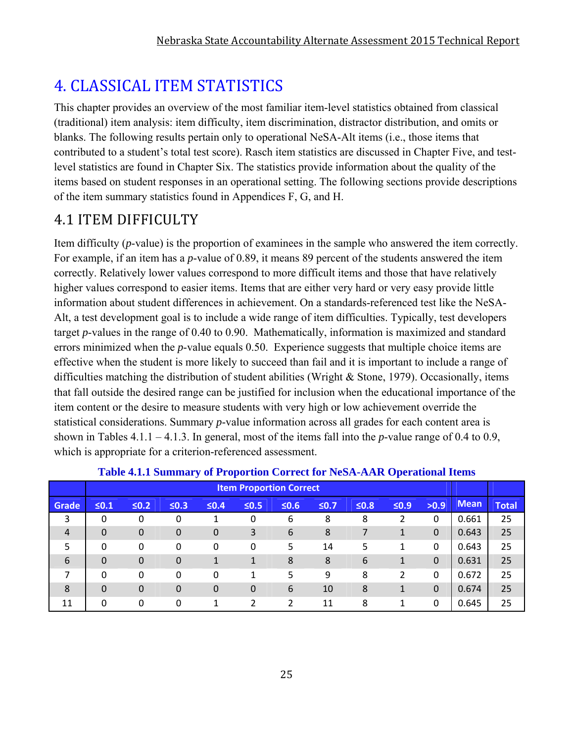# 4. CLASSICAL ITEM STATISTICS

This chapter provides an overview of the most familiar item-level statistics obtained from classical (traditional) item analysis: item difficulty, item discrimination, distractor distribution, and omits or blanks. The following results pertain only to operational NeSA-Alt items (i.e., those items that contributed to a student's total test score). Rasch item statistics are discussed in Chapter Five, and test-level statistics are found in Chapter Six. The statistics provide information about the quality of the items based on student responses in an operational setting. The following sections provide descriptions of the item summary statistics found in Appendices F, G, and H.

## 4.1 ITEM DIFFICULTY

Item difficulty (*p*-value) is the proportion of examinees in the sample who answered the item correctly. For example, if an item has a *p*-value of 0.89, it means 89 percent of the students answered the item correctly. Relatively lower values correspond to more difficult items and those that have relatively higher values correspond to easier items. Items that are either very hard or very easy provide little information about student differences in achievement. On a standards-referenced test like the NeSA-Alt, a test development goal is to include a wide range of item difficulties. Typically, test developers target *p*-values in the range of 0.40 to 0.90. Mathematically, information is maximized and standard errors minimized when the *p*-value equals 0.50. Experience suggests that multiple choice items are effective when the student is more likely to succeed than fail and it is important to include a range of difficulties matching the distribution of student abilities (Wright & Stone, 1979). Occasionally, items that fall outside the desired range can be justified for inclusion when the educational importance of the item content or the desire to measure students with very high or low achievement override the statistical considerations. Summary *p*-value information across all grades for each content area is shown in Tables 4.1.1 – 4.1.3. In general, most of the items fall into the *p*-value range of 0.4 to 0.9, which is appropriate for a criterion-referenced assessment.

**Table 4.1.1 Summary of Proportion Correct for NeSA-AAR Operational Items**

| | Item Proportion Correct | | | | | | | | | | | |
|---|---|---|---|---|---|---|---|---|---|---|---|---|
| Grade | ≤0.1 | ≤0.2 | ≤0.3 | ≤0.4 | ≤0.5 | ≤0.6 | ≤0.7 | ≤0.8 | ≤0.9 | >0.9 | Mean | Total |
| 3 | 0 | 0 | 0 | 1 | 0 | 6 | 8 | 8 | 2 | 0 | 0.661 | 25 |
| 4 | 0 | 0 | 0 | 0 | 3 | 6 | 8 | 7 | 1 | 0 | 0.643 | 25 |
| 5 | 0 | 0 | 0 | 0 | 0 | 5 | 14 | 5 | 1 | 0 | 0.643 | 25 |
| 6 | 0 | 0 | 0 | 1 | 1 | 8 | 8 | 6 | 1 | 0 | 0.631 | 25 |
| 7 | 0 | 0 | 0 | 0 | 1 | 5 | 9 | 8 | 2 | 0 | 0.672 | 25 |
| 8 | 0 | 0 | 0 | 0 | 0 | 6 | 10 | 8 | 1 | 0 | 0.674 | 25 |
| 11 | 0 | 0 | 0 | 1 | 2 | 2 | 11 | 8 | 1 | 0 | 0.645 | 25 |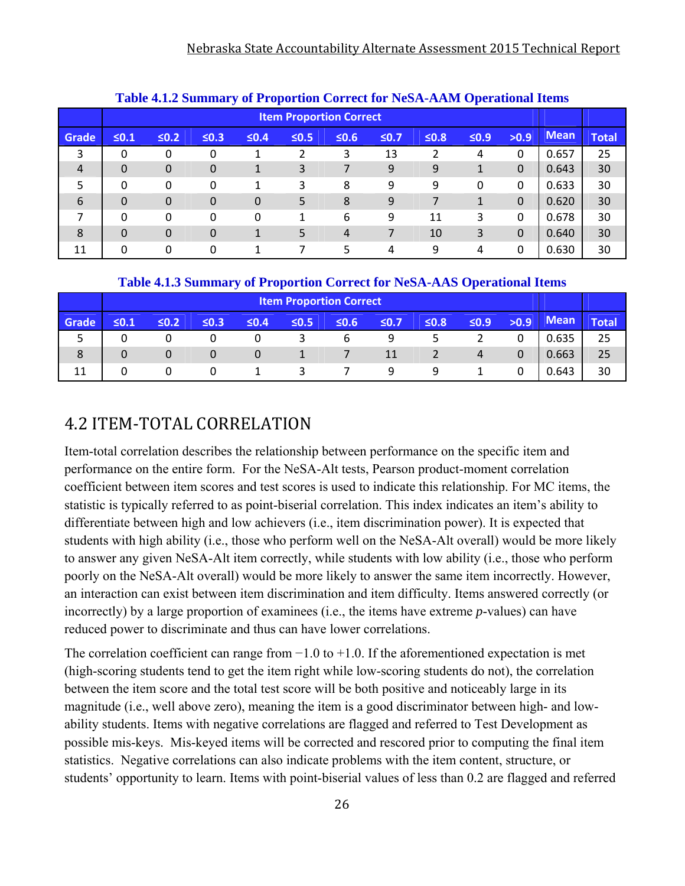**Table 4.1.2 Summary of Proportion Correct for NeSA-AAM Operational Items**

| | Item Proportion Correct | | | | | | | | | | | |
|---|---|---|---|---|---|---|---|---|---|---|---|---|
| Grade | ≤0.1 | ≤0.2 | ≤0.3 | ≤0.4 | ≤0.5 | ≤0.6 | ≤0.7 | ≤0.8 | ≤0.9 | >0.9 | Mean | Total |
| 3 | 0 | 0 | 0 | 1 | 2 | 3 | 13 | 2 | 4 | 0 | 0.657 | 25 |
| 4 | 0 | 0 | 0 | 1 | 3 | 7 | 9 | 9 | 1 | 0 | 0.643 | 30 |
| 5 | 0 | 0 | 0 | 1 | 3 | 8 | 9 | 9 | 0 | 0 | 0.633 | 30 |
| 6 | 0 | 0 | 0 | 0 | 5 | 8 | 9 | 7 | 1 | 0 | 0.620 | 30 |
| 7 | 0 | 0 | 0 | 0 | 1 | 6 | 9 | 11 | 3 | 0 | 0.678 | 30 |
| 8 | 0 | 0 | 0 | 1 | 5 | 4 | 7 | 10 | 3 | 0 | 0.640 | 30 |
| 11 | 0 | 0 | 0 | 1 | 7 | 5 | 4 | 9 | 4 | 0 | 0.630 | 30 |

**Table 4.1.3 Summary of Proportion Correct for NeSA-AAS Operational Items**

| | Item Proportion Correct | | | | | | | | | | | |
|---|---|---|---|---|---|---|---|---|---|---|---|---|
| Grade | ≤0.1 | ≤0.2 | ≤0.3 | ≤0.4 | ≤0.5 | ≤0.6 | ≤0.7 | ≤0.8 | ≤0.9 | >0.9 | Mean | Total |
| 5 | 0 | 0 | 0 | 0 | 3 | 6 | 9 | 5 | 2 | 0 | 0.635 | 25 |
| 8 | 0 | 0 | 0 | 0 | 1 | 7 | 11 | 2 | 4 | 0 | 0.663 | 25 |
| 11 | 0 | 0 | 0 | 1 | 3 | 7 | 9 | 9 | 1 | 0 | 0.643 | 30 |

## 4.2 ITEM-TOTAL CORRELATION

Item-total correlation describes the relationship between performance on the specific item and performance on the entire form. For the NeSA-Alt tests, Pearson product-moment correlation coefficient between item scores and test scores is used to indicate this relationship. For MC items, the statistic is typically referred to as point-biserial correlation. This index indicates an item's ability to differentiate between high and low achievers (i.e., item discrimination power). It is expected that students with high ability (i.e., those who perform well on the NeSA-Alt overall) would be more likely to answer any given NeSA-Alt item correctly, while students with low ability (i.e., those who perform poorly on the NeSA-Alt overall) would be more likely to answer the same item incorrectly. However, an interaction can exist between item discrimination and item difficulty. Items answered correctly (or incorrectly) by a large proportion of examinees (i.e., the items have extreme *p*-values) can have reduced power to discriminate and thus can have lower correlations.

The correlation coefficient can range from −1.0 to +1.0. If the aforementioned expectation is met (high-scoring students tend to get the item right while low-scoring students do not), the correlation between the item score and the total test score will be both positive and noticeably large in its magnitude (i.e., well above zero), meaning the item is a good discriminator between high- and low-ability students. Items with negative correlations are flagged and referred to Test Development as possible mis-keys. Mis-keyed items will be corrected and rescored prior to computing the final item statistics. Negative correlations can also indicate problems with the item content, structure, or students' opportunity to learn. Items with point-biserial values of less than 0.2 are flagged and referred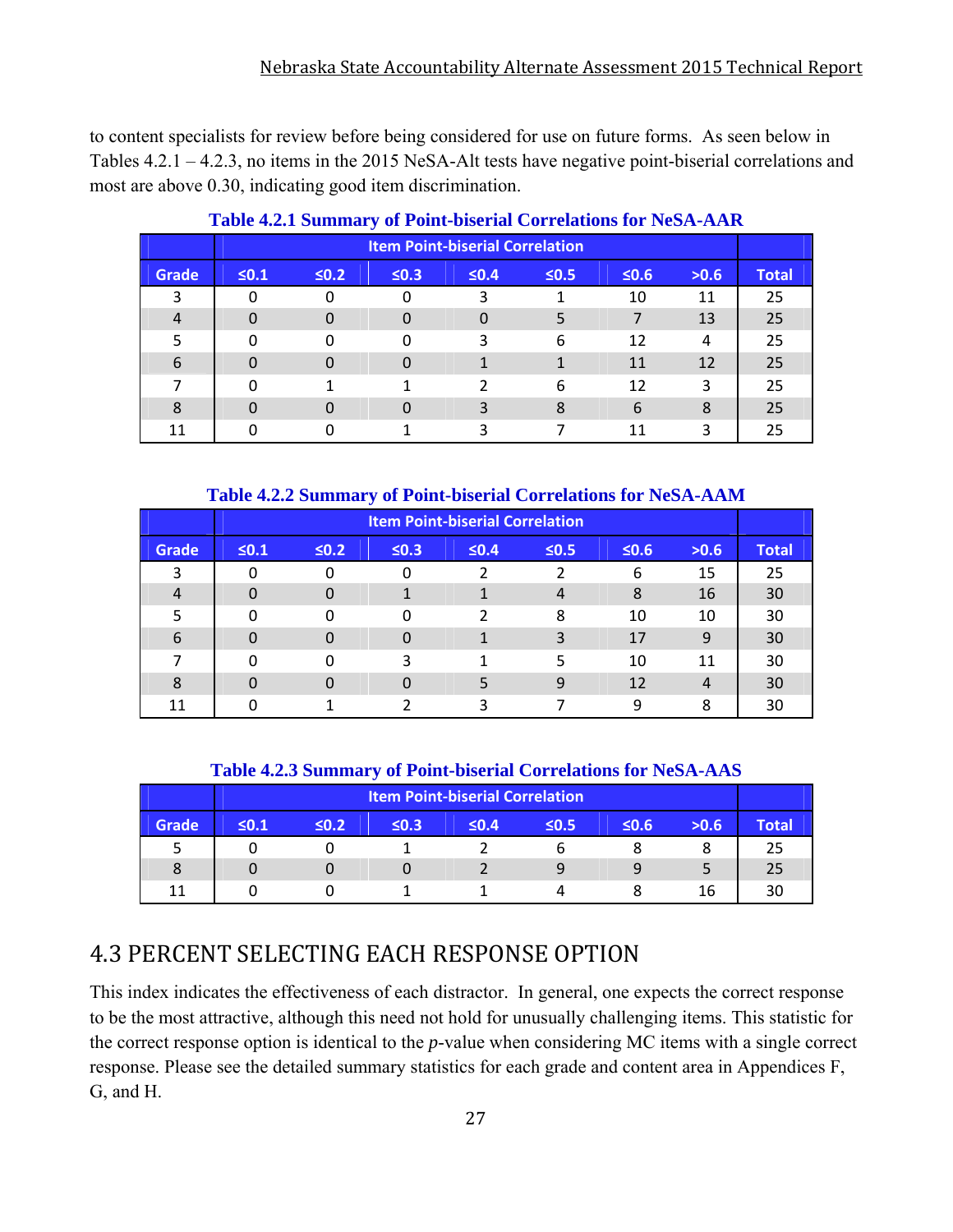to content specialists for review before being considered for use on future forms. As seen below in Tables 4.2.1 – 4.2.3, no items in the 2015 NeSA-Alt tests have negative point-biserial correlations and most are above 0.30, indicating good item discrimination.

**Table 4.2.1 Summary of Point-biserial Correlations for NeSA-AAR**

| | Item Point-biserial Correlation | | | | | | | |
|---|---|---|---|---|---|---|---|---|
| Grade | ≤0.1 | ≤0.2 | ≤0.3 | ≤0.4 | ≤0.5 | ≤0.6 | >0.6 | Total |
| 3 | 0 | 0 | 0 | 3 | 1 | 10 | 11 | 25 |
| 4 | 0 | 0 | 0 | 0 | 5 | 7 | 13 | 25 |
| 5 | 0 | 0 | 0 | 3 | 6 | 12 | 4 | 25 |
| 6 | 0 | 0 | 0 | 1 | 1 | 11 | 12 | 25 |
| 7 | 0 | 1 | 1 | 2 | 6 | 12 | 3 | 25 |
| 8 | 0 | 0 | 0 | 3 | 8 | 6 | 8 | 25 |
| 11 | 0 | 0 | 1 | 3 | 7 | 11 | 3 | 25 |

**Table 4.2.2 Summary of Point-biserial Correlations for NeSA-AAM**

| | Item Point-biserial Correlation | | | | | | | |
|---|---|---|---|---|---|---|---|---|
| Grade | ≤0.1 | ≤0.2 | ≤0.3 | ≤0.4 | ≤0.5 | ≤0.6 | >0.6 | Total |
| 3 | 0 | 0 | 0 | 2 | 2 | 6 | 15 | 25 |
| 4 | 0 | 0 | 1 | 1 | 4 | 8 | 16 | 30 |
| 5 | 0 | 0 | 0 | 2 | 8 | 10 | 10 | 30 |
| 6 | 0 | 0 | 0 | 1 | 3 | 17 | 9 | 30 |
| 7 | 0 | 0 | 3 | 1 | 5 | 10 | 11 | 30 |
| 8 | 0 | 0 | 0 | 5 | 9 | 12 | 4 | 30 |
| 11 | 0 | 1 | 2 | 3 | 7 | 9 | 8 | 30 |

**Table 4.2.3 Summary of Point-biserial Correlations for NeSA-AAS**

| | Item Point-biserial Correlation | | | | | | | |
|---|---|---|---|---|---|---|---|---|
| Grade | ≤0.1 | ≤0.2 | ≤0.3 | ≤0.4 | ≤0.5 | ≤0.6 | >0.6 | Total |
| 5 | 0 | 0 | 1 | 2 | 6 | 8 | 8 | 25 |
| 8 | 0 | 0 | 0 | 2 | 9 | 9 | 5 | 25 |
| 11 | 0 | 0 | 1 | 1 | 4 | 8 | 16 | 30 |

## 4.3 PERCENT SELECTING EACH RESPONSE OPTION

This index indicates the effectiveness of each distractor. In general, one expects the correct response to be the most attractive, although this need not hold for unusually challenging items. This statistic for the correct response option is identical to the *p*-value when considering MC items with a single correct response. Please see the detailed summary statistics for each grade and content area in Appendices F, G, and H.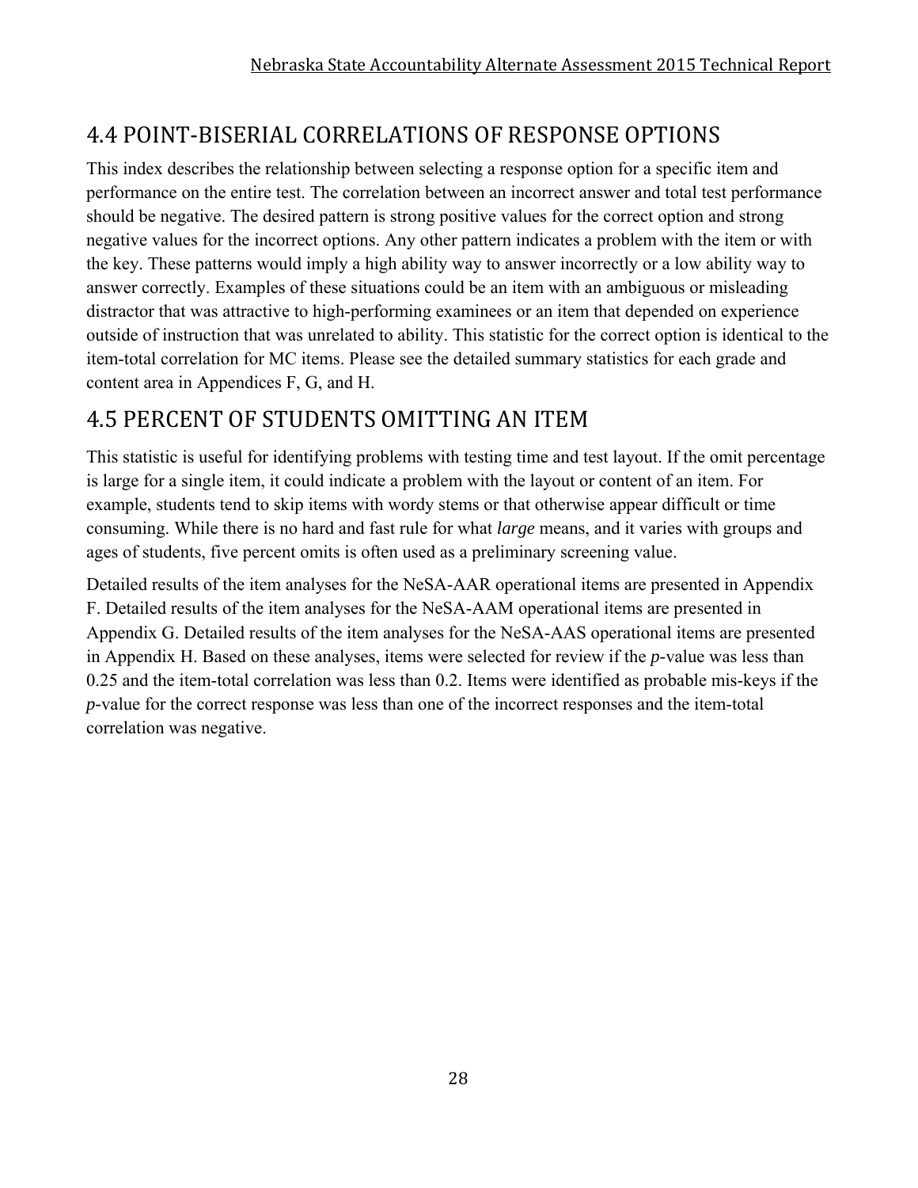## 4.4 POINT-BISERIAL CORRELATIONS OF RESPONSE OPTIONS

This index describes the relationship between selecting a response option for a specific item and performance on the entire test. The correlation between an incorrect answer and total test performance should be negative. The desired pattern is strong positive values for the correct option and strong negative values for the incorrect options. Any other pattern indicates a problem with the item or with the key. These patterns would imply a high ability way to answer incorrectly or a low ability way to answer correctly. Examples of these situations could be an item with an ambiguous or misleading distractor that was attractive to high-performing examinees or an item that depended on experience outside of instruction that was unrelated to ability. This statistic for the correct option is identical to the item-total correlation for MC items. Please see the detailed summary statistics for each grade and content area in Appendices F, G, and H.

## 4.5 PERCENT OF STUDENTS OMITTING AN ITEM

This statistic is useful for identifying problems with testing time and test layout. If the omit percentage is large for a single item, it could indicate a problem with the layout or content of an item. For example, students tend to skip items with wordy stems or that otherwise appear difficult or time consuming. While there is no hard and fast rule for what *large* means, and it varies with groups and ages of students, five percent omits is often used as a preliminary screening value.

Detailed results of the item analyses for the NeSA-AAR operational items are presented in Appendix F. Detailed results of the item analyses for the NeSA-AAM operational items are presented in Appendix G. Detailed results of the item analyses for the NeSA-AAS operational items are presented in Appendix H. Based on these analyses, items were selected for review if the *p*-value was less than 0.25 and the item-total correlation was less than 0.2. Items were identified as probable mis-keys if the *p*-value for the correct response was less than one of the incorrect responses and the item-total correlation was negative.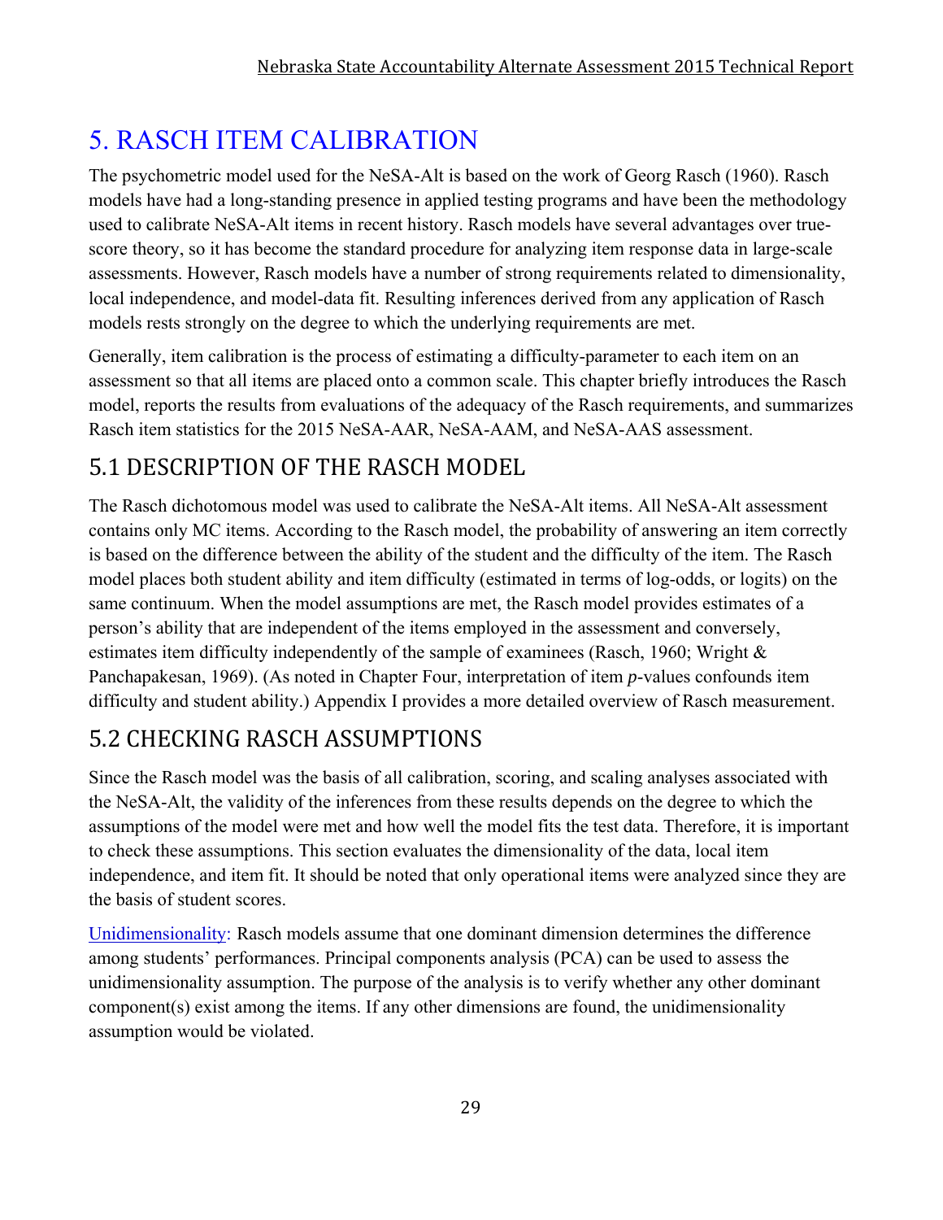# 5. RASCH ITEM CALIBRATION

The psychometric model used for the NeSA-Alt is based on the work of Georg Rasch (1960). Rasch models have had a long-standing presence in applied testing programs and have been the methodology used to calibrate NeSA-Alt items in recent history. Rasch models have several advantages over true-score theory, so it has become the standard procedure for analyzing item response data in large-scale assessments. However, Rasch models have a number of strong requirements related to dimensionality, local independence, and model-data fit. Resulting inferences derived from any application of Rasch models rests strongly on the degree to which the underlying requirements are met.

Generally, item calibration is the process of estimating a difficulty-parameter to each item on an assessment so that all items are placed onto a common scale. This chapter briefly introduces the Rasch model, reports the results from evaluations of the adequacy of the Rasch requirements, and summarizes Rasch item statistics for the 2015 NeSA-AAR, NeSA-AAM, and NeSA-AAS assessment.

## 5.1 DESCRIPTION OF THE RASCH MODEL

The Rasch dichotomous model was used to calibrate the NeSA-Alt items. All NeSA-Alt assessment contains only MC items. According to the Rasch model, the probability of answering an item correctly is based on the difference between the ability of the student and the difficulty of the item. The Rasch model places both student ability and item difficulty (estimated in terms of log-odds, or logits) on the same continuum. When the model assumptions are met, the Rasch model provides estimates of a person's ability that are independent of the items employed in the assessment and conversely, estimates item difficulty independently of the sample of examinees (Rasch, 1960; Wright & Panchapakesan, 1969). (As noted in Chapter Four, interpretation of item *p*-values confounds item difficulty and student ability.) Appendix I provides a more detailed overview of Rasch measurement.

## 5.2 CHECKING RASCH ASSUMPTIONS

Since the Rasch model was the basis of all calibration, scoring, and scaling analyses associated with the NeSA-Alt, the validity of the inferences from these results depends on the degree to which the assumptions of the model were met and how well the model fits the test data. Therefore, it is important to check these assumptions. This section evaluates the dimensionality of the data, local item independence, and item fit. It should be noted that only operational items were analyzed since they are the basis of student scores.

Unidimensionality: Rasch models assume that one dominant dimension determines the difference among students' performances. Principal components analysis (PCA) can be used to assess the unidimensionality assumption. The purpose of the analysis is to verify whether any other dominant component(s) exist among the items. If any other dimensions are found, the unidimensionality assumption would be violated.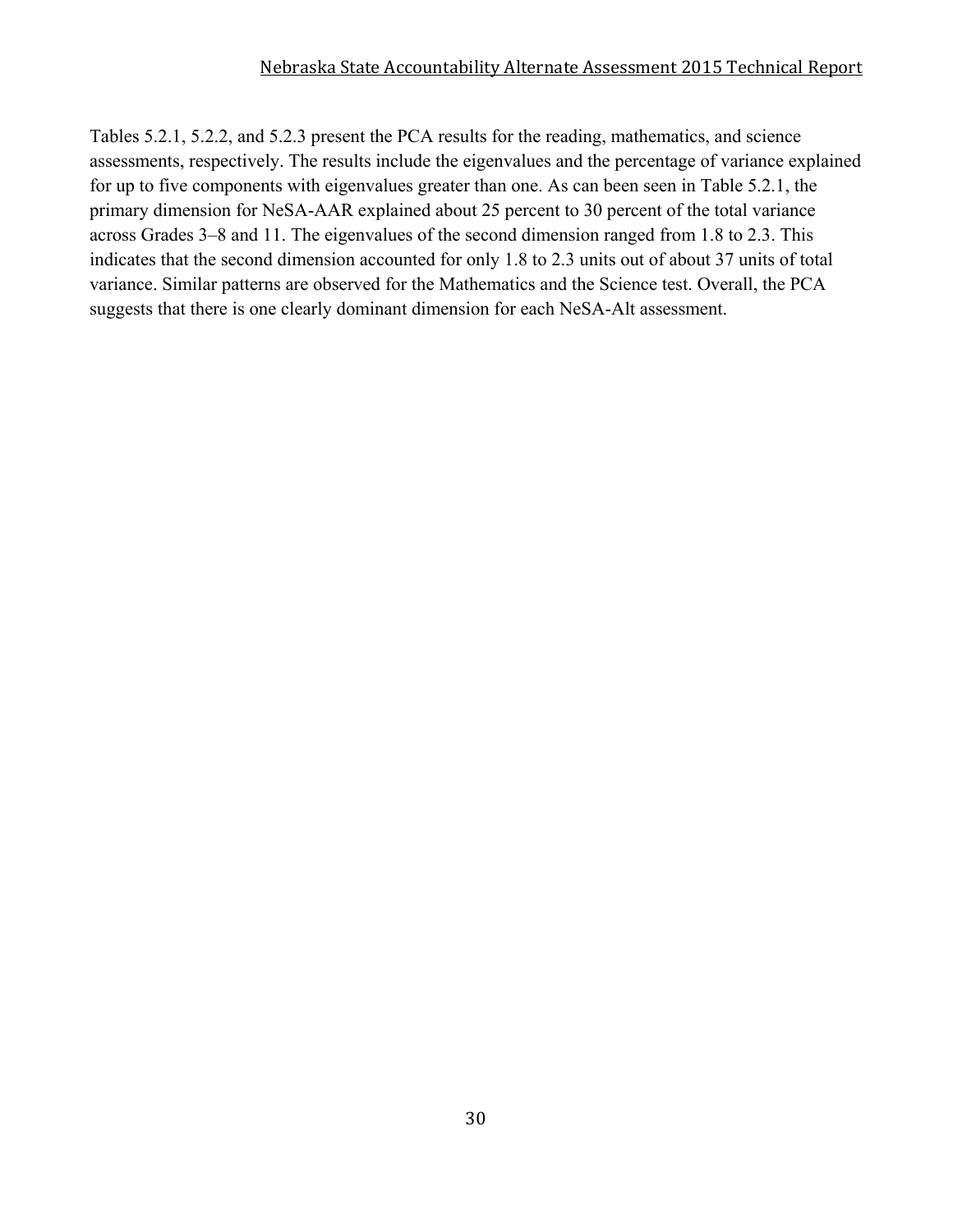Tables 5.2.1, 5.2.2, and 5.2.3 present the PCA results for the reading, mathematics, and science assessments, respectively. The results include the eigenvalues and the percentage of variance explained for up to five components with eigenvalues greater than one. As can been seen in Table 5.2.1, the primary dimension for NeSA-AAR explained about 25 percent to 30 percent of the total variance across Grades 3–8 and 11. The eigenvalues of the second dimension ranged from 1.8 to 2.3. This indicates that the second dimension accounted for only 1.8 to 2.3 units out of about 37 units of total variance. Similar patterns are observed for the Mathematics and the Science test. Overall, the PCA suggests that there is one clearly dominant dimension for each NeSA-Alt assessment.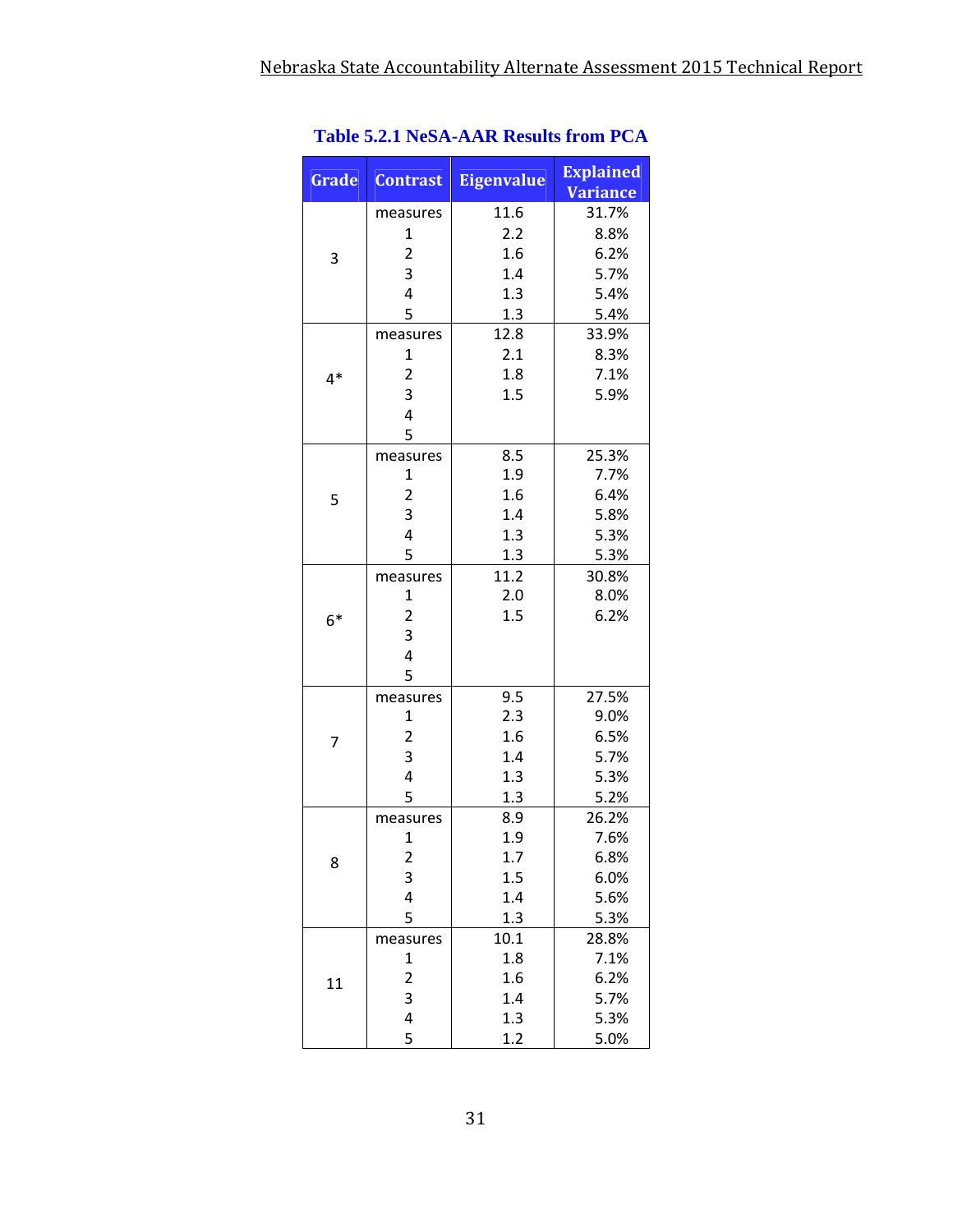**Table 5.2.1 NeSA-AAR Results from PCA**

| Grade | Contrast | Eigenvalue | Explained Variance |
|---|---|---|---|
| 3 | measures | 11.6 | 31.7% |
| | 1 | 2.2 | 8.8% |
| | 2 | 1.6 | 6.2% |
| | 3 | 1.4 | 5.7% |
| | 4 | 1.3 | 5.4% |
| | 5 | 1.3 | 5.4% |
| 4* | measures | 12.8 | 33.9% |
| | 1 | 2.1 | 8.3% |
| | 2 | 1.8 | 7.1% |
| | 3 | 1.5 | 5.9% |
| | 4 | | |
| | 5 | | |
| 5 | measures | 8.5 | 25.3% |
| | 1 | 1.9 | 7.7% |
| | 2 | 1.6 | 6.4% |
| | 3 | 1.4 | 5.8% |
| | 4 | 1.3 | 5.3% |
| | 5 | 1.3 | 5.3% |
| 6* | measures | 11.2 | 30.8% |
| | 1 | 2.0 | 8.0% |
| | 2 | 1.5 | 6.2% |
| | 3 | | |
| | 4 | | |
| | 5 | | |
| 7 | measures | 9.5 | 27.5% |
| | 1 | 2.3 | 9.0% |
| | 2 | 1.6 | 6.5% |
| | 3 | 1.4 | 5.7% |
| | 4 | 1.3 | 5.3% |
| | 5 | 1.3 | 5.2% |
| 8 | measures | 8.9 | 26.2% |
| | 1 | 1.9 | 7.6% |
| | 2 | 1.7 | 6.8% |
| | 3 | 1.5 | 6.0% |
| | 4 | 1.4 | 5.6% |
| | 5 | 1.3 | 5.3% |
| 11 | measures | 10.1 | 28.8% |
| | 1 | 1.8 | 7.1% |
| | 2 | 1.6 | 6.2% |
| | 3 | 1.4 | 5.7% |
| | 4 | 1.3 | 5.3% |
| | 5 | 1.2 | 5.0% |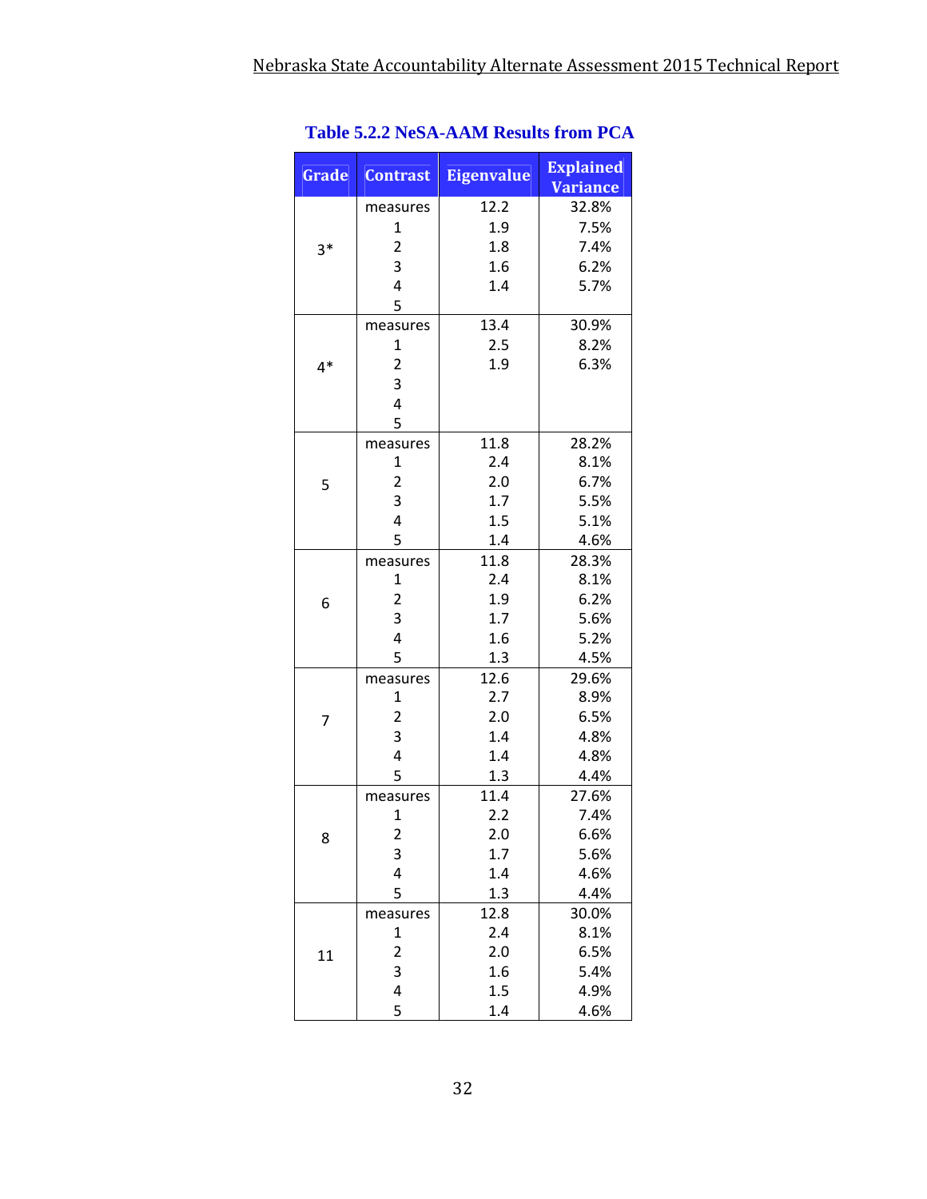**Table 5.2.2 NeSA-AAM Results from PCA**

| Grade | Contrast | Eigenvalue | Explained Variance |
|---|---|---|---|
| 3* | measures | 12.2 | 32.8% |
| | 1 | 1.9 | 7.5% |
| | 2 | 1.8 | 7.4% |
| | 3 | 1.6 | 6.2% |
| | 4 | 1.4 | 5.7% |
| | 5 | | |
| 4* | measures | 13.4 | 30.9% |
| | 1 | 2.5 | 8.2% |
| | 2 | 1.9 | 6.3% |
| | 3 | | |
| | 4 | | |
| | 5 | | |
| 5 | measures | 11.8 | 28.2% |
| | 1 | 2.4 | 8.1% |
| | 2 | 2.0 | 6.7% |
| | 3 | 1.7 | 5.5% |
| | 4 | 1.5 | 5.1% |
| | 5 | 1.4 | 4.6% |
| 6 | measures | 11.8 | 28.3% |
| | 1 | 2.4 | 8.1% |
| | 2 | 1.9 | 6.2% |
| | 3 | 1.7 | 5.6% |
| | 4 | 1.6 | 5.2% |
| | 5 | 1.3 | 4.5% |
| 7 | measures | 12.6 | 29.6% |
| | 1 | 2.7 | 8.9% |
| | 2 | 2.0 | 6.5% |
| | 3 | 1.4 | 4.8% |
| | 4 | 1.4 | 4.8% |
| | 5 | 1.3 | 4.4% |
| 8 | measures | 11.4 | 27.6% |
| | 1 | 2.2 | 7.4% |
| | 2 | 2.0 | 6.6% |
| | 3 | 1.7 | 5.6% |
| | 4 | 1.4 | 4.6% |
| | 5 | 1.3 | 4.4% |
| 11 | measures | 12.8 | 30.0% |
| | 1 | 2.4 | 8.1% |
| | 2 | 2.0 | 6.5% |
| | 3 | 1.6 | 5.4% |
| | 4 | 1.5 | 4.9% |
| | 5 | 1.4 | 4.6% |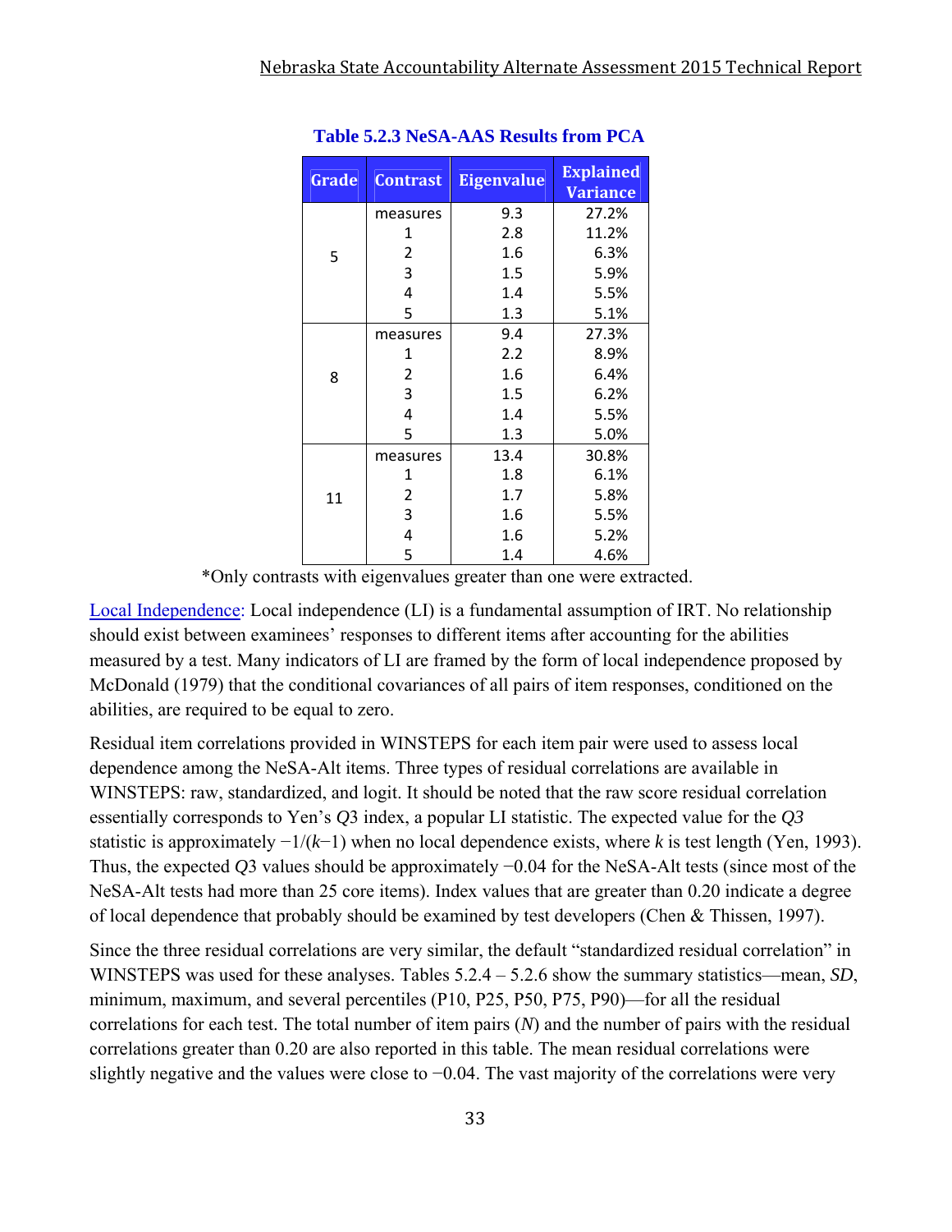**Table 5.2.3 NeSA-AAS Results from PCA**

| Grade | Contrast | Eigenvalue | Explained Variance |
|---|---|---|---|
| 5 | measures | 9.3 | 27.2% |
| | 1 | 2.8 | 11.2% |
| | 2 | 1.6 | 6.3% |
| | 3 | 1.5 | 5.9% |
| | 4 | 1.4 | 5.5% |
| | 5 | 1.3 | 5.1% |
| 8 | measures | 9.4 | 27.3% |
| | 1 | 2.2 | 8.9% |
| | 2 | 1.6 | 6.4% |
| | 3 | 1.5 | 6.2% |
| | 4 | 1.4 | 5.5% |
| | 5 | 1.3 | 5.0% |
| 11 | measures | 13.4 | 30.8% |
| | 1 | 1.8 | 6.1% |
| | 2 | 1.7 | 5.8% |
| | 3 | 1.6 | 5.5% |
| | 4 | 1.6 | 5.2% |
| | 5 | 1.4 | 4.6% |

*Only contrasts with eigenvalues greater than one were extracted.

Local Independence: Local independence (LI) is a fundamental assumption of IRT. No relationship should exist between examinees' responses to different items after accounting for the abilities measured by a test. Many indicators of LI are framed by the form of local independence proposed by McDonald (1979) that the conditional covariances of all pairs of item responses, conditioned on the abilities, are required to be equal to zero.

Residual item correlations provided in WINSTEPS for each item pair were used to assess local dependence among the NeSA-Alt items. Three types of residual correlations are available in WINSTEPS: raw, standardized, and logit. It should be noted that the raw score residual correlation essentially corresponds to Yen's $Q3$ index, a popular LI statistic. The expected value for the $Q3$ statistic is approximately $-1/(k-1)$ when no local dependence exists, where $k$ is test length (Yen, 1993). Thus, the expected $Q3$ values should be approximately −0.04 for the NeSA-Alt tests (since most of the NeSA-Alt tests had more than 25 core items). Index values that are greater than 0.20 indicate a degree of local dependence that probably should be examined by test developers (Chen & Thissen, 1997).

Since the three residual correlations are very similar, the default "standardized residual correlation" in WINSTEPS was used for these analyses. Tables 5.2.4 – 5.2.6 show the summary statistics—mean, *SD*, minimum, maximum, and several percentiles (P10, P25, P50, P75, P90)—for all the residual correlations for each test. The total number of item pairs (*N*) and the number of pairs with the residual correlations greater than 0.20 are also reported in this table. The mean residual correlations were slightly negative and the values were close to −0.04. The vast majority of the correlations were very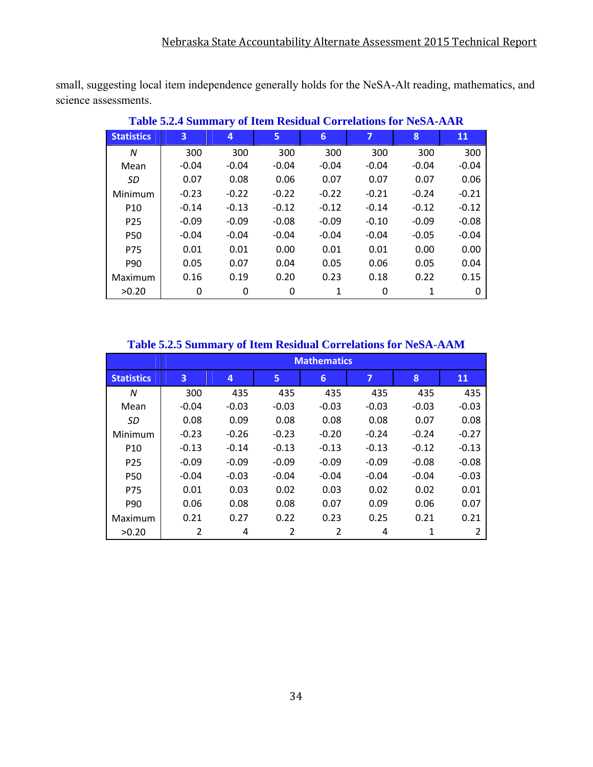small, suggesting local item independence generally holds for the NeSA-Alt reading, mathematics, and science assessments.

**Table 5.2.4 Summary of Item Residual Correlations for NeSA-AAR**

| Statistics | 3 | 4 | 5 | 6 | 7 | 8 | 11 |
|---|---|---|---|---|---|---|---|
| *N* | 300 | 300 | 300 | 300 | 300 | 300 | 300 |
| Mean | -0.04 | -0.04 | -0.04 | -0.04 | -0.04 | -0.04 | -0.04 |
| *SD* | 0.07 | 0.08 | 0.06 | 0.07 | 0.07 | 0.07 | 0.06 |
| Minimum | -0.23 | -0.22 | -0.22 | -0.22 | -0.21 | -0.24 | -0.21 |
| P10 | -0.14 | -0.13 | -0.12 | -0.12 | -0.14 | -0.12 | -0.12 |
| P25 | -0.09 | -0.09 | -0.08 | -0.09 | -0.10 | -0.09 | -0.08 |
| P50 | -0.04 | -0.04 | -0.04 | -0.04 | -0.04 | -0.05 | -0.04 |
| P75 | 0.01 | 0.01 | 0.00 | 0.01 | 0.01 | 0.00 | 0.00 |
| P90 | 0.05 | 0.07 | 0.04 | 0.05 | 0.06 | 0.05 | 0.04 |
| Maximum | 0.16 | 0.19 | 0.20 | 0.23 | 0.18 | 0.22 | 0.15 |
| >0.20 | 0 | 0 | 0 | 1 | 0 | 1 | 0 |

**Table 5.2.5 Summary of Item Residual Correlations for NeSA-AAM**

| | Mathematics | | | | | | |
|---|---|---|---|---|---|---|---|
| Statistics | 3 | 4 | 5 | 6 | 7 | 8 | 11 |
| *N* | 300 | 435 | 435 | 435 | 435 | 435 | 435 |
| Mean | -0.04 | -0.03 | -0.03 | -0.03 | -0.03 | -0.03 | -0.03 |
| *SD* | 0.08 | 0.09 | 0.08 | 0.08 | 0.08 | 0.07 | 0.08 |
| Minimum | -0.23 | -0.26 | -0.23 | -0.20 | -0.24 | -0.24 | -0.27 |
| P10 | -0.13 | -0.14 | -0.13 | -0.13 | -0.13 | -0.12 | -0.13 |
| P25 | -0.09 | -0.09 | -0.09 | -0.09 | -0.09 | -0.08 | -0.08 |
| P50 | -0.04 | -0.03 | -0.04 | -0.04 | -0.04 | -0.04 | -0.03 |
| P75 | 0.01 | 0.03 | 0.02 | 0.03 | 0.02 | 0.02 | 0.01 |
| P90 | 0.06 | 0.08 | 0.08 | 0.07 | 0.09 | 0.06 | 0.07 |
| Maximum | 0.21 | 0.27 | 0.22 | 0.23 | 0.25 | 0.21 | 0.21 |
| >0.20 | 2 | 4 | 2 | 2 | 4 | 1 | 2 |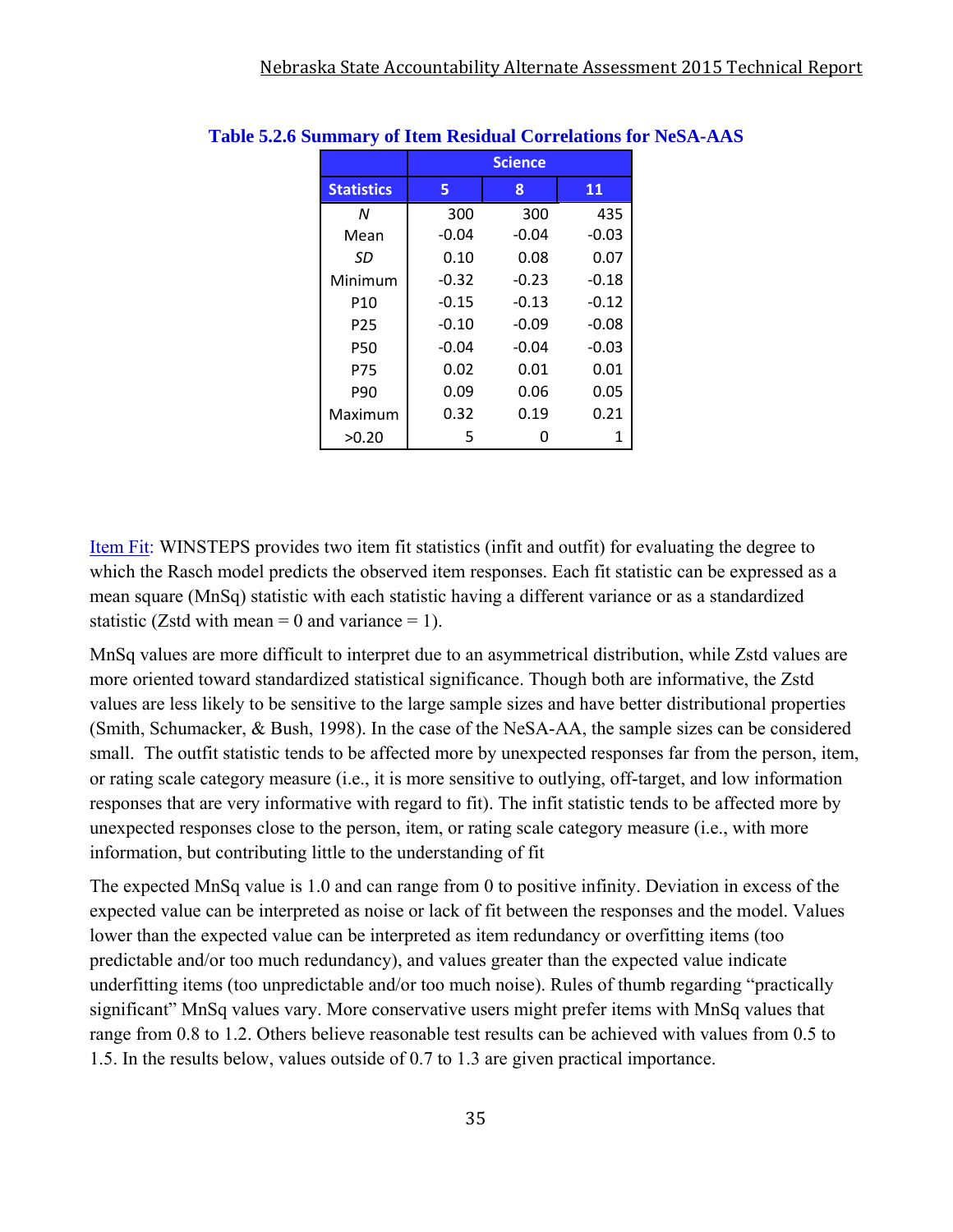**Table 5.2.6 Summary of Item Residual Correlations for NeSA-AAS**

| | Science | | |
|---|---|---|---|
| **Statistics** | **5** | **8** | **11** |
| *N* | 300 | 300 | 435 |
| Mean | -0.04 | -0.04 | -0.03 |
| *SD* | 0.10 | 0.08 | 0.07 |
| Minimum | -0.32 | -0.23 | -0.18 |
| P10 | -0.15 | -0.13 | -0.12 |
| P25 | -0.10 | -0.09 | -0.08 |
| P50 | -0.04 | -0.04 | -0.03 |
| P75 | 0.02 | 0.01 | 0.01 |
| P90 | 0.09 | 0.06 | 0.05 |
| Maximum | 0.32 | 0.19 | 0.21 |
| >0.20 | 5 | 0 | 1 |

Item Fit: WINSTEPS provides two item fit statistics (infit and outfit) for evaluating the degree to which the Rasch model predicts the observed item responses. Each fit statistic can be expressed as a mean square (MnSq) statistic with each statistic having a different variance or as a standardized statistic (Zstd with mean = 0 and variance = 1).

MnSq values are more difficult to interpret due to an asymmetrical distribution, while Zstd values are more oriented toward standardized statistical significance. Though both are informative, the Zstd values are less likely to be sensitive to the large sample sizes and have better distributional properties (Smith, Schumacker, & Bush, 1998). In the case of the NeSA-AA, the sample sizes can be considered small. The outfit statistic tends to be affected more by unexpected responses far from the person, item, or rating scale category measure (i.e., it is more sensitive to outlying, off-target, and low information responses that are very informative with regard to fit). The infit statistic tends to be affected more by unexpected responses close to the person, item, or rating scale category measure (i.e., with more information, but contributing little to the understanding of fit

The expected MnSq value is 1.0 and can range from 0 to positive infinity. Deviation in excess of the expected value can be interpreted as noise or lack of fit between the responses and the model. Values lower than the expected value can be interpreted as item redundancy or overfitting items (too predictable and/or too much redundancy), and values greater than the expected value indicate underfitting items (too unpredictable and/or too much noise). Rules of thumb regarding "practically significant" MnSq values vary. More conservative users might prefer items with MnSq values that range from 0.8 to 1.2. Others believe reasonable test results can be achieved with values from 0.5 to 1.5. In the results below, values outside of 0.7 to 1.3 are given practical importance.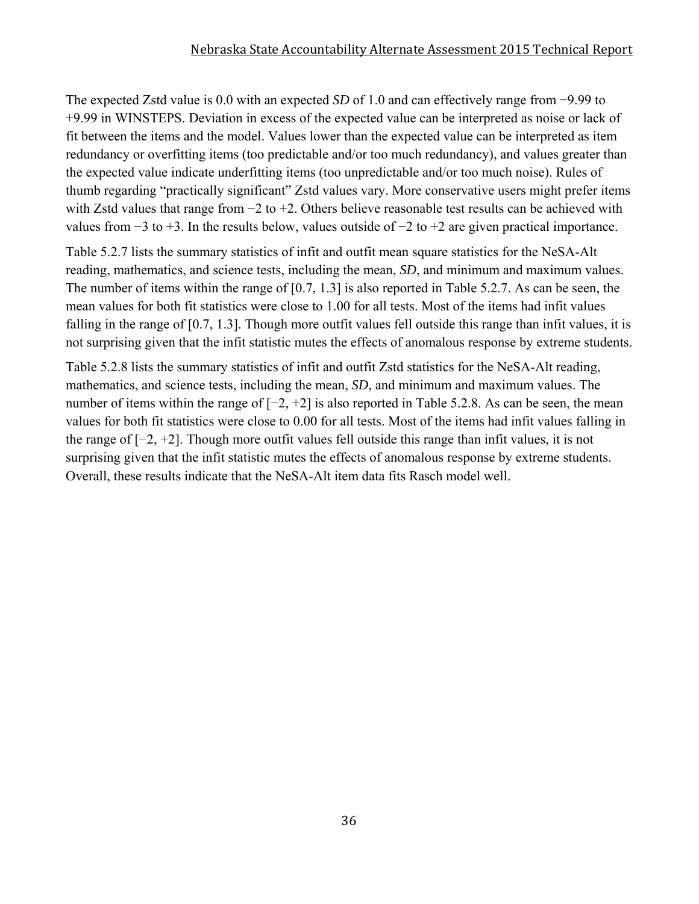The expected Zstd value is 0.0 with an expected *SD* of 1.0 and can effectively range from −9.99 to +9.99 in WINSTEPS. Deviation in excess of the expected value can be interpreted as noise or lack of fit between the items and the model. Values lower than the expected value can be interpreted as item redundancy or overfitting items (too predictable and/or too much redundancy), and values greater than the expected value indicate underfitting items (too unpredictable and/or too much noise). Rules of thumb regarding "practically significant" Zstd values vary. More conservative users might prefer items with Zstd values that range from −2 to +2. Others believe reasonable test results can be achieved with values from −3 to +3. In the results below, values outside of −2 to +2 are given practical importance.

Table 5.2.7 lists the summary statistics of infit and outfit mean square statistics for the NeSA-Alt reading, mathematics, and science tests, including the mean, *SD*, and minimum and maximum values. The number of items within the range of [0.7, 1.3] is also reported in Table 5.2.7. As can be seen, the mean values for both fit statistics were close to 1.00 for all tests. Most of the items had infit values falling in the range of [0.7, 1.3]. Though more outfit values fell outside this range than infit values, it is not surprising given that the infit statistic mutes the effects of anomalous response by extreme students.

Table 5.2.8 lists the summary statistics of infit and outfit Zstd statistics for the NeSA-Alt reading, mathematics, and science tests, including the mean, *SD*, and minimum and maximum values. The number of items within the range of [−2, +2] is also reported in Table 5.2.8. As can be seen, the mean values for both fit statistics were close to 0.00 for all tests. Most of the items had infit values falling in the range of [−2, +2]. Though more outfit values fell outside this range than infit values, it is not surprising given that the infit statistic mutes the effects of anomalous response by extreme students. Overall, these results indicate that the NeSA-Alt item data fits Rasch model well.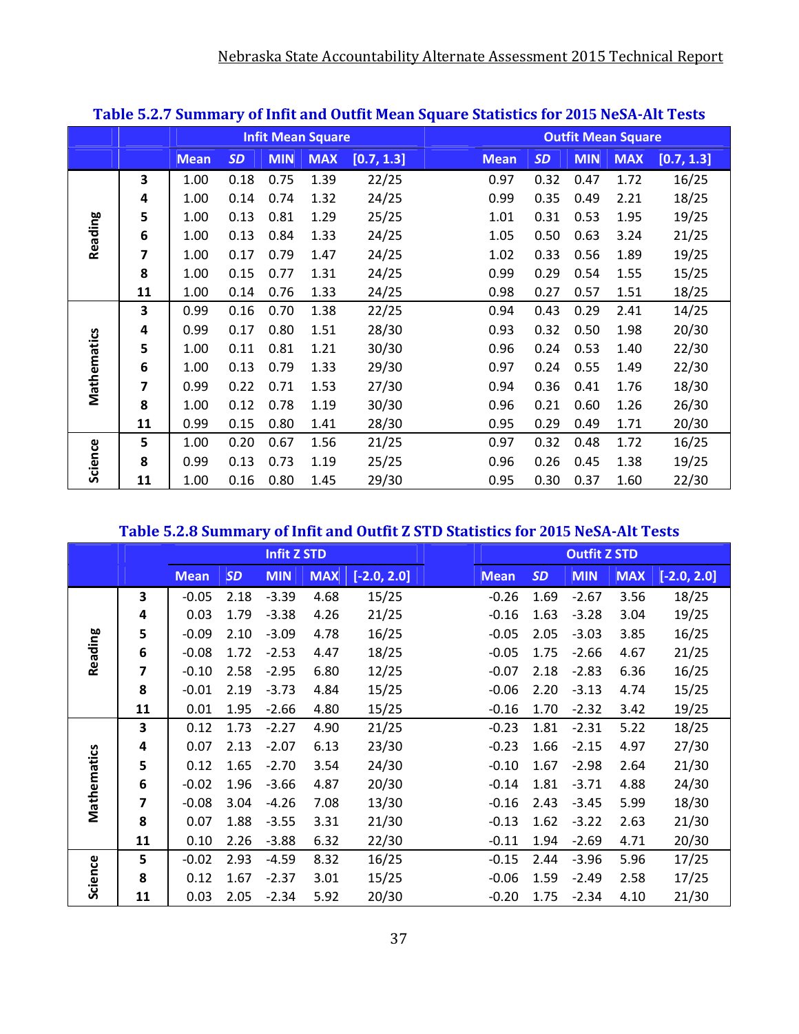**Table 5.2.7 Summary of Infit and Outfit Mean Square Statistics for 2015 NeSA-Alt Tests**

| | | Infit Mean Square | | | | | Outfit Mean Square | | | | |
|---|---|---|---|---|---|---|---|---|---|---|---|
| | | Mean | *SD* | MIN | MAX | [0.7, 1.3] | Mean | *SD* | MIN | MAX | [0.7, 1.3] |
| Reading | 3 | 1.00 | 0.18 | 0.75 | 1.39 | 22/25 | 0.97 | 0.32 | 0.47 | 1.72 | 16/25 |
| | 4 | 1.00 | 0.14 | 0.74 | 1.32 | 24/25 | 0.99 | 0.35 | 0.49 | 2.21 | 18/25 |
| | 5 | 1.00 | 0.13 | 0.81 | 1.29 | 25/25 | 1.01 | 0.31 | 0.53 | 1.95 | 19/25 |
| | 6 | 1.00 | 0.13 | 0.84 | 1.33 | 24/25 | 1.05 | 0.50 | 0.63 | 3.24 | 21/25 |
| | 7 | 1.00 | 0.17 | 0.79 | 1.47 | 24/25 | 1.02 | 0.33 | 0.56 | 1.89 | 19/25 |
| | 8 | 1.00 | 0.15 | 0.77 | 1.31 | 24/25 | 0.99 | 0.29 | 0.54 | 1.55 | 15/25 |
| | 11 | 1.00 | 0.14 | 0.76 | 1.33 | 24/25 | 0.98 | 0.27 | 0.57 | 1.51 | 18/25 |
| Mathematics | 3 | 0.99 | 0.16 | 0.70 | 1.38 | 22/25 | 0.94 | 0.43 | 0.29 | 2.41 | 14/25 |
| | 4 | 0.99 | 0.17 | 0.80 | 1.51 | 28/30 | 0.93 | 0.32 | 0.50 | 1.98 | 20/30 |
| | 5 | 1.00 | 0.11 | 0.81 | 1.21 | 30/30 | 0.96 | 0.24 | 0.53 | 1.40 | 22/30 |
| | 6 | 1.00 | 0.13 | 0.79 | 1.33 | 29/30 | 0.97 | 0.24 | 0.55 | 1.49 | 22/30 |
| | 7 | 0.99 | 0.22 | 0.71 | 1.53 | 27/30 | 0.94 | 0.36 | 0.41 | 1.76 | 18/30 |
| | 8 | 1.00 | 0.12 | 0.78 | 1.19 | 30/30 | 0.96 | 0.21 | 0.60 | 1.26 | 26/30 |
| | 11 | 0.99 | 0.15 | 0.80 | 1.41 | 28/30 | 0.95 | 0.29 | 0.49 | 1.71 | 20/30 |
| Science | 5 | 1.00 | 0.20 | 0.67 | 1.56 | 21/25 | 0.97 | 0.32 | 0.48 | 1.72 | 16/25 |
| | 8 | 0.99 | 0.13 | 0.73 | 1.19 | 25/25 | 0.96 | 0.26 | 0.45 | 1.38 | 19/25 |
| | 11 | 1.00 | 0.16 | 0.80 | 1.45 | 29/30 | 0.95 | 0.30 | 0.37 | 1.60 | 22/30 |

**Table 5.2.8 Summary of Infit and Outfit Z STD Statistics for 2015 NeSA-Alt Tests**

| | | Infit Z STD | | | | | Outfit Z STD | | | | |
|---|---|---|---|---|---|---|---|---|---|---|---|
| | | Mean | *SD* | MIN | MAX | [-2.0, 2.0] | Mean | *SD* | MIN | MAX | [-2.0, 2.0] |
| Reading | 3 | -0.05 | 2.18 | -3.39 | 4.68 | 15/25 | -0.26 | 1.69 | -2.67 | 3.56 | 18/25 |
| | 4 | 0.03 | 1.79 | -3.38 | 4.26 | 21/25 | -0.16 | 1.63 | -3.28 | 3.04 | 19/25 |
| | 5 | -0.09 | 2.10 | -3.09 | 4.78 | 16/25 | -0.05 | 2.05 | -3.03 | 3.85 | 16/25 |
| | 6 | -0.08 | 1.72 | -2.53 | 4.47 | 18/25 | -0.05 | 1.75 | -2.66 | 4.67 | 21/25 |
| | 7 | -0.10 | 2.58 | -2.95 | 6.80 | 12/25 | -0.07 | 2.18 | -2.83 | 6.36 | 16/25 |
| | 8 | -0.01 | 2.19 | -3.73 | 4.84 | 15/25 | -0.06 | 2.20 | -3.13 | 4.74 | 15/25 |
| | 11 | 0.01 | 1.95 | -2.66 | 4.80 | 15/25 | -0.16 | 1.70 | -2.32 | 3.42 | 19/25 |
| Mathematics | 3 | 0.12 | 1.73 | -2.27 | 4.90 | 21/25 | -0.23 | 1.81 | -2.31 | 5.22 | 18/25 |
| | 4 | 0.07 | 2.13 | -2.07 | 6.13 | 23/30 | -0.23 | 1.66 | -2.15 | 4.97 | 27/30 |
| | 5 | 0.12 | 1.65 | -2.70 | 3.54 | 24/30 | -0.10 | 1.67 | -2.98 | 2.64 | 21/30 |
| | 6 | -0.02 | 1.96 | -3.66 | 4.87 | 20/30 | -0.14 | 1.81 | -3.71 | 4.88 | 24/30 |
| | 7 | -0.08 | 3.04 | -4.26 | 7.08 | 13/30 | -0.16 | 2.43 | -3.45 | 5.99 | 18/30 |
| | 8 | 0.07 | 1.88 | -3.55 | 3.31 | 21/30 | -0.13 | 1.62 | -3.22 | 2.63 | 21/30 |
| | 11 | 0.10 | 2.26 | -3.88 | 6.32 | 22/30 | -0.11 | 1.94 | -2.69 | 4.71 | 20/30 |
| Science | 5 | -0.02 | 2.93 | -4.59 | 8.32 | 16/25 | -0.15 | 2.44 | -3.96 | 5.96 | 17/25 |
| | 8 | 0.12 | 1.67 | -2.37 | 3.01 | 15/25 | -0.06 | 1.59 | -2.49 | 2.58 | 17/25 |
| | 11 | 0.03 | 2.05 | -2.34 | 5.92 | 20/30 | -0.20 | 1.75 | -2.34 | 4.10 | 21/30 |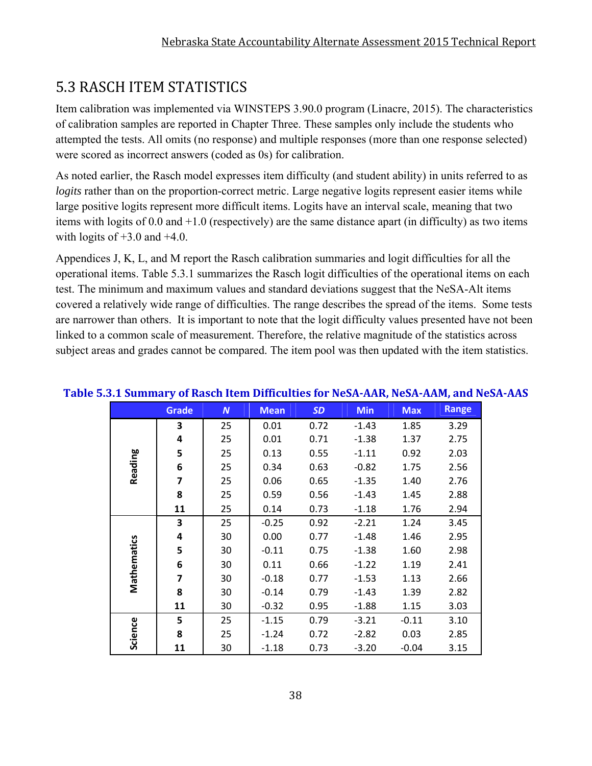## 5.3 RASCH ITEM STATISTICS

Item calibration was implemented via WINSTEPS 3.90.0 program (Linacre, 2015). The characteristics of calibration samples are reported in Chapter Three. These samples only include the students who attempted the tests. All omits (no response) and multiple responses (more than one response selected) were scored as incorrect answers (coded as 0s) for calibration.

As noted earlier, the Rasch model expresses item difficulty (and student ability) in units referred to as *logits* rather than on the proportion-correct metric. Large negative logits represent easier items while large positive logits represent more difficult items. Logits have an interval scale, meaning that two items with logits of 0.0 and +1.0 (respectively) are the same distance apart (in difficulty) as two items with logits of +3.0 and +4.0.

Appendices J, K, L, and M report the Rasch calibration summaries and logit difficulties for all the operational items. Table 5.3.1 summarizes the Rasch logit difficulties of the operational items on each test. The minimum and maximum values and standard deviations suggest that the NeSA-Alt items covered a relatively wide range of difficulties. The range describes the spread of the items. Some tests are narrower than others. It is important to note that the logit difficulty values presented have not been linked to a common scale of measurement. Therefore, the relative magnitude of the statistics across subject areas and grades cannot be compared. The item pool was then updated with the item statistics.

**Table 5.3.1 Summary of Rasch Item Difficulties for NeSA-AAR, NeSA-AAM, and NeSA-AAS**

| | Grade | *N* | Mean | *SD* | Min | Max | Range |
|---|---|---|---|---|---|---|---|
| Reading | 3 | 25 | 0.01 | 0.72 | -1.43 | 1.85 | 3.29 |
| | 4 | 25 | 0.01 | 0.71 | -1.38 | 1.37 | 2.75 |
| | 5 | 25 | 0.13 | 0.55 | -1.11 | 0.92 | 2.03 |
| | 6 | 25 | 0.34 | 0.63 | -0.82 | 1.75 | 2.56 |
| | 7 | 25 | 0.06 | 0.65 | -1.35 | 1.40 | 2.76 |
| | 8 | 25 | 0.59 | 0.56 | -1.43 | 1.45 | 2.88 |
| | 11 | 25 | 0.14 | 0.73 | -1.18 | 1.76 | 2.94 |
| Mathematics | 3 | 25 | -0.25 | 0.92 | -2.21 | 1.24 | 3.45 |
| | 4 | 30 | 0.00 | 0.77 | -1.48 | 1.46 | 2.95 |
| | 5 | 30 | -0.11 | 0.75 | -1.38 | 1.60 | 2.98 |
| | 6 | 30 | 0.11 | 0.66 | -1.22 | 1.19 | 2.41 |
| | 7 | 30 | -0.18 | 0.77 | -1.53 | 1.13 | 2.66 |
| | 8 | 30 | -0.14 | 0.79 | -1.43 | 1.39 | 2.82 |
| | 11 | 30 | -0.32 | 0.95 | -1.88 | 1.15 | 3.03 |
| Science | 5 | 25 | -1.15 | 0.79 | -3.21 | -0.11 | 3.10 |
| | 8 | 25 | -1.24 | 0.72 | -2.82 | 0.03 | 2.85 |
| | 11 | 30 | -1.18 | 0.73 | -3.20 | -0.04 | 3.15 |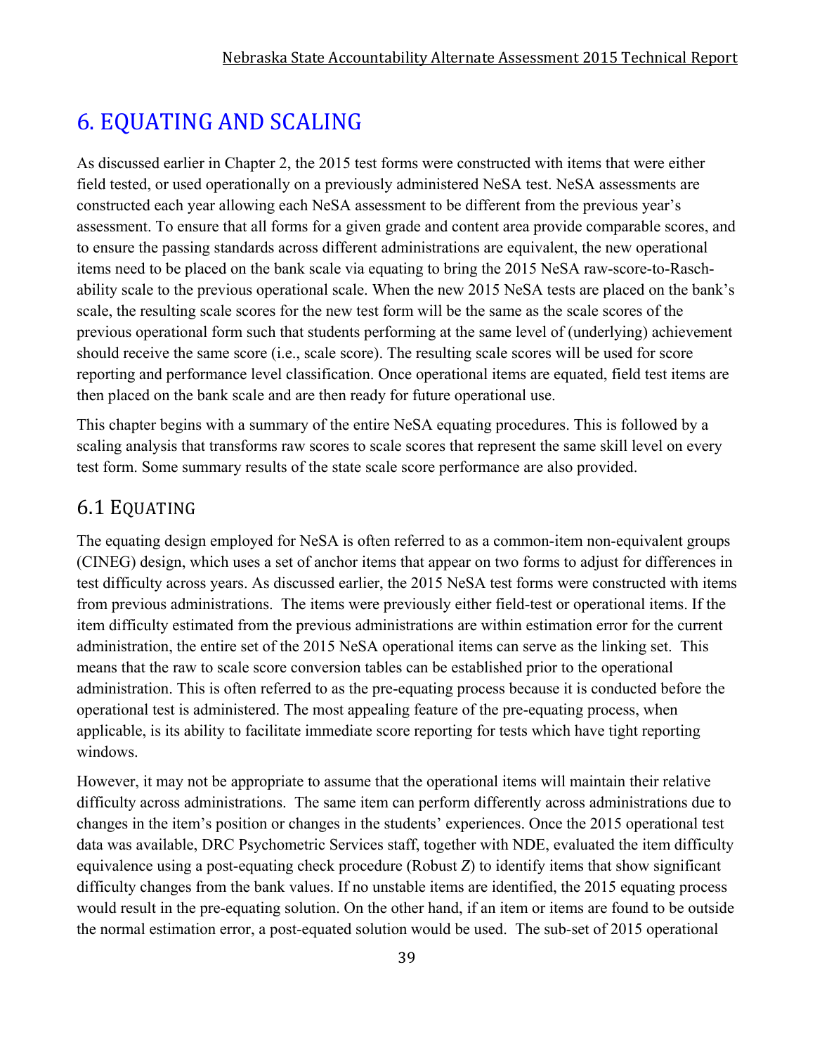# 6. EQUATING AND SCALING

As discussed earlier in Chapter 2, the 2015 test forms were constructed with items that were either field tested, or used operationally on a previously administered NeSA test. NeSA assessments are constructed each year allowing each NeSA assessment to be different from the previous year's assessment. To ensure that all forms for a given grade and content area provide comparable scores, and to ensure the passing standards across different administrations are equivalent, the new operational items need to be placed on the bank scale via equating to bring the 2015 NeSA raw-score-to-Rasch-ability scale to the previous operational scale. When the new 2015 NeSA tests are placed on the bank's scale, the resulting scale scores for the new test form will be the same as the scale scores of the previous operational form such that students performing at the same level of (underlying) achievement should receive the same score (i.e., scale score). The resulting scale scores will be used for score reporting and performance level classification. Once operational items are equated, field test items are then placed on the bank scale and are then ready for future operational use.

This chapter begins with a summary of the entire NeSA equating procedures. This is followed by a scaling analysis that transforms raw scores to scale scores that represent the same skill level on every test form. Some summary results of the state scale score performance are also provided.

## 6.1 EQUATING

The equating design employed for NeSA is often referred to as a common-item non-equivalent groups (CINEG) design, which uses a set of anchor items that appear on two forms to adjust for differences in test difficulty across years. As discussed earlier, the 2015 NeSA test forms were constructed with items from previous administrations. The items were previously either field-test or operational items. If the item difficulty estimated from the previous administrations are within estimation error for the current administration, the entire set of the 2015 NeSA operational items can serve as the linking set. This means that the raw to scale score conversion tables can be established prior to the operational administration. This is often referred to as the pre-equating process because it is conducted before the operational test is administered. The most appealing feature of the pre-equating process, when applicable, is its ability to facilitate immediate score reporting for tests which have tight reporting windows.

However, it may not be appropriate to assume that the operational items will maintain their relative difficulty across administrations. The same item can perform differently across administrations due to changes in the item's position or changes in the students' experiences. Once the 2015 operational test data was available, DRC Psychometric Services staff, together with NDE, evaluated the item difficulty equivalence using a post-equating check procedure (Robust *Z*) to identify items that show significant difficulty changes from the bank values. If no unstable items are identified, the 2015 equating process would result in the pre-equating solution. On the other hand, if an item or items are found to be outside the normal estimation error, a post-equated solution would be used. The sub-set of 2015 operational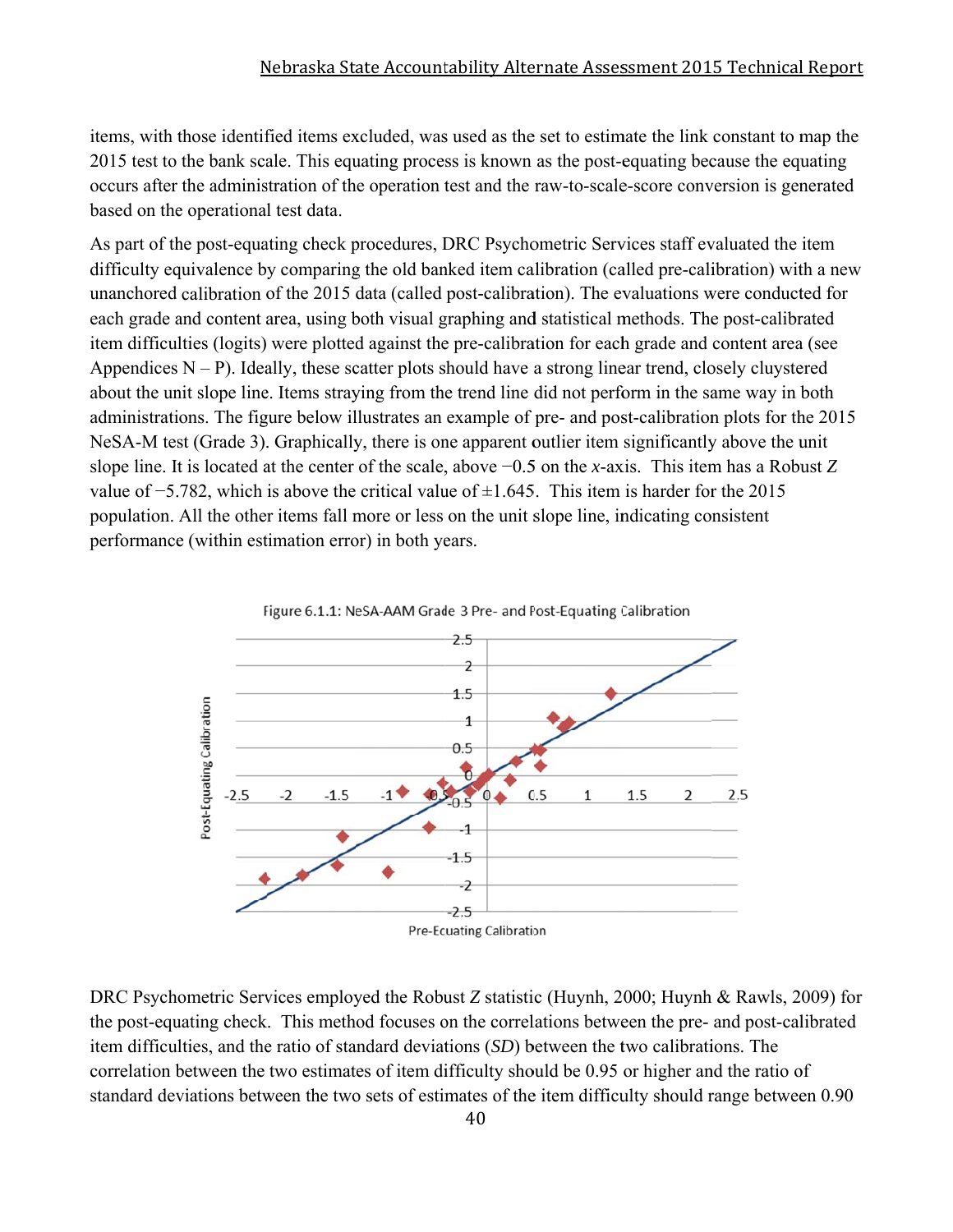items, with those identified items excluded, was used as the set to estimate the link constant to map the 2015 test to the bank scale. This equating process is known as the post-equating because the equating occurs after the administration of the operation test and the raw-to-scale-score conversion is generated based on the operational test data.

As part of the post-equating check procedures, DRC Psychometric Services staff evaluated the item difficulty equivalence by comparing the old banked item calibration (called pre-calibration) with a new unanchored calibration of the 2015 data (called post-calibration). The evaluations were conducted for each grade and content area, using both visual graphing and statistical methods. The post-calibrated item difficulties (logits) were plotted against the pre-calibration for each grade and content area (see Appendices N – P). Ideally, these scatter plots should have a strong linear trend, closely cluystered about the unit slope line. Items straying from the trend line did not perform in the same way in both administrations. The figure below illustrates an example of pre- and post-calibration plots for the 2015 NeSA-M test (Grade 3). Graphically, there is one apparent outlier item significantly above the unit slope line. It is located at the center of the scale, above −0.5 on the *x*-axis. This item has a Robust *Z* value of −5.782, which is above the critical value of ±1.645. This item is harder for the 2015 population. All the other items fall more or less on the unit slope line, indicating consistent performance (within estimation error) in both years.

Figure 6.1.1: NeSA-AAM Grade 3 Pre- and Post-Equating Calibration

DRC Psychometric Services employed the Robust *Z* statistic (Huynh, 2000; Huynh & Rawls, 2009) for the post-equating check. This method focuses on the correlations between the pre- and post-calibrated item difficulties, and the ratio of standard deviations (*SD*) between the two calibrations. The correlation between the two estimates of item difficulty should be 0.95 or higher and the ratio of standard deviations between the two sets of estimates of the item difficulty should range between 0.90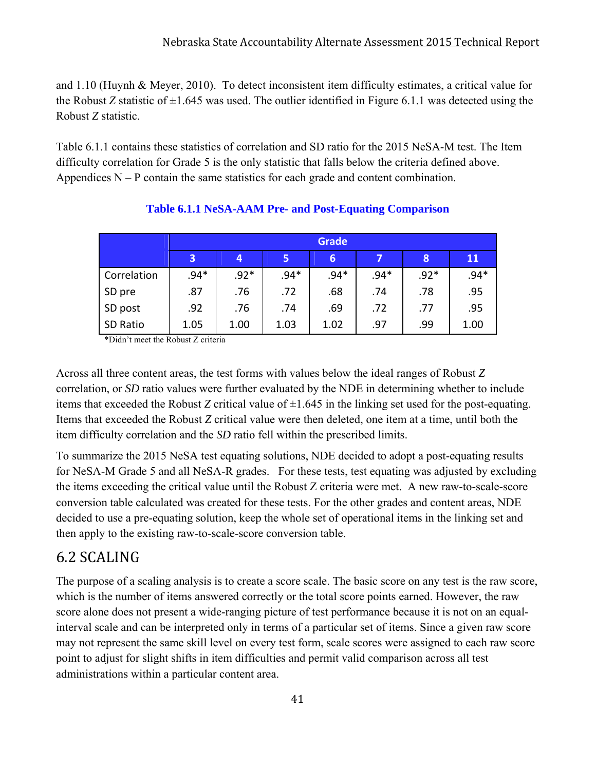and 1.10 (Huynh & Meyer, 2010). To detect inconsistent item difficulty estimates, a critical value for the Robust *Z* statistic of ±1.645 was used. The outlier identified in Figure 6.1.1 was detected using the Robust *Z* statistic.

Table 6.1.1 contains these statistics of correlation and SD ratio for the 2015 NeSA-M test. The Item difficulty correlation for Grade 5 is the only statistic that falls below the criteria defined above. Appendices N – P contain the same statistics for each grade and content combination.

**Table 6.1.1 NeSA-AAM Pre- and Post-Equating Comparison**

| | Grade | | | | | | |
|---|---|---|---|---|---|---|---|
| | 3 | 4 | 5 | 6 | 7 | 8 | 11 |
| Correlation | .94* | .92* | .94* | .94* | .94* | .92* | .94* |
| SD pre | .87 | .76 | .72 | .68 | .74 | .78 | .95 |
| SD post | .92 | .76 | .74 | .69 | .72 | .77 | .95 |
| SD Ratio | 1.05 | 1.00 | 1.03 | 1.02 | .97 | .99 | 1.00 |

*Didn't meet the Robust Z criteria

Across all three content areas, the test forms with values below the ideal ranges of Robust *Z* correlation, or *SD* ratio values were further evaluated by the NDE in determining whether to include items that exceeded the Robust *Z* critical value of ±1.645 in the linking set used for the post-equating. Items that exceeded the Robust *Z* critical value were then deleted, one item at a time, until both the item difficulty correlation and the *SD* ratio fell within the prescribed limits.

To summarize the 2015 NeSA test equating solutions, NDE decided to adopt a post-equating results for NeSA-M Grade 5 and all NeSA-R grades. For these tests, test equating was adjusted by excluding the items exceeding the critical value until the Robust Z criteria were met. A new raw-to-scale-score conversion table calculated was created for these tests. For the other grades and content areas, NDE decided to use a pre-equating solution, keep the whole set of operational items in the linking set and then apply to the existing raw-to-scale-score conversion table.

## 6.2 SCALING

The purpose of a scaling analysis is to create a score scale. The basic score on any test is the raw score, which is the number of items answered correctly or the total score points earned. However, the raw score alone does not present a wide-ranging picture of test performance because it is not on an equal-interval scale and can be interpreted only in terms of a particular set of items. Since a given raw score may not represent the same skill level on every test form, scale scores were assigned to each raw score point to adjust for slight shifts in item difficulties and permit valid comparison across all test administrations within a particular content area.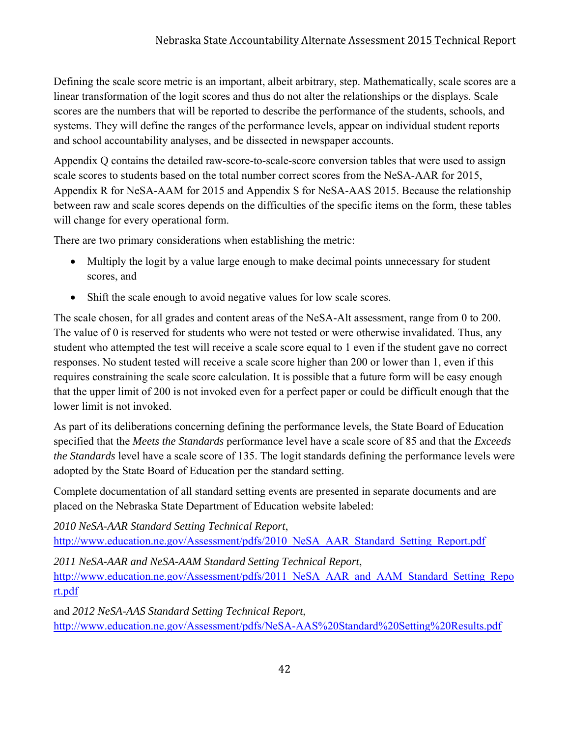Defining the scale score metric is an important, albeit arbitrary, step. Mathematically, scale scores are a linear transformation of the logit scores and thus do not alter the relationships or the displays. Scale scores are the numbers that will be reported to describe the performance of the students, schools, and systems. They will define the ranges of the performance levels, appear on individual student reports and school accountability analyses, and be dissected in newspaper accounts.

Appendix Q contains the detailed raw-score-to-scale-score conversion tables that were used to assign scale scores to students based on the total number correct scores from the NeSA-AAR for 2015, Appendix R for NeSA-AAM for 2015 and Appendix S for NeSA-AAS 2015. Because the relationship between raw and scale scores depends on the difficulties of the specific items on the form, these tables will change for every operational form.

There are two primary considerations when establishing the metric:

- Multiply the logit by a value large enough to make decimal points unnecessary for student scores, and
- Shift the scale enough to avoid negative values for low scale scores.

The scale chosen, for all grades and content areas of the NeSA-Alt assessment, range from 0 to 200. The value of 0 is reserved for students who were not tested or were otherwise invalidated. Thus, any student who attempted the test will receive a scale score equal to 1 even if the student gave no correct responses. No student tested will receive a scale score higher than 200 or lower than 1, even if this requires constraining the scale score calculation. It is possible that a future form will be easy enough that the upper limit of 200 is not invoked even for a perfect paper or could be difficult enough that the lower limit is not invoked.

As part of its deliberations concerning defining the performance levels, the State Board of Education specified that the *Meets the Standards* performance level have a scale score of 85 and that the *Exceeds the Standards* level have a scale score of 135. The logit standards defining the performance levels were adopted by the State Board of Education per the standard setting.

Complete documentation of all standard setting events are presented in separate documents and are placed on the Nebraska State Department of Education website labeled:

*2010 NeSA-AAR Standard Setting Technical Report*,
http://www.education.ne.gov/Assessment/pdfs/2010_NeSA_AAR_Standard_Setting_Report.pdf

*2011 NeSA-AAR and NeSA-AAM Standard Setting Technical Report*,
http://www.education.ne.gov/Assessment/pdfs/2011_NeSA_AAR_and_AAM_Standard_Setting_Report.pdf

and *2012 NeSA-AAS Standard Setting Technical Report*,
http://www.education.ne.gov/Assessment/pdfs/NeSA-AAS%20Standard%20Setting%20Results.pdf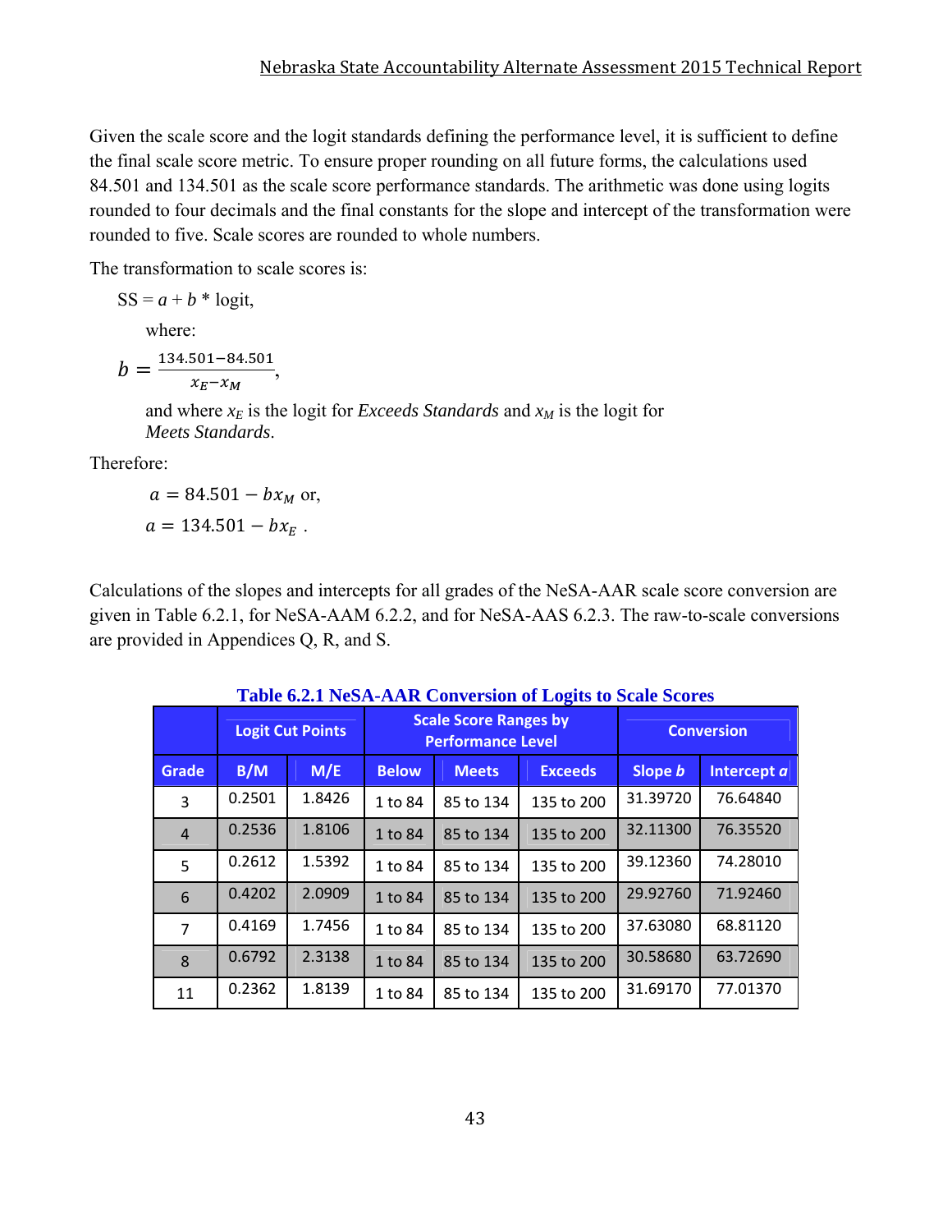Given the scale score and the logit standards defining the performance level, it is sufficient to define the final scale score metric. To ensure proper rounding on all future forms, the calculations used 84.501 and 134.501 as the scale score performance standards. The arithmetic was done using logits rounded to four decimals and the final constants for the slope and intercept of the transformation were rounded to five. Scale scores are rounded to whole numbers.

The transformation to scale scores is:

SS = *a* + *b* * logit,

where:

$$b = \frac{134.501 - 84.501}{x_E - x_M},$$

and where $x_E$ is the logit for *Exceeds Standards* and $x_M$ is the logit for *Meets Standards*.

Therefore:

$$a = 84.501 - bx_M \text{ or,}$$

$$a = 134.501 - bx_E \text{ .}$$

Calculations of the slopes and intercepts for all grades of the NeSA-AAR scale score conversion are given in Table 6.2.1, for NeSA-AAM 6.2.2, and for NeSA-AAS 6.2.3. The raw-to-scale conversions are provided in Appendices Q, R, and S.

**Table 6.2.1 NeSA-AAR Conversion of Logits to Scale Scores**

| | Logit Cut Points | | Scale Score Ranges by Performance Level | | | Conversion | |
|---|---|---|---|---|---|---|---|
| **Grade** | **B/M** | **M/E** | **Below** | **Meets** | **Exceeds** | **Slope *b*** | **Intercept *a*** |
| 3 | 0.2501 | 1.8426 | 1 to 84 | 85 to 134 | 135 to 200 | 31.39720 | 76.64840 |
| 4 | 0.2536 | 1.8106 | 1 to 84 | 85 to 134 | 135 to 200 | 32.11300 | 76.35520 |
| 5 | 0.2612 | 1.5392 | 1 to 84 | 85 to 134 | 135 to 200 | 39.12360 | 74.28010 |
| 6 | 0.4202 | 2.0909 | 1 to 84 | 85 to 134 | 135 to 200 | 29.92760 | 71.92460 |
| 7 | 0.4169 | 1.7456 | 1 to 84 | 85 to 134 | 135 to 200 | 37.63080 | 68.81120 |
| 8 | 0.6792 | 2.3138 | 1 to 84 | 85 to 134 | 135 to 200 | 30.58680 | 63.72690 |
| 11 | 0.2362 | 1.8139 | 1 to 84 | 85 to 134 | 135 to 200 | 31.69170 | 77.01370 |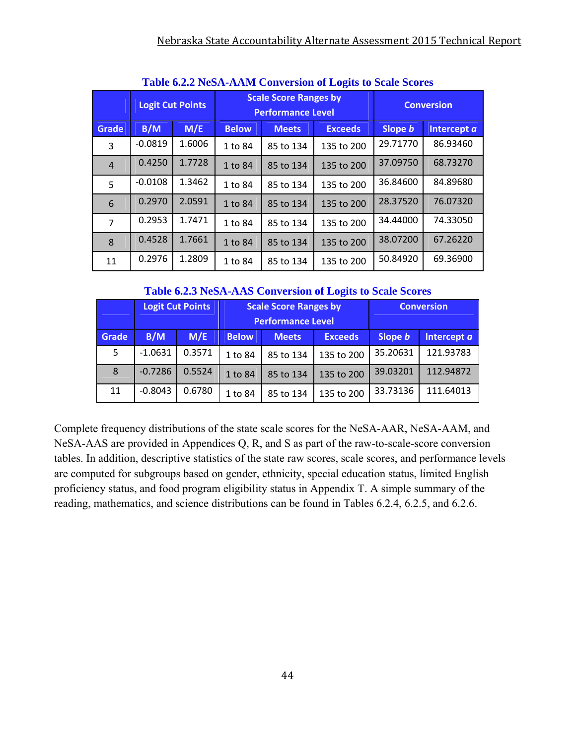**Table 6.2.2 NeSA-AAM Conversion of Logits to Scale Scores**

| | Logit Cut Points | | Scale Score Ranges by Performance Level | | | Conversion | |
|---|---|---|---|---|---|---|---|
| Grade | B/M | M/E | Below | Meets | Exceeds | Slope *b* | Intercept *a* |
| 3 | -0.0819 | 1.6006 | 1 to 84 | 85 to 134 | 135 to 200 | 29.71770 | 86.93460 |
| 4 | 0.4250 | 1.7728 | 1 to 84 | 85 to 134 | 135 to 200 | 37.09750 | 68.73270 |
| 5 | -0.0108 | 1.3462 | 1 to 84 | 85 to 134 | 135 to 200 | 36.84600 | 84.89680 |
| 6 | 0.2970 | 2.0591 | 1 to 84 | 85 to 134 | 135 to 200 | 28.37520 | 76.07320 |
| 7 | 0.2953 | 1.7471 | 1 to 84 | 85 to 134 | 135 to 200 | 34.44000 | 74.33050 |
| 8 | 0.4528 | 1.7661 | 1 to 84 | 85 to 134 | 135 to 200 | 38.07200 | 67.26220 |
| 11 | 0.2976 | 1.2809 | 1 to 84 | 85 to 134 | 135 to 200 | 50.84920 | 69.36900 |

**Table 6.2.3 NeSA-AAS Conversion of Logits to Scale Scores**

| | Logit Cut Points | | Scale Score Ranges by Performance Level | | | Conversion | |
|---|---|---|---|---|---|---|---|
| Grade | B/M | M/E | Below | Meets | Exceeds | Slope *b* | Intercept *a* |
| 5 | -1.0631 | 0.3571 | 1 to 84 | 85 to 134 | 135 to 200 | 35.20631 | 121.93783 |
| 8 | -0.7286 | 0.5524 | 1 to 84 | 85 to 134 | 135 to 200 | 39.03201 | 112.94872 |
| 11 | -0.8043 | 0.6780 | 1 to 84 | 85 to 134 | 135 to 200 | 33.73136 | 111.64013 |

Complete frequency distributions of the state scale scores for the NeSA-AAR, NeSA-AAM, and NeSA-AAS are provided in Appendices Q, R, and S as part of the raw-to-scale-score conversion tables. In addition, descriptive statistics of the state raw scores, scale scores, and performance levels are computed for subgroups based on gender, ethnicity, special education status, limited English proficiency status, and food program eligibility status in Appendix T. A simple summary of the reading, mathematics, and science distributions can be found in Tables 6.2.4, 6.2.5, and 6.2.6.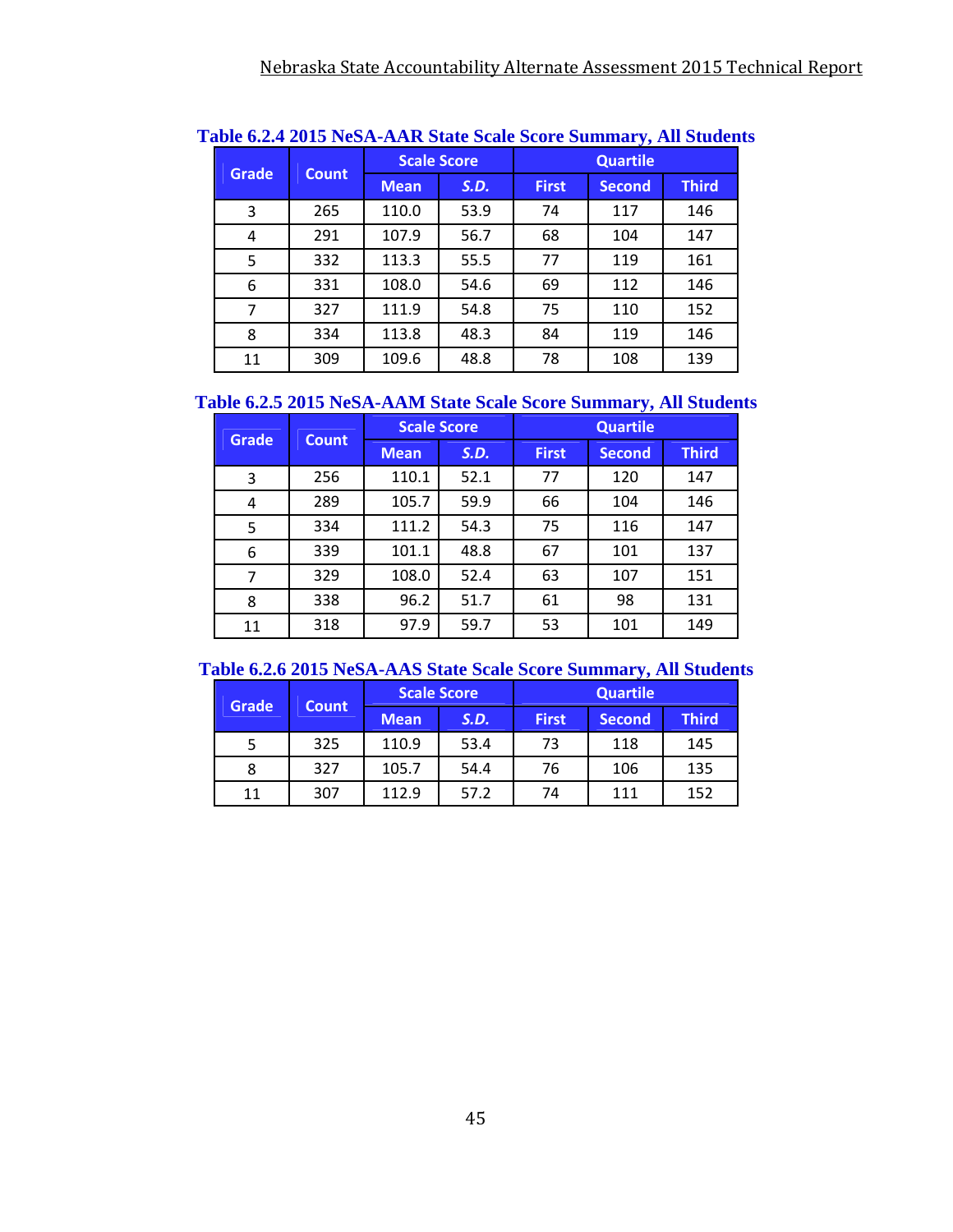**Table 6.2.4 2015 NeSA-AAR State Scale Score Summary, All Students**

| Grade | Count | Scale Score | | Quartile | | |
|---|---|---|---|---|---|---|
| | | Mean | *S.D.* | First | Second | Third |
| 3 | 265 | 110.0 | 53.9 | 74 | 117 | 146 |
| 4 | 291 | 107.9 | 56.7 | 68 | 104 | 147 |
| 5 | 332 | 113.3 | 55.5 | 77 | 119 | 161 |
| 6 | 331 | 108.0 | 54.6 | 69 | 112 | 146 |
| 7 | 327 | 111.9 | 54.8 | 75 | 110 | 152 |
| 8 | 334 | 113.8 | 48.3 | 84 | 119 | 146 |
| 11 | 309 | 109.6 | 48.8 | 78 | 108 | 139 |

**Table 6.2.5 2015 NeSA-AAM State Scale Score Summary, All Students**

| Grade | Count | Scale Score | | Quartile | | |
|---|---|---|---|---|---|---|
| | | Mean | *S.D.* | First | Second | Third |
| 3 | 256 | 110.1 | 52.1 | 77 | 120 | 147 |
| 4 | 289 | 105.7 | 59.9 | 66 | 104 | 146 |
| 5 | 334 | 111.2 | 54.3 | 75 | 116 | 147 |
| 6 | 339 | 101.1 | 48.8 | 67 | 101 | 137 |
| 7 | 329 | 108.0 | 52.4 | 63 | 107 | 151 |
| 8 | 338 | 96.2 | 51.7 | 61 | 98 | 131 |
| 11 | 318 | 97.9 | 59.7 | 53 | 101 | 149 |

**Table 6.2.6 2015 NeSA-AAS State Scale Score Summary, All Students**

| Grade | Count | Scale Score | | Quartile | | |
|---|---|---|---|---|---|---|
| | | Mean | *S.D.* | First | Second | Third |
| 5 | 325 | 110.9 | 53.4 | 73 | 118 | 145 |
| 8 | 327 | 105.7 | 54.4 | 76 | 106 | 135 |
| 11 | 307 | 112.9 | 57.2 | 74 | 111 | 152 |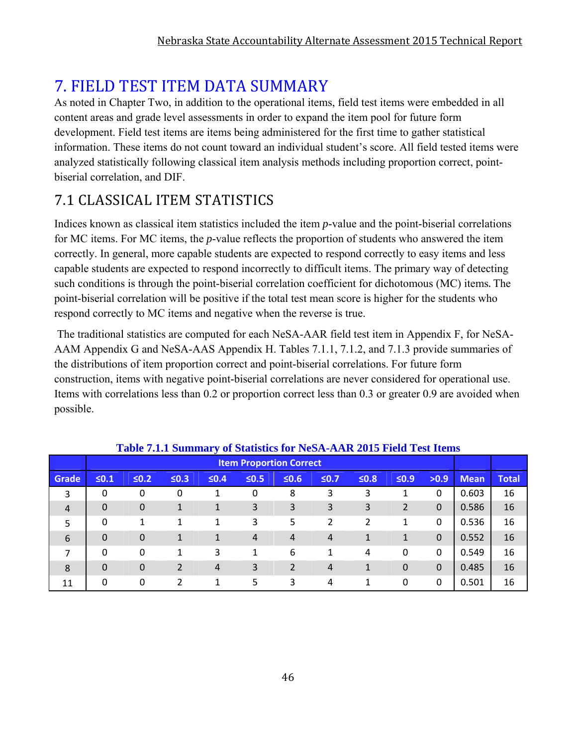# 7. FIELD TEST ITEM DATA SUMMARY

As noted in Chapter Two, in addition to the operational items, field test items were embedded in all content areas and grade level assessments in order to expand the item pool for future form development. Field test items are items being administered for the first time to gather statistical information. These items do not count toward an individual student's score. All field tested items were analyzed statistically following classical item analysis methods including proportion correct, point-biserial correlation, and DIF.

## 7.1 CLASSICAL ITEM STATISTICS

Indices known as classical item statistics included the item *p*-value and the point-biserial correlations for MC items. For MC items, the *p*-value reflects the proportion of students who answered the item correctly. In general, more capable students are expected to respond correctly to easy items and less capable students are expected to respond incorrectly to difficult items. The primary way of detecting such conditions is through the point-biserial correlation coefficient for dichotomous (MC) items. The point-biserial correlation will be positive if the total test mean score is higher for the students who respond correctly to MC items and negative when the reverse is true.

The traditional statistics are computed for each NeSA-AAR field test item in Appendix F, for NeSA-AAM Appendix G and NeSA-AAS Appendix H. Tables 7.1.1, 7.1.2, and 7.1.3 provide summaries of the distributions of item proportion correct and point-biserial correlations. For future form construction, items with negative point-biserial correlations are never considered for operational use. Items with correlations less than 0.2 or proportion correct less than 0.3 or greater 0.9 are avoided when possible.

**Table 7.1.1 Summary of Statistics for NeSA-AAR 2015 Field Test Items**

| | Item Proportion Correct | | | | | | | | | | | |
|---|---|---|---|---|---|---|---|---|---|---|---|---|
| Grade | ≤0.1 | ≤0.2 | ≤0.3 | ≤0.4 | ≤0.5 | ≤0.6 | ≤0.7 | ≤0.8 | ≤0.9 | >0.9 | Mean | Total |
| 3 | 0 | 0 | 0 | 1 | 0 | 8 | 3 | 3 | 1 | 0 | 0.603 | 16 |
| 4 | 0 | 0 | 1 | 1 | 3 | 3 | 3 | 3 | 2 | 0 | 0.586 | 16 |
| 5 | 0 | 1 | 1 | 1 | 3 | 5 | 2 | 2 | 1 | 0 | 0.536 | 16 |
| 6 | 0 | 0 | 1 | 1 | 4 | 4 | 4 | 1 | 1 | 0 | 0.552 | 16 |
| 7 | 0 | 0 | 1 | 3 | 1 | 6 | 1 | 4 | 0 | 0 | 0.549 | 16 |
| 8 | 0 | 0 | 2 | 4 | 3 | 2 | 4 | 1 | 0 | 0 | 0.485 | 16 |
| 11 | 0 | 0 | 2 | 1 | 5 | 3 | 4 | 1 | 0 | 0 | 0.501 | 16 |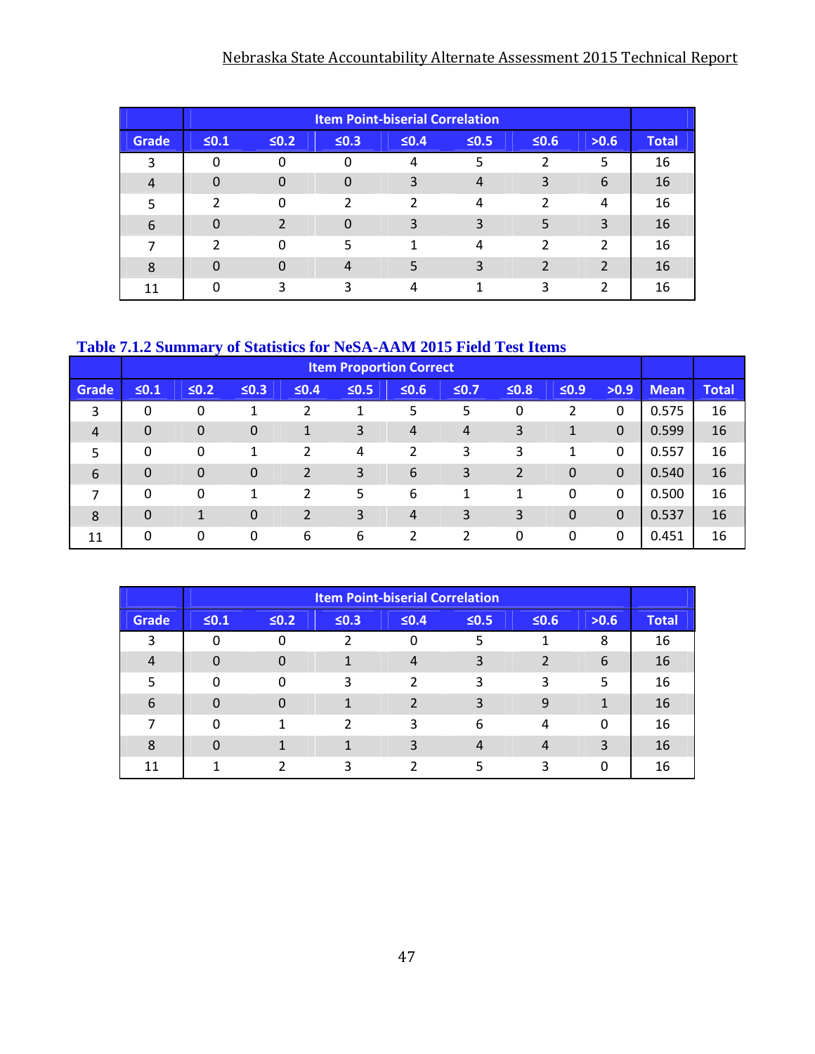| | Item Point-biserial Correlation | | | | | | | |
|---|---|---|---|---|---|---|---|---|
| Grade | ≤0.1 | ≤0.2 | ≤0.3 | ≤0.4 | ≤0.5 | ≤0.6 | >0.6 | Total |
| 3 | 0 | 0 | 0 | 4 | 5 | 2 | 5 | 16 |
| 4 | 0 | 0 | 0 | 3 | 4 | 3 | 6 | 16 |
| 5 | 2 | 0 | 2 | 2 | 4 | 2 | 4 | 16 |
| 6 | 0 | 2 | 0 | 3 | 3 | 5 | 3 | 16 |
| 7 | 2 | 0 | 5 | 1 | 4 | 2 | 2 | 16 |
| 8 | 0 | 0 | 4 | 5 | 3 | 2 | 2 | 16 |
| 11 | 0 | 3 | 3 | 4 | 1 | 3 | 2 | 16 |

### Table 7.1.2 Summary of Statistics for NeSA-AAM 2015 Field Test Items

| | Item Proportion Correct | | | | | | | | | | | |
|---|---|---|---|---|---|---|---|---|---|---|---|---|
| Grade | ≤0.1 | ≤0.2 | ≤0.3 | ≤0.4 | ≤0.5 | ≤0.6 | ≤0.7 | ≤0.8 | ≤0.9 | >0.9 | Mean | Total |
| 3 | 0 | 0 | 1 | 2 | 1 | 5 | 5 | 0 | 2 | 0 | 0.575 | 16 |
| 4 | 0 | 0 | 0 | 1 | 3 | 4 | 4 | 3 | 1 | 0 | 0.599 | 16 |
| 5 | 0 | 0 | 1 | 2 | 4 | 2 | 3 | 3 | 1 | 0 | 0.557 | 16 |
| 6 | 0 | 0 | 0 | 2 | 3 | 6 | 3 | 2 | 0 | 0 | 0.540 | 16 |
| 7 | 0 | 0 | 1 | 2 | 5 | 6 | 1 | 1 | 0 | 0 | 0.500 | 16 |
| 8 | 0 | 1 | 0 | 2 | 3 | 4 | 3 | 3 | 0 | 0 | 0.537 | 16 |
| 11 | 0 | 0 | 0 | 6 | 6 | 2 | 2 | 0 | 0 | 0 | 0.451 | 16 |

| | Item Point-biserial Correlation | | | | | | | |
|---|---|---|---|---|---|---|---|---|
| Grade | ≤0.1 | ≤0.2 | ≤0.3 | ≤0.4 | ≤0.5 | ≤0.6 | >0.6 | Total |
| 3 | 0 | 0 | 2 | 0 | 5 | 1 | 8 | 16 |
| 4 | 0 | 0 | 1 | 4 | 3 | 2 | 6 | 16 |
| 5 | 0 | 0 | 3 | 2 | 3 | 3 | 5 | 16 |
| 6 | 0 | 0 | 1 | 2 | 3 | 9 | 1 | 16 |
| 7 | 0 | 1 | 2 | 3 | 6 | 4 | 0 | 16 |
| 8 | 0 | 1 | 1 | 3 | 4 | 4 | 3 | 16 |
| 11 | 1 | 2 | 3 | 2 | 5 | 3 | 0 | 16 |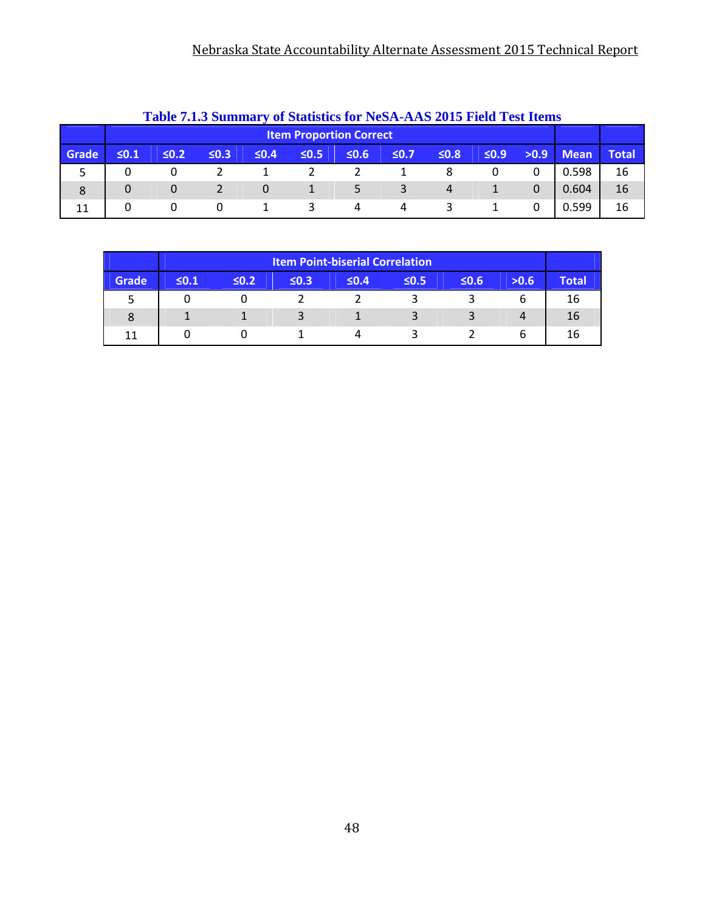**Table 7.1.3 Summary of Statistics for NeSA-AAS 2015 Field Test Items**

| | Item Proportion Correct | | | | | | | | | | | |
|---|---|---|---|---|---|---|---|---|---|---|---|---|
| Grade | ≤0.1 | ≤0.2 | ≤0.3 | ≤0.4 | ≤0.5 | ≤0.6 | ≤0.7 | ≤0.8 | ≤0.9 | >0.9 | Mean | Total |
| 5 | 0 | 0 | 2 | 1 | 2 | 2 | 1 | 8 | 0 | 0 | 0.598 | 16 |
| 8 | 0 | 0 | 2 | 0 | 1 | 5 | 3 | 4 | 1 | 0 | 0.604 | 16 |
| 11 | 0 | 0 | 0 | 1 | 3 | 4 | 4 | 3 | 1 | 0 | 0.599 | 16 |

| | Item Point-biserial Correlation | | | | | | | |
|---|---|---|---|---|---|---|---|---|
| Grade | ≤0.1 | ≤0.2 | ≤0.3 | ≤0.4 | ≤0.5 | ≤0.6 | >0.6 | Total |
| 5 | 0 | 0 | 2 | 2 | 3 | 3 | 6 | 16 |
| 8 | 1 | 1 | 3 | 1 | 3 | 3 | 4 | 16 |
| 11 | 0 | 0 | 1 | 4 | 3 | 2 | 6 | 16 |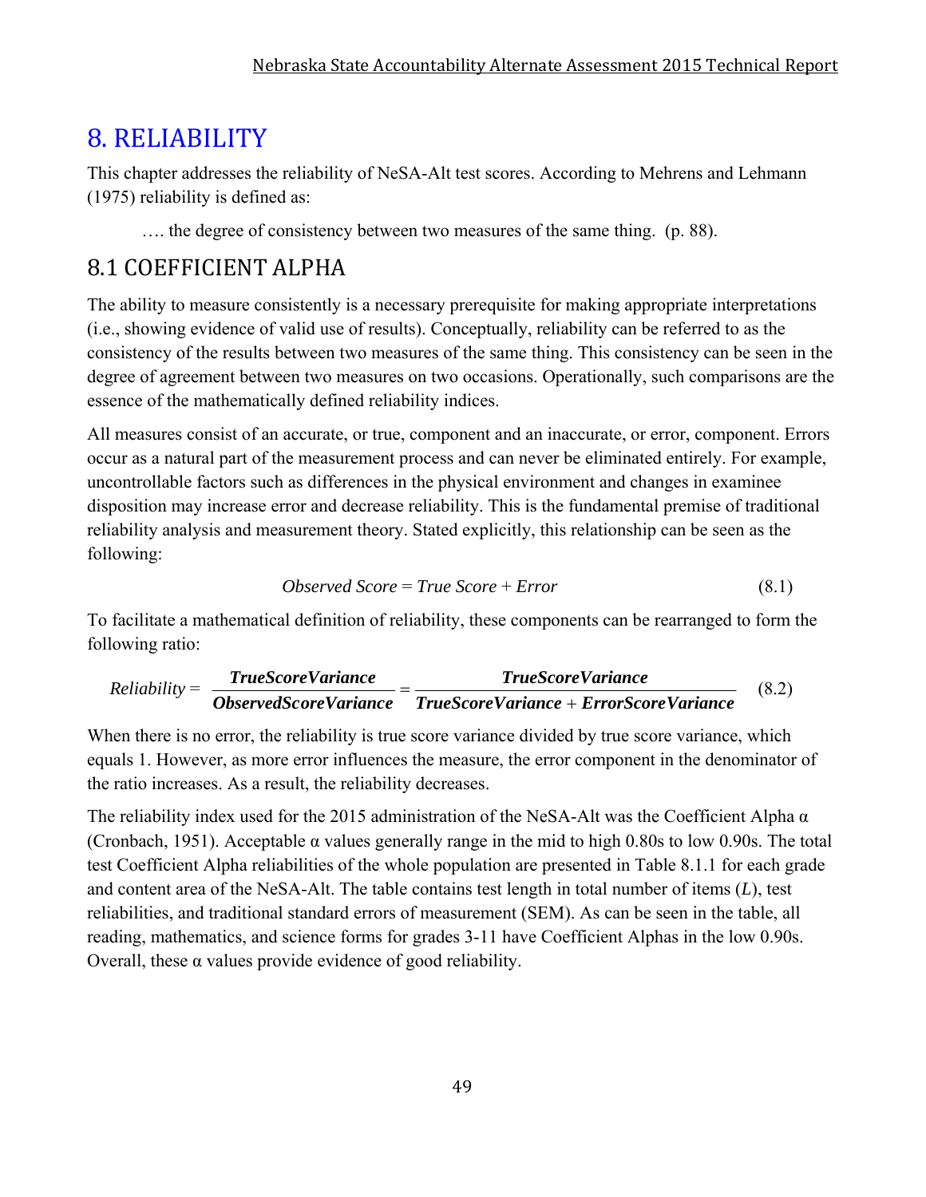# 8. RELIABILITY

This chapter addresses the reliability of NeSA-Alt test scores. According to Mehrens and Lehmann (1975) reliability is defined as:

> …. the degree of consistency between two measures of the same thing. (p. 88).

## 8.1 COEFFICIENT ALPHA

The ability to measure consistently is a necessary prerequisite for making appropriate interpretations (i.e., showing evidence of valid use of results). Conceptually, reliability can be referred to as the consistency of the results between two measures of the same thing. This consistency can be seen in the degree of agreement between two measures on two occasions. Operationally, such comparisons are the essence of the mathematically defined reliability indices.

All measures consist of an accurate, or true, component and an inaccurate, or error, component. Errors occur as a natural part of the measurement process and can never be eliminated entirely. For example, uncontrollable factors such as differences in the physical environment and changes in examinee disposition may increase error and decrease reliability. This is the fundamental premise of traditional reliability analysis and measurement theory. Stated explicitly, this relationship can be seen as the following:

$$\textit{Observed Score} = \textit{True Score} + \textit{Error} \tag{8.1}$$

To facilitate a mathematical definition of reliability, these components can be rearranged to form the following ratio:

$$\textit{Reliability} = \frac{\textbf{\textit{TrueScoreVariance}}}{\textbf{\textit{ObservedScoreVariance}}} = \frac{\textbf{\textit{TrueScoreVariance}}}{\textbf{\textit{TrueScoreVariance}} + \textbf{\textit{ErrorScoreVariance}}} \tag{8.2}$$

When there is no error, the reliability is true score variance divided by true score variance, which equals 1. However, as more error influences the measure, the error component in the denominator of the ratio increases. As a result, the reliability decreases.

The reliability index used for the 2015 administration of the NeSA-Alt was the Coefficient Alpha $\alpha$ (Cronbach, 1951). Acceptable $\alpha$ values generally range in the mid to high 0.80s to low 0.90s. The total test Coefficient Alpha reliabilities of the whole population are presented in Table 8.1.1 for each grade and content area of the NeSA-Alt. The table contains test length in total number of items ($L$), test reliabilities, and traditional standard errors of measurement (SEM). As can be seen in the table, all reading, mathematics, and science forms for grades 3-11 have Coefficient Alphas in the low 0.90s. Overall, these $\alpha$ values provide evidence of good reliability.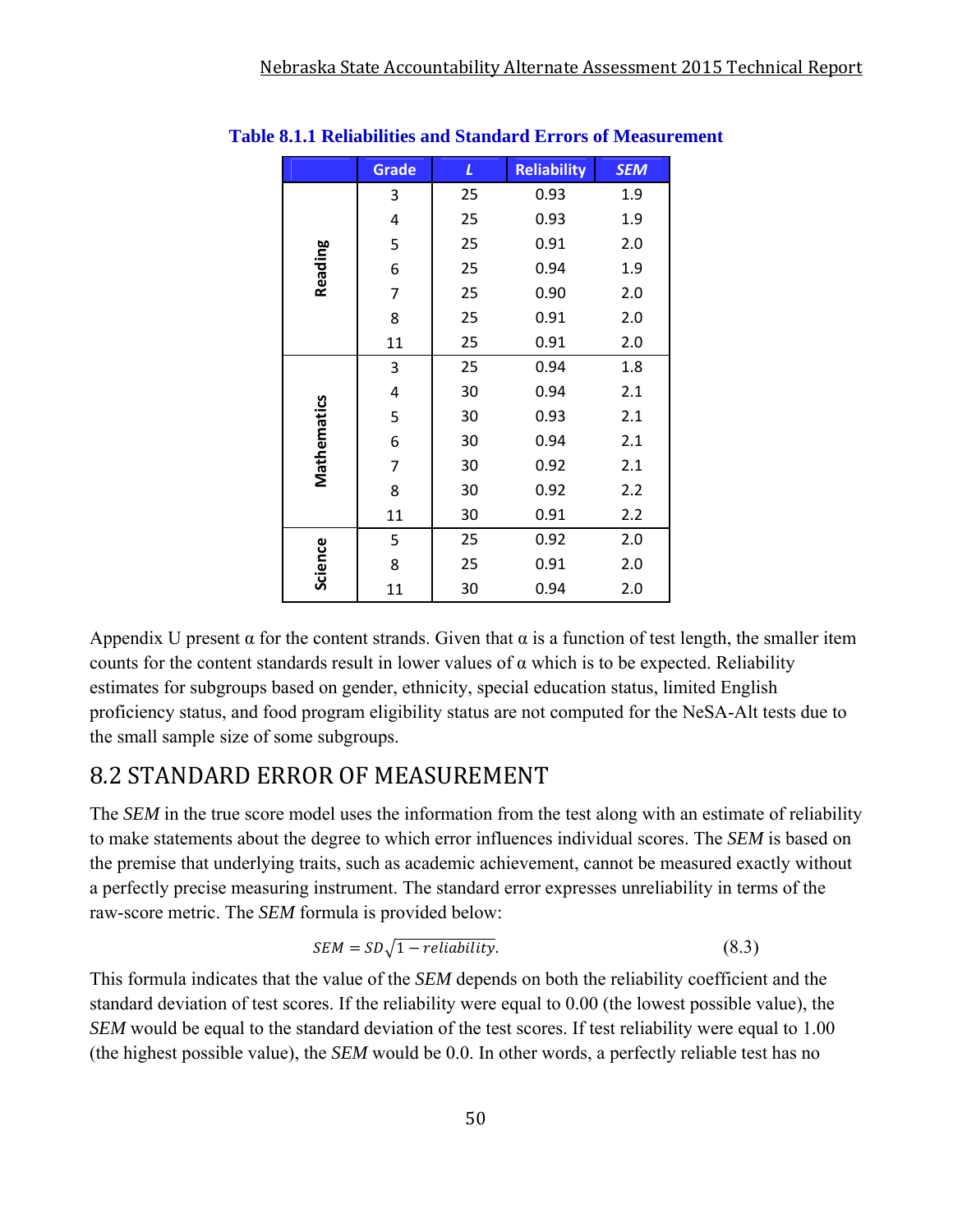**Table 8.1.1 Reliabilities and Standard Errors of Measurement**

| | Grade | *L* | Reliability | *SEM* |
|---|---|---|---|---|
| Reading | 3 | 25 | 0.93 | 1.9 |
| | 4 | 25 | 0.93 | 1.9 |
| | 5 | 25 | 0.91 | 2.0 |
| | 6 | 25 | 0.94 | 1.9 |
| | 7 | 25 | 0.90 | 2.0 |
| | 8 | 25 | 0.91 | 2.0 |
| | 11 | 25 | 0.91 | 2.0 |
| Mathematics | 3 | 25 | 0.94 | 1.8 |
| | 4 | 30 | 0.94 | 2.1 |
| | 5 | 30 | 0.93 | 2.1 |
| | 6 | 30 | 0.94 | 2.1 |
| | 7 | 30 | 0.92 | 2.1 |
| | 8 | 30 | 0.92 | 2.2 |
| | 11 | 30 | 0.91 | 2.2 |
| Science | 5 | 25 | 0.92 | 2.0 |
| | 8 | 25 | 0.91 | 2.0 |
| | 11 | 30 | 0.94 | 2.0 |

Appendix U present α for the content strands. Given that α is a function of test length, the smaller item counts for the content standards result in lower values of α which is to be expected. Reliability estimates for subgroups based on gender, ethnicity, special education status, limited English proficiency status, and food program eligibility status are not computed for the NeSA-Alt tests due to the small sample size of some subgroups.

## 8.2 STANDARD ERROR OF MEASUREMENT

The *SEM* in the true score model uses the information from the test along with an estimate of reliability to make statements about the degree to which error influences individual scores. The *SEM* is based on the premise that underlying traits, such as academic achievement, cannot be measured exactly without a perfectly precise measuring instrument. The standard error expresses unreliability in terms of the raw-score metric. The *SEM* formula is provided below:

$$SEM = SD\sqrt{1 - reliability}. \tag{8.3}$$

This formula indicates that the value of the *SEM* depends on both the reliability coefficient and the standard deviation of test scores. If the reliability were equal to 0.00 (the lowest possible value), the *SEM* would be equal to the standard deviation of the test scores. If test reliability were equal to 1.00 (the highest possible value), the *SEM* would be 0.0. In other words, a perfectly reliable test has no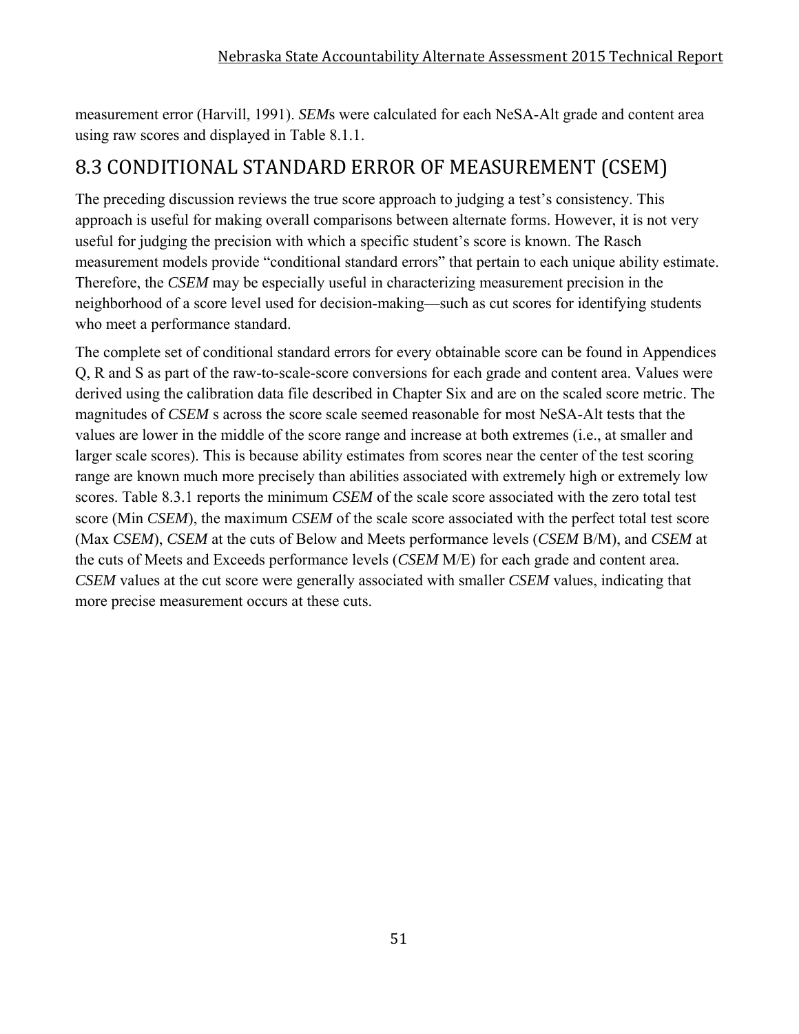measurement error (Harvill, 1991). *SEM*s were calculated for each NeSA-Alt grade and content area using raw scores and displayed in Table 8.1.1.

## 8.3 CONDITIONAL STANDARD ERROR OF MEASUREMENT (CSEM)

The preceding discussion reviews the true score approach to judging a test's consistency. This approach is useful for making overall comparisons between alternate forms. However, it is not very useful for judging the precision with which a specific student's score is known. The Rasch measurement models provide "conditional standard errors" that pertain to each unique ability estimate. Therefore, the *CSEM* may be especially useful in characterizing measurement precision in the neighborhood of a score level used for decision-making—such as cut scores for identifying students who meet a performance standard.

The complete set of conditional standard errors for every obtainable score can be found in Appendices Q, R and S as part of the raw-to-scale-score conversions for each grade and content area. Values were derived using the calibration data file described in Chapter Six and are on the scaled score metric. The magnitudes of *CSEM* s across the score scale seemed reasonable for most NeSA-Alt tests that the values are lower in the middle of the score range and increase at both extremes (i.e., at smaller and larger scale scores). This is because ability estimates from scores near the center of the test scoring range are known much more precisely than abilities associated with extremely high or extremely low scores. Table 8.3.1 reports the minimum *CSEM* of the scale score associated with the zero total test score (Min *CSEM*), the maximum *CSEM* of the scale score associated with the perfect total test score (Max *CSEM*), *CSEM* at the cuts of Below and Meets performance levels (*CSEM* B/M), and *CSEM* at the cuts of Meets and Exceeds performance levels (*CSEM* M/E) for each grade and content area. *CSEM* values at the cut score were generally associated with smaller *CSEM* values, indicating that more precise measurement occurs at these cuts.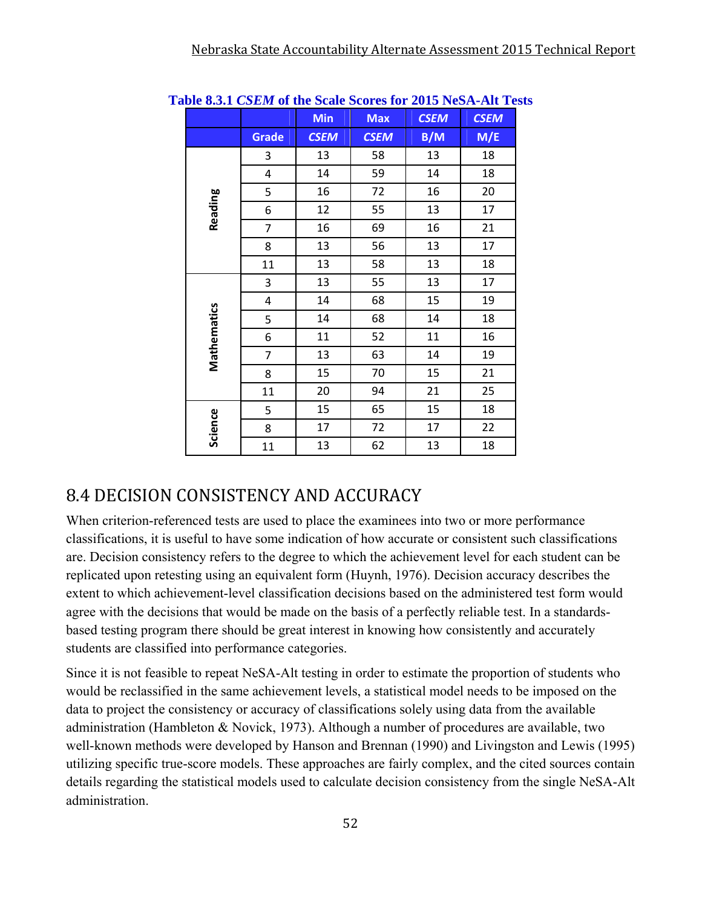**Table 8.3.1 *CSEM* of the Scale Scores for 2015 NeSA-Alt Tests**

| | Grade | Min *CSEM* | Max *CSEM* | *CSEM* B/M | *CSEM* M/E |
|---|---|---|---|---|---|
| Reading | 3 | 13 | 58 | 13 | 18 |
| | 4 | 14 | 59 | 14 | 18 |
| | 5 | 16 | 72 | 16 | 20 |
| | 6 | 12 | 55 | 13 | 17 |
| | 7 | 16 | 69 | 16 | 21 |
| | 8 | 13 | 56 | 13 | 17 |
| | 11 | 13 | 58 | 13 | 18 |
| Mathematics | 3 | 13 | 55 | 13 | 17 |
| | 4 | 14 | 68 | 15 | 19 |
| | 5 | 14 | 68 | 14 | 18 |
| | 6 | 11 | 52 | 11 | 16 |
| | 7 | 13 | 63 | 14 | 19 |
| | 8 | 15 | 70 | 15 | 21 |
| | 11 | 20 | 94 | 21 | 25 |
| Science | 5 | 15 | 65 | 15 | 18 |
| | 8 | 17 | 72 | 17 | 22 |
| | 11 | 13 | 62 | 13 | 18 |

## 8.4 DECISION CONSISTENCY AND ACCURACY

When criterion-referenced tests are used to place the examinees into two or more performance classifications, it is useful to have some indication of how accurate or consistent such classifications are. Decision consistency refers to the degree to which the achievement level for each student can be replicated upon retesting using an equivalent form (Huynh, 1976). Decision accuracy describes the extent to which achievement-level classification decisions based on the administered test form would agree with the decisions that would be made on the basis of a perfectly reliable test. In a standards-based testing program there should be great interest in knowing how consistently and accurately students are classified into performance categories.

Since it is not feasible to repeat NeSA-Alt testing in order to estimate the proportion of students who would be reclassified in the same achievement levels, a statistical model needs to be imposed on the data to project the consistency or accuracy of classifications solely using data from the available administration (Hambleton & Novick, 1973). Although a number of procedures are available, two well-known methods were developed by Hanson and Brennan (1990) and Livingston and Lewis (1995) utilizing specific true-score models. These approaches are fairly complex, and the cited sources contain details regarding the statistical models used to calculate decision consistency from the single NeSA-Alt administration.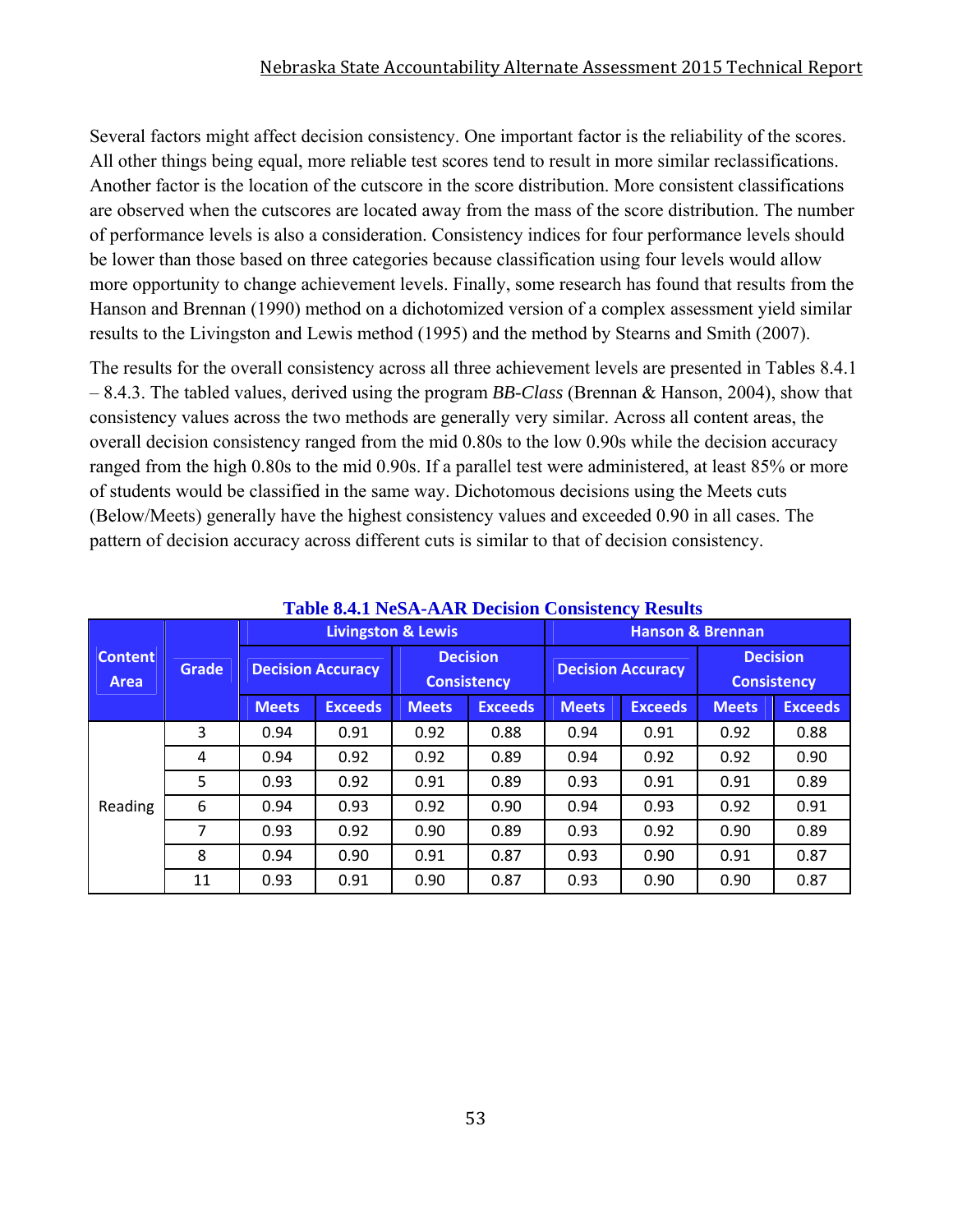Several factors might affect decision consistency. One important factor is the reliability of the scores. All other things being equal, more reliable test scores tend to result in more similar reclassifications. Another factor is the location of the cutscore in the score distribution. More consistent classifications are observed when the cutscores are located away from the mass of the score distribution. The number of performance levels is also a consideration. Consistency indices for four performance levels should be lower than those based on three categories because classification using four levels would allow more opportunity to change achievement levels. Finally, some research has found that results from the Hanson and Brennan (1990) method on a dichotomized version of a complex assessment yield similar results to the Livingston and Lewis method (1995) and the method by Stearns and Smith (2007).

The results for the overall consistency across all three achievement levels are presented in Tables 8.4.1 – 8.4.3. The tabled values, derived using the program *BB-Class* (Brennan & Hanson, 2004), show that consistency values across the two methods are generally very similar. Across all content areas, the overall decision consistency ranged from the mid 0.80s to the low 0.90s while the decision accuracy ranged from the high 0.80s to the mid 0.90s. If a parallel test were administered, at least 85% or more of students would be classified in the same way. Dichotomous decisions using the Meets cuts (Below/Meets) generally have the highest consistency values and exceeded 0.90 in all cases. The pattern of decision accuracy across different cuts is similar to that of decision consistency.

**Table 8.4.1 NeSA-AAR Decision Consistency Results**

| Content Area | Grade | Livingston & Lewis | | | | Hanson & Brennan | | | |
|---|---|---|---|---|---|---|---|---|---|
| | | Decision Accuracy | | Decision Consistency | | Decision Accuracy | | Decision Consistency | |
| | | Meets | Exceeds | Meets | Exceeds | Meets | Exceeds | Meets | Exceeds |
| Reading | 3 | 0.94 | 0.91 | 0.92 | 0.88 | 0.94 | 0.91 | 0.92 | 0.88 |
| | 4 | 0.94 | 0.92 | 0.92 | 0.89 | 0.94 | 0.92 | 0.92 | 0.90 |
| | 5 | 0.93 | 0.92 | 0.91 | 0.89 | 0.93 | 0.91 | 0.91 | 0.89 |
| | 6 | 0.94 | 0.93 | 0.92 | 0.90 | 0.94 | 0.93 | 0.92 | 0.91 |
| | 7 | 0.93 | 0.92 | 0.90 | 0.89 | 0.93 | 0.92 | 0.90 | 0.89 |
| | 8 | 0.94 | 0.90 | 0.91 | 0.87 | 0.93 | 0.90 | 0.91 | 0.87 |
| | 11 | 0.93 | 0.91 | 0.90 | 0.87 | 0.93 | 0.90 | 0.90 | 0.87 |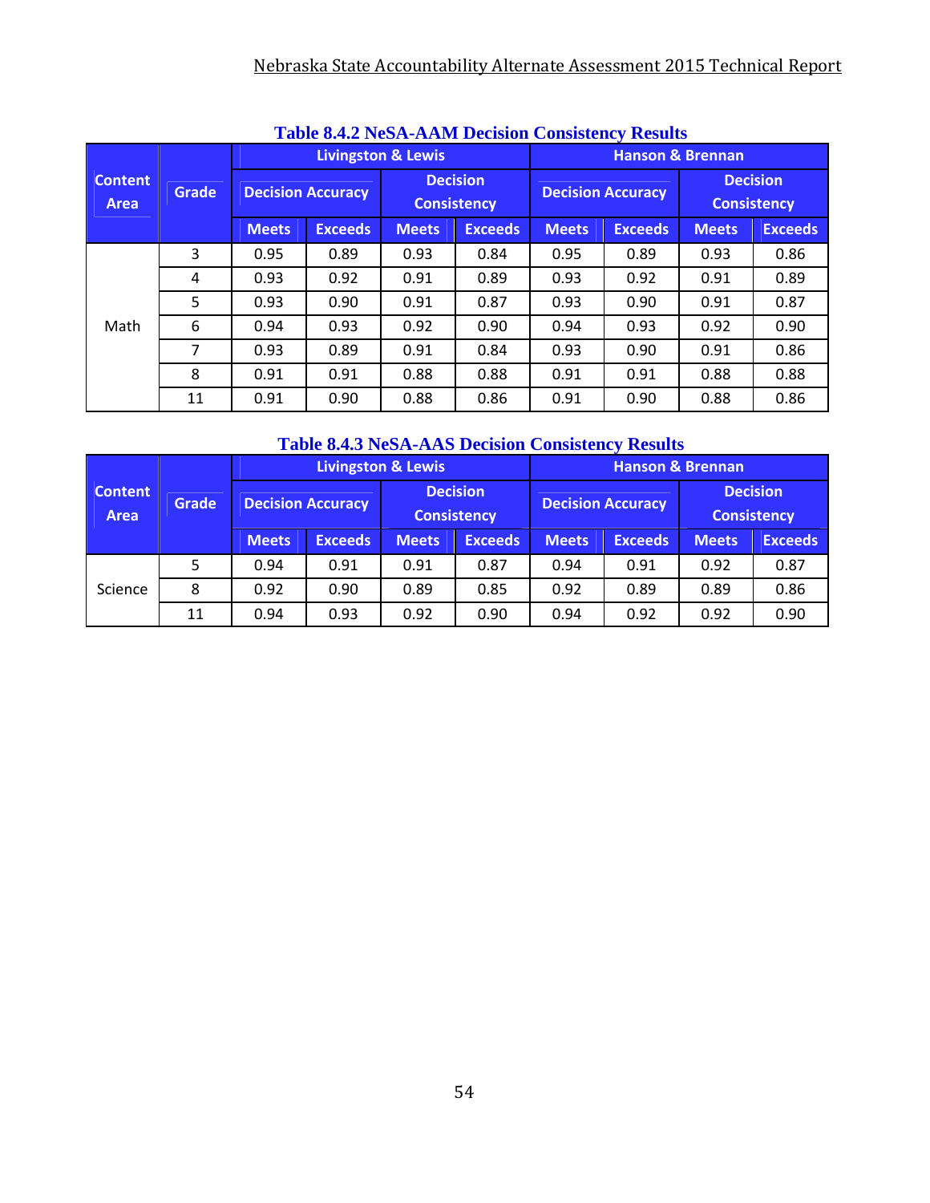**Table 8.4.2 NeSA-AAM Decision Consistency Results**

| Content Area | Grade | Livingston & Lewis | | | | Hanson & Brennan | | | |
|---|---|---|---|---|---|---|---|---|---|
| | | Decision Accuracy | | Decision Consistency | | Decision Accuracy | | Decision Consistency | |
| | | Meets | Exceeds | Meets | Exceeds | Meets | Exceeds | Meets | Exceeds |
| Math | 3 | 0.95 | 0.89 | 0.93 | 0.84 | 0.95 | 0.89 | 0.93 | 0.86 |
| | 4 | 0.93 | 0.92 | 0.91 | 0.89 | 0.93 | 0.92 | 0.91 | 0.89 |
| | 5 | 0.93 | 0.90 | 0.91 | 0.87 | 0.93 | 0.90 | 0.91 | 0.87 |
| | 6 | 0.94 | 0.93 | 0.92 | 0.90 | 0.94 | 0.93 | 0.92 | 0.90 |
| | 7 | 0.93 | 0.89 | 0.91 | 0.84 | 0.93 | 0.90 | 0.91 | 0.86 |
| | 8 | 0.91 | 0.91 | 0.88 | 0.88 | 0.91 | 0.91 | 0.88 | 0.88 |
| | 11 | 0.91 | 0.90 | 0.88 | 0.86 | 0.91 | 0.90 | 0.88 | 0.86 |

**Table 8.4.3 NeSA-AAS Decision Consistency Results**

| Content Area | Grade | Livingston & Lewis | | | | Hanson & Brennan | | | |
|---|---|---|---|---|---|---|---|---|---|
| | | Decision Accuracy | | Decision Consistency | | Decision Accuracy | | Decision Consistency | |
| | | Meets | Exceeds | Meets | Exceeds | Meets | Exceeds | Meets | Exceeds |
| Science | 5 | 0.94 | 0.91 | 0.91 | 0.87 | 0.94 | 0.91 | 0.92 | 0.87 |
| | 8 | 0.92 | 0.90 | 0.89 | 0.85 | 0.92 | 0.89 | 0.89 | 0.86 |
| | 11 | 0.94 | 0.93 | 0.92 | 0.90 | 0.94 | 0.92 | 0.92 | 0.90 |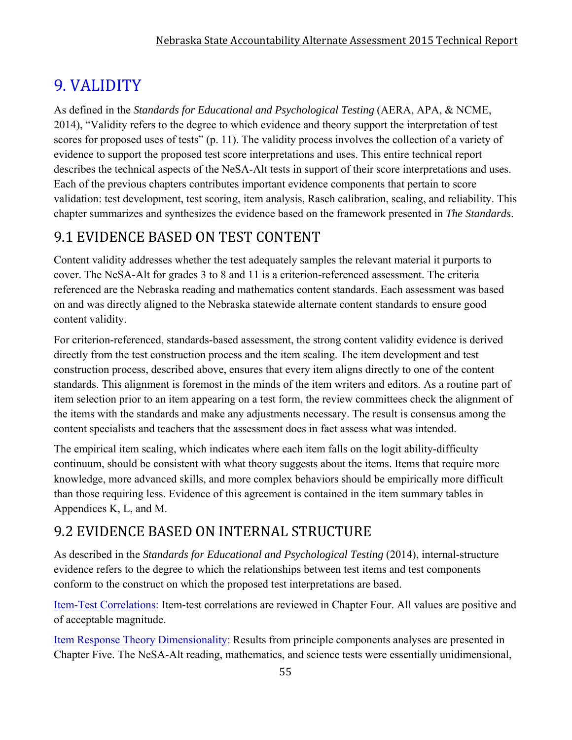# 9. VALIDITY

As defined in the *Standards for Educational and Psychological Testing* (AERA, APA, & NCME, 2014), "Validity refers to the degree to which evidence and theory support the interpretation of test scores for proposed uses of tests" (p. 11). The validity process involves the collection of a variety of evidence to support the proposed test score interpretations and uses. This entire technical report describes the technical aspects of the NeSA-Alt tests in support of their score interpretations and uses. Each of the previous chapters contributes important evidence components that pertain to score validation: test development, test scoring, item analysis, Rasch calibration, scaling, and reliability. This chapter summarizes and synthesizes the evidence based on the framework presented in *The Standards*.

## 9.1 EVIDENCE BASED ON TEST CONTENT

Content validity addresses whether the test adequately samples the relevant material it purports to cover. The NeSA-Alt for grades 3 to 8 and 11 is a criterion-referenced assessment. The criteria referenced are the Nebraska reading and mathematics content standards. Each assessment was based on and was directly aligned to the Nebraska statewide alternate content standards to ensure good content validity.

For criterion-referenced, standards-based assessment, the strong content validity evidence is derived directly from the test construction process and the item scaling. The item development and test construction process, described above, ensures that every item aligns directly to one of the content standards. This alignment is foremost in the minds of the item writers and editors. As a routine part of item selection prior to an item appearing on a test form, the review committees check the alignment of the items with the standards and make any adjustments necessary. The result is consensus among the content specialists and teachers that the assessment does in fact assess what was intended.

The empirical item scaling, which indicates where each item falls on the logit ability-difficulty continuum, should be consistent with what theory suggests about the items. Items that require more knowledge, more advanced skills, and more complex behaviors should be empirically more difficult than those requiring less. Evidence of this agreement is contained in the item summary tables in Appendices K, L, and M.

## 9.2 EVIDENCE BASED ON INTERNAL STRUCTURE

As described in the *Standards for Educational and Psychological Testing* (2014), internal-structure evidence refers to the degree to which the relationships between test items and test components conform to the construct on which the proposed test interpretations are based.

Item-Test Correlations: Item-test correlations are reviewed in Chapter Four. All values are positive and of acceptable magnitude.

Item Response Theory Dimensionality: Results from principle components analyses are presented in Chapter Five. The NeSA-Alt reading, mathematics, and science tests were essentially unidimensional,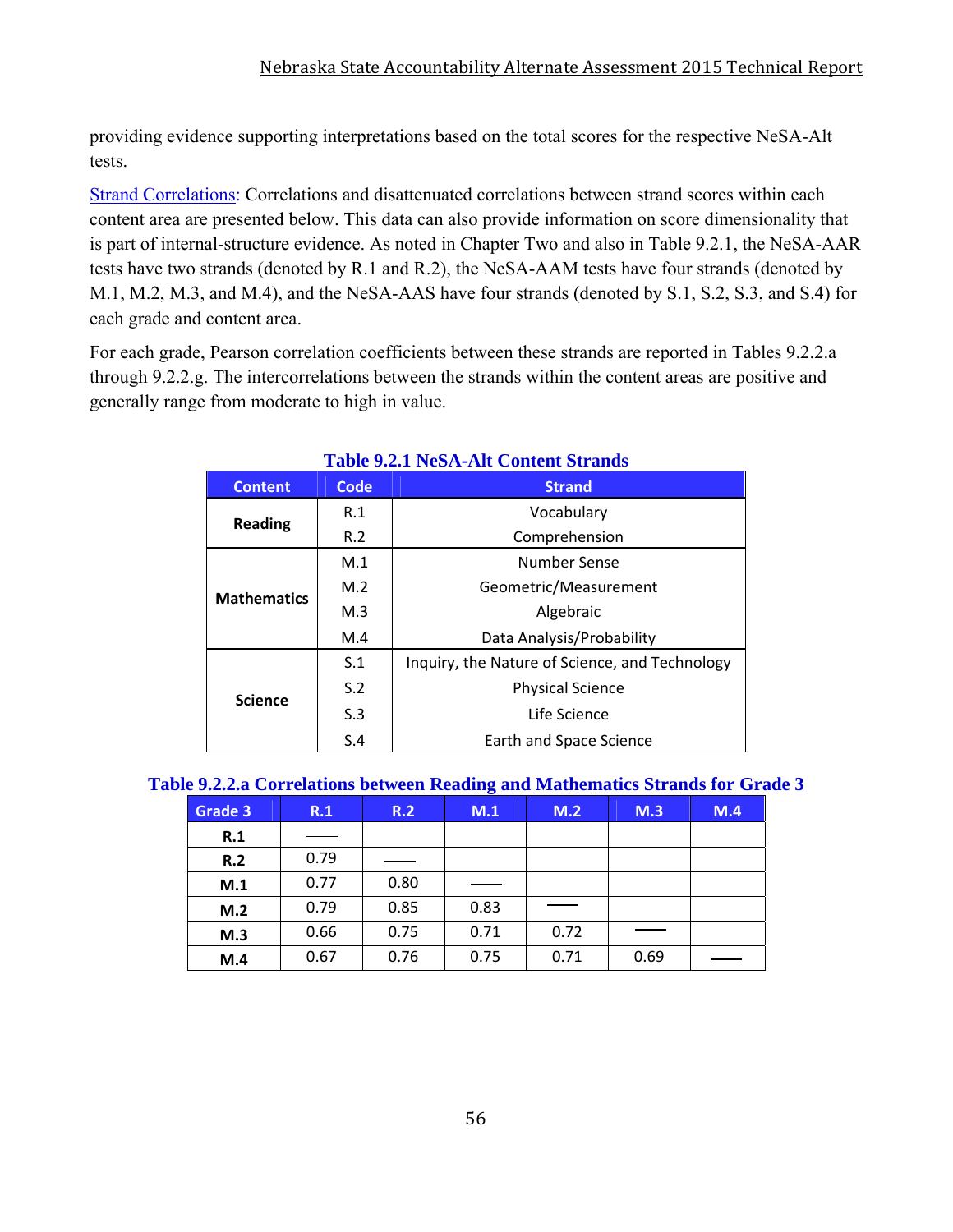providing evidence supporting interpretations based on the total scores for the respective NeSA-Alt tests.

Strand Correlations: Correlations and disattenuated correlations between strand scores within each content area are presented below. This data can also provide information on score dimensionality that is part of internal-structure evidence. As noted in Chapter Two and also in Table 9.2.1, the NeSA-AAR tests have two strands (denoted by R.1 and R.2), the NeSA-AAM tests have four strands (denoted by M.1, M.2, M.3, and M.4), and the NeSA-AAS have four strands (denoted by S.1, S.2, S.3, and S.4) for each grade and content area.

For each grade, Pearson correlation coefficients between these strands are reported in Tables 9.2.2.a through 9.2.2.g. The intercorrelations between the strands within the content areas are positive and generally range from moderate to high in value.

**Table 9.2.1 NeSA-Alt Content Strands**

| Content | Code | Strand |
|---|---|---|
| **Reading** | R.1 | Vocabulary |
| | R.2 | Comprehension |
| **Mathematics** | M.1 | Number Sense |
| | M.2 | Geometric/Measurement |
| | M.3 | Algebraic |
| | M.4 | Data Analysis/Probability |
| **Science** | S.1 | Inquiry, the Nature of Science, and Technology |
| | S.2 | Physical Science |
| | S.3 | Life Science |
| | S.4 | Earth and Space Science |

**Table 9.2.2.a Correlations between Reading and Mathematics Strands for Grade 3**

| Grade 3 | R.1 | R.2 | M.1 | M.2 | M.3 | M.4 |
|---|---|---|---|---|---|---|
| **R.1** | — | | | | | |
| **R.2** | 0.79 | — | | | | |
| **M.1** | 0.77 | 0.80 | — | | | |
| **M.2** | 0.79 | 0.85 | 0.83 | — | | |
| **M.3** | 0.66 | 0.75 | 0.71 | 0.72 | — | |
| **M.4** | 0.67 | 0.76 | 0.75 | 0.71 | 0.69 | — |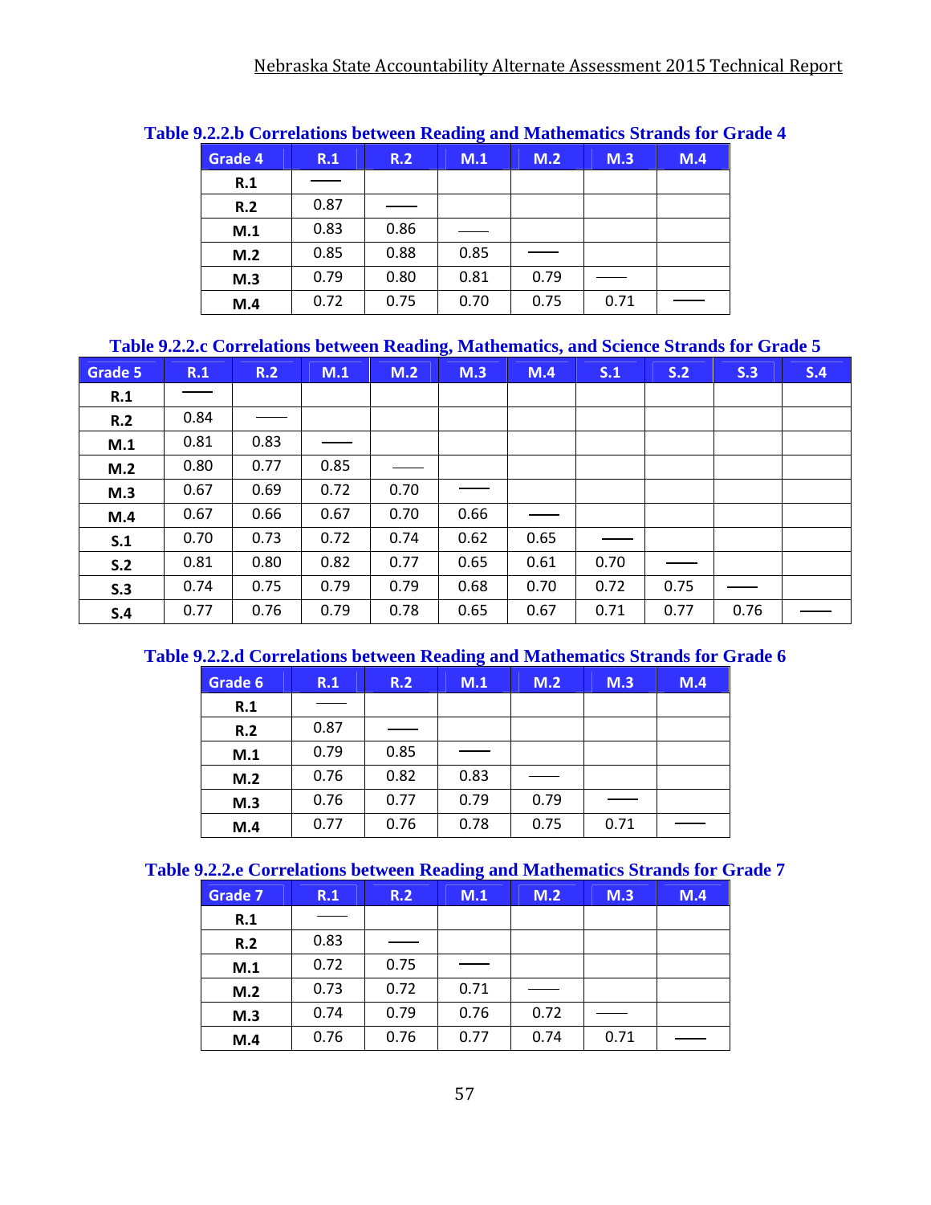**Table 9.2.2.b Correlations between Reading and Mathematics Strands for Grade 4**

| Grade 4 | R.1 | R.2 | M.1 | M.2 | M.3 | M.4 |
|---|---|---|---|---|---|---|
| R.1 | —— | | | | | |
| R.2 | 0.87 | —— | | | | |
| M.1 | 0.83 | 0.86 | —— | | | |
| M.2 | 0.85 | 0.88 | 0.85 | —— | | |
| M.3 | 0.79 | 0.80 | 0.81 | 0.79 | —— | |
| M.4 | 0.72 | 0.75 | 0.70 | 0.75 | 0.71 | —— |

**Table 9.2.2.c Correlations between Reading, Mathematics, and Science Strands for Grade 5**

| Grade 5 | R.1 | R.2 | M.1 | M.2 | M.3 | M.4 | S.1 | S.2 | S.3 | S.4 |
|---|---|---|---|---|---|---|---|---|---|---|
| R.1 | —— | | | | | | | | | |
| R.2 | 0.84 | —— | | | | | | | | |
| M.1 | 0.81 | 0.83 | —— | | | | | | | |
| M.2 | 0.80 | 0.77 | 0.85 | —— | | | | | | |
| M.3 | 0.67 | 0.69 | 0.72 | 0.70 | —— | | | | | |
| M.4 | 0.67 | 0.66 | 0.67 | 0.70 | 0.66 | —— | | | | |
| S.1 | 0.70 | 0.73 | 0.72 | 0.74 | 0.62 | 0.65 | —— | | | |
| S.2 | 0.81 | 0.80 | 0.82 | 0.77 | 0.65 | 0.61 | 0.70 | —— | | |
| S.3 | 0.74 | 0.75 | 0.79 | 0.79 | 0.68 | 0.70 | 0.72 | 0.75 | —— | |
| S.4 | 0.77 | 0.76 | 0.79 | 0.78 | 0.65 | 0.67 | 0.71 | 0.77 | 0.76 | —— |

**Table 9.2.2.d Correlations between Reading and Mathematics Strands for Grade 6**

| Grade 6 | R.1 | R.2 | M.1 | M.2 | M.3 | M.4 |
|---|---|---|---|---|---|---|
| R.1 | —— | | | | | |
| R.2 | 0.87 | —— | | | | |
| M.1 | 0.79 | 0.85 | —— | | | |
| M.2 | 0.76 | 0.82 | 0.83 | —— | | |
| M.3 | 0.76 | 0.77 | 0.79 | 0.79 | —— | |
| M.4 | 0.77 | 0.76 | 0.78 | 0.75 | 0.71 | —— |

**Table 9.2.2.e Correlations between Reading and Mathematics Strands for Grade 7**

| Grade 7 | R.1 | R.2 | M.1 | M.2 | M.3 | M.4 |
|---|---|---|---|---|---|---|
| R.1 | —— | | | | | |
| R.2 | 0.83 | —— | | | | |
| M.1 | 0.72 | 0.75 | —— | | | |
| M.2 | 0.73 | 0.72 | 0.71 | —— | | |
| M.3 | 0.74 | 0.79 | 0.76 | 0.72 | —— | |
| M.4 | 0.76 | 0.76 | 0.77 | 0.74 | 0.71 | —— |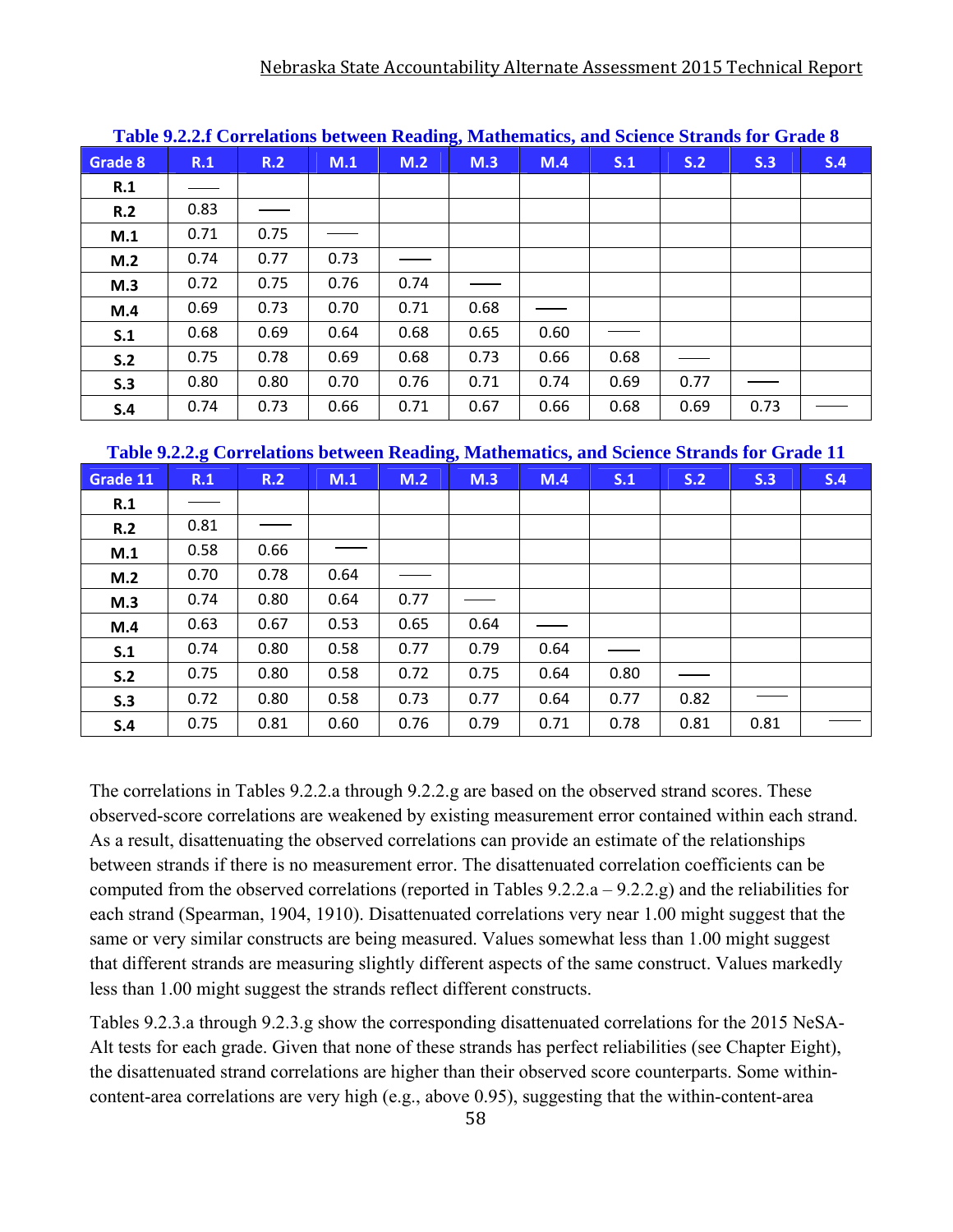**Table 9.2.2.f Correlations between Reading, Mathematics, and Science Strands for Grade 8**

| Grade 8 | R.1 | R.2 | M.1 | M.2 | M.3 | M.4 | S.1 | S.2 | S.3 | S.4 |
|---|---|---|---|---|---|---|---|---|---|---|
| R.1 | —— | | | | | | | | | |
| R.2 | 0.83 | —— | | | | | | | | |
| M.1 | 0.71 | 0.75 | —— | | | | | | | |
| M.2 | 0.74 | 0.77 | 0.73 | —— | | | | | | |
| M.3 | 0.72 | 0.75 | 0.76 | 0.74 | —— | | | | | |
| M.4 | 0.69 | 0.73 | 0.70 | 0.71 | 0.68 | —— | | | | |
| S.1 | 0.68 | 0.69 | 0.64 | 0.68 | 0.65 | 0.60 | —— | | | |
| S.2 | 0.75 | 0.78 | 0.69 | 0.68 | 0.73 | 0.66 | 0.68 | —— | | |
| S.3 | 0.80 | 0.80 | 0.70 | 0.76 | 0.71 | 0.74 | 0.69 | 0.77 | —— | |
| S.4 | 0.74 | 0.73 | 0.66 | 0.71 | 0.67 | 0.66 | 0.68 | 0.69 | 0.73 | —— |

**Table 9.2.2.g Correlations between Reading, Mathematics, and Science Strands for Grade 11**

| Grade 11 | R.1 | R.2 | M.1 | M.2 | M.3 | M.4 | S.1 | S.2 | S.3 | S.4 |
|---|---|---|---|---|---|---|---|---|---|---|
| R.1 | —— | | | | | | | | | |
| R.2 | 0.81 | —— | | | | | | | | |
| M.1 | 0.58 | 0.66 | —— | | | | | | | |
| M.2 | 0.70 | 0.78 | 0.64 | —— | | | | | | |
| M.3 | 0.74 | 0.80 | 0.64 | 0.77 | —— | | | | | |
| M.4 | 0.63 | 0.67 | 0.53 | 0.65 | 0.64 | —— | | | | |
| S.1 | 0.74 | 0.80 | 0.58 | 0.77 | 0.79 | 0.64 | —— | | | |
| S.2 | 0.75 | 0.80 | 0.58 | 0.72 | 0.75 | 0.64 | 0.80 | —— | | |
| S.3 | 0.72 | 0.80 | 0.58 | 0.73 | 0.77 | 0.64 | 0.77 | 0.82 | —— | |
| S.4 | 0.75 | 0.81 | 0.60 | 0.76 | 0.79 | 0.71 | 0.78 | 0.81 | 0.81 | —— |

The correlations in Tables 9.2.2.a through 9.2.2.g are based on the observed strand scores. These observed-score correlations are weakened by existing measurement error contained within each strand. As a result, disattenuating the observed correlations can provide an estimate of the relationships between strands if there is no measurement error. The disattenuated correlation coefficients can be computed from the observed correlations (reported in Tables 9.2.2.a – 9.2.2.g) and the reliabilities for each strand (Spearman, 1904, 1910). Disattenuated correlations very near 1.00 might suggest that the same or very similar constructs are being measured. Values somewhat less than 1.00 might suggest that different strands are measuring slightly different aspects of the same construct. Values markedly less than 1.00 might suggest the strands reflect different constructs.

Tables 9.2.3.a through 9.2.3.g show the corresponding disattenuated correlations for the 2015 NeSA-Alt tests for each grade. Given that none of these strands has perfect reliabilities (see Chapter Eight), the disattenuated strand correlations are higher than their observed score counterparts. Some within-content-area correlations are very high (e.g., above 0.95), suggesting that the within-content-area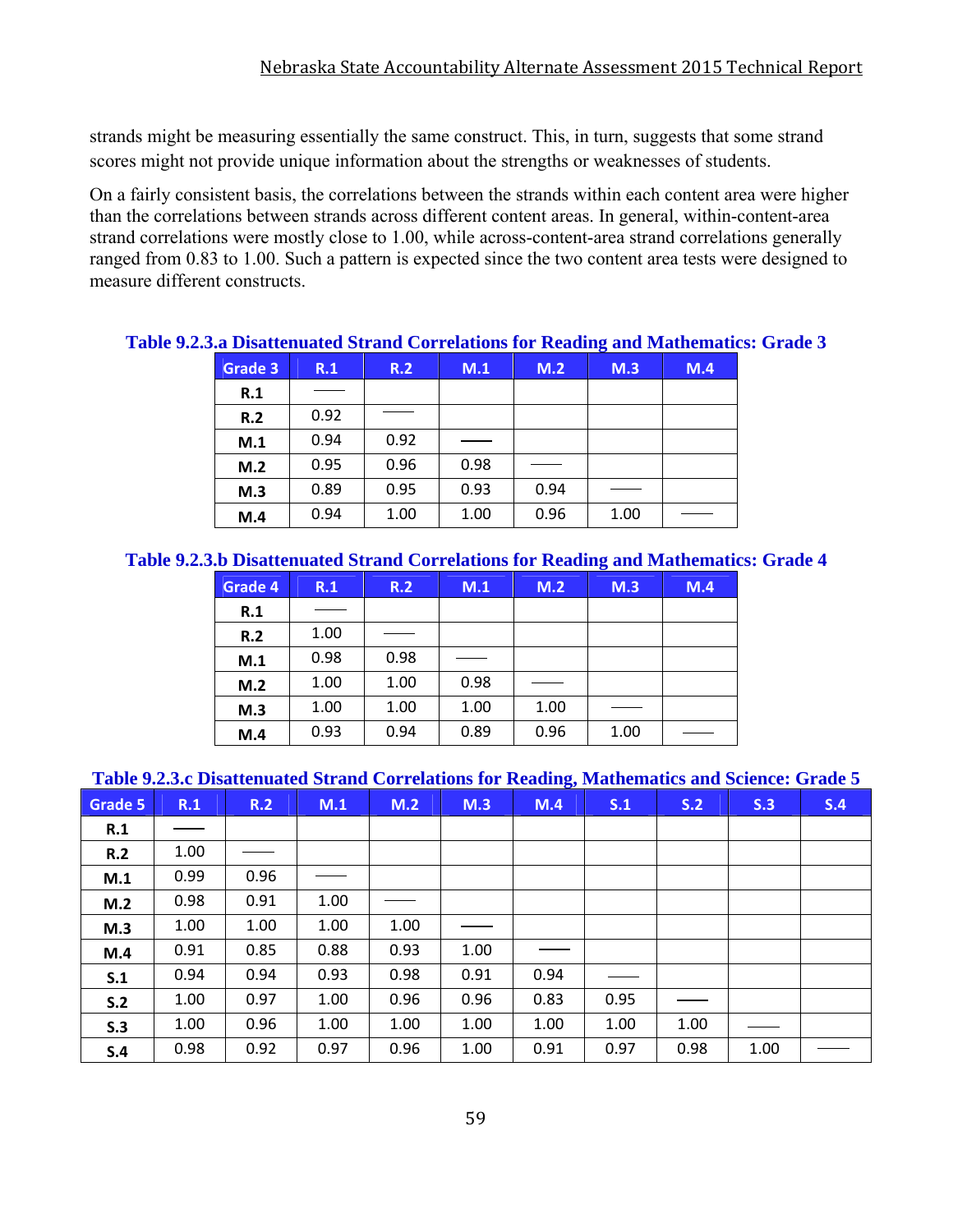strands might be measuring essentially the same construct. This, in turn, suggests that some strand scores might not provide unique information about the strengths or weaknesses of students.

On a fairly consistent basis, the correlations between the strands within each content area were higher than the correlations between strands across different content areas. In general, within-content-area strand correlations were mostly close to 1.00, while across-content-area strand correlations generally ranged from 0.83 to 1.00. Such a pattern is expected since the two content area tests were designed to measure different constructs.

**Table 9.2.3.a Disattenuated Strand Correlations for Reading and Mathematics: Grade 3**

| Grade 3 | R.1 | R.2 | M.1 | M.2 | M.3 | M.4 |
|---|---|---|---|---|---|---|
| R.1 | —— | | | | | |
| R.2 | 0.92 | —— | | | | |
| M.1 | 0.94 | 0.92 | —— | | | |
| M.2 | 0.95 | 0.96 | 0.98 | —— | | |
| M.3 | 0.89 | 0.95 | 0.93 | 0.94 | —— | |
| M.4 | 0.94 | 1.00 | 1.00 | 0.96 | 1.00 | —— |

**Table 9.2.3.b Disattenuated Strand Correlations for Reading and Mathematics: Grade 4**

| Grade 4 | R.1 | R.2 | M.1 | M.2 | M.3 | M.4 |
|---|---|---|---|---|---|---|
| R.1 | —— | | | | | |
| R.2 | 1.00 | —— | | | | |
| M.1 | 0.98 | 0.98 | —— | | | |
| M.2 | 1.00 | 1.00 | 0.98 | —— | | |
| M.3 | 1.00 | 1.00 | 1.00 | 1.00 | —— | |
| M.4 | 0.93 | 0.94 | 0.89 | 0.96 | 1.00 | —— |

**Table 9.2.3.c Disattenuated Strand Correlations for Reading, Mathematics and Science: Grade 5**

| Grade 5 | R.1 | R.2 | M.1 | M.2 | M.3 | M.4 | S.1 | S.2 | S.3 | S.4 |
|---|---|---|---|---|---|---|---|---|---|---|
| R.1 | —— | | | | | | | | | |
| R.2 | 1.00 | —— | | | | | | | | |
| M.1 | 0.99 | 0.96 | —— | | | | | | | |
| M.2 | 0.98 | 0.91 | 1.00 | —— | | | | | | |
| M.3 | 1.00 | 1.00 | 1.00 | 1.00 | —— | | | | | |
| M.4 | 0.91 | 0.85 | 0.88 | 0.93 | 1.00 | —— | | | | |
| S.1 | 0.94 | 0.94 | 0.93 | 0.98 | 0.91 | 0.94 | —— | | | |
| S.2 | 1.00 | 0.97 | 1.00 | 0.96 | 0.96 | 0.83 | 0.95 | —— | | |
| S.3 | 1.00 | 0.96 | 1.00 | 1.00 | 1.00 | 1.00 | 1.00 | 1.00 | —— | |
| S.4 | 0.98 | 0.92 | 0.97 | 0.96 | 1.00 | 0.91 | 0.97 | 0.98 | 1.00 | —— |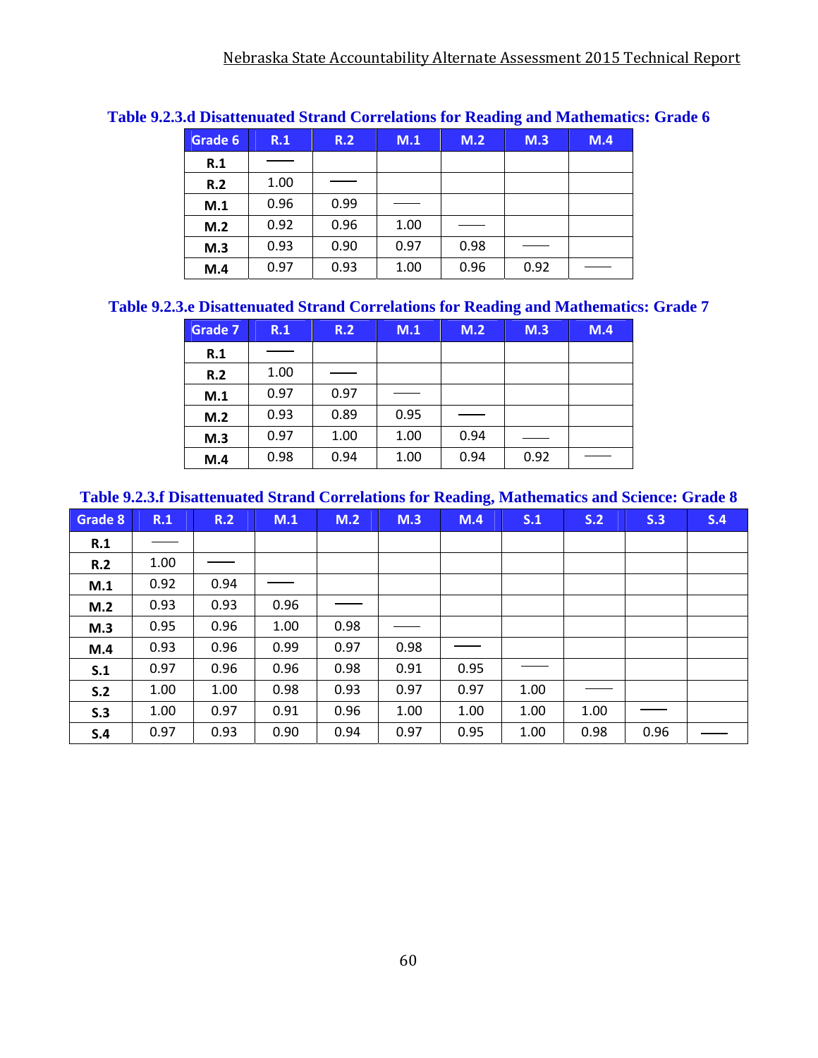**Table 9.2.3.d Disattenuated Strand Correlations for Reading and Mathematics: Grade 6**

| Grade 6 | R.1 | R.2 | M.1 | M.2 | M.3 | M.4 |
|---|---|---|---|---|---|---|
| R.1 | — | | | | | |
| R.2 | 1.00 | — | | | | |
| M.1 | 0.96 | 0.99 | — | | | |
| M.2 | 0.92 | 0.96 | 1.00 | — | | |
| M.3 | 0.93 | 0.90 | 0.97 | 0.98 | — | |
| M.4 | 0.97 | 0.93 | 1.00 | 0.96 | 0.92 | — |

**Table 9.2.3.e Disattenuated Strand Correlations for Reading and Mathematics: Grade 7**

| Grade 7 | R.1 | R.2 | M.1 | M.2 | M.3 | M.4 |
|---|---|---|---|---|---|---|
| R.1 | — | | | | | |
| R.2 | 1.00 | — | | | | |
| M.1 | 0.97 | 0.97 | — | | | |
| M.2 | 0.93 | 0.89 | 0.95 | — | | |
| M.3 | 0.97 | 1.00 | 1.00 | 0.94 | — | |
| M.4 | 0.98 | 0.94 | 1.00 | 0.94 | 0.92 | — |

**Table 9.2.3.f Disattenuated Strand Correlations for Reading, Mathematics and Science: Grade 8**

| Grade 8 | R.1 | R.2 | M.1 | M.2 | M.3 | M.4 | S.1 | S.2 | S.3 | S.4 |
|---|---|---|---|---|---|---|---|---|---|---|
| R.1 | — | | | | | | | | | |
| R.2 | 1.00 | — | | | | | | | | |
| M.1 | 0.92 | 0.94 | — | | | | | | | |
| M.2 | 0.93 | 0.93 | 0.96 | — | | | | | | |
| M.3 | 0.95 | 0.96 | 1.00 | 0.98 | — | | | | | |
| M.4 | 0.93 | 0.96 | 0.99 | 0.97 | 0.98 | — | | | | |
| S.1 | 0.97 | 0.96 | 0.96 | 0.98 | 0.91 | 0.95 | — | | | |
| S.2 | 1.00 | 1.00 | 0.98 | 0.93 | 0.97 | 0.97 | 1.00 | — | | |
| S.3 | 1.00 | 0.97 | 0.91 | 0.96 | 1.00 | 1.00 | 1.00 | 1.00 | — | |
| S.4 | 0.97 | 0.93 | 0.90 | 0.94 | 0.97 | 0.95 | 1.00 | 0.98 | 0.96 | — |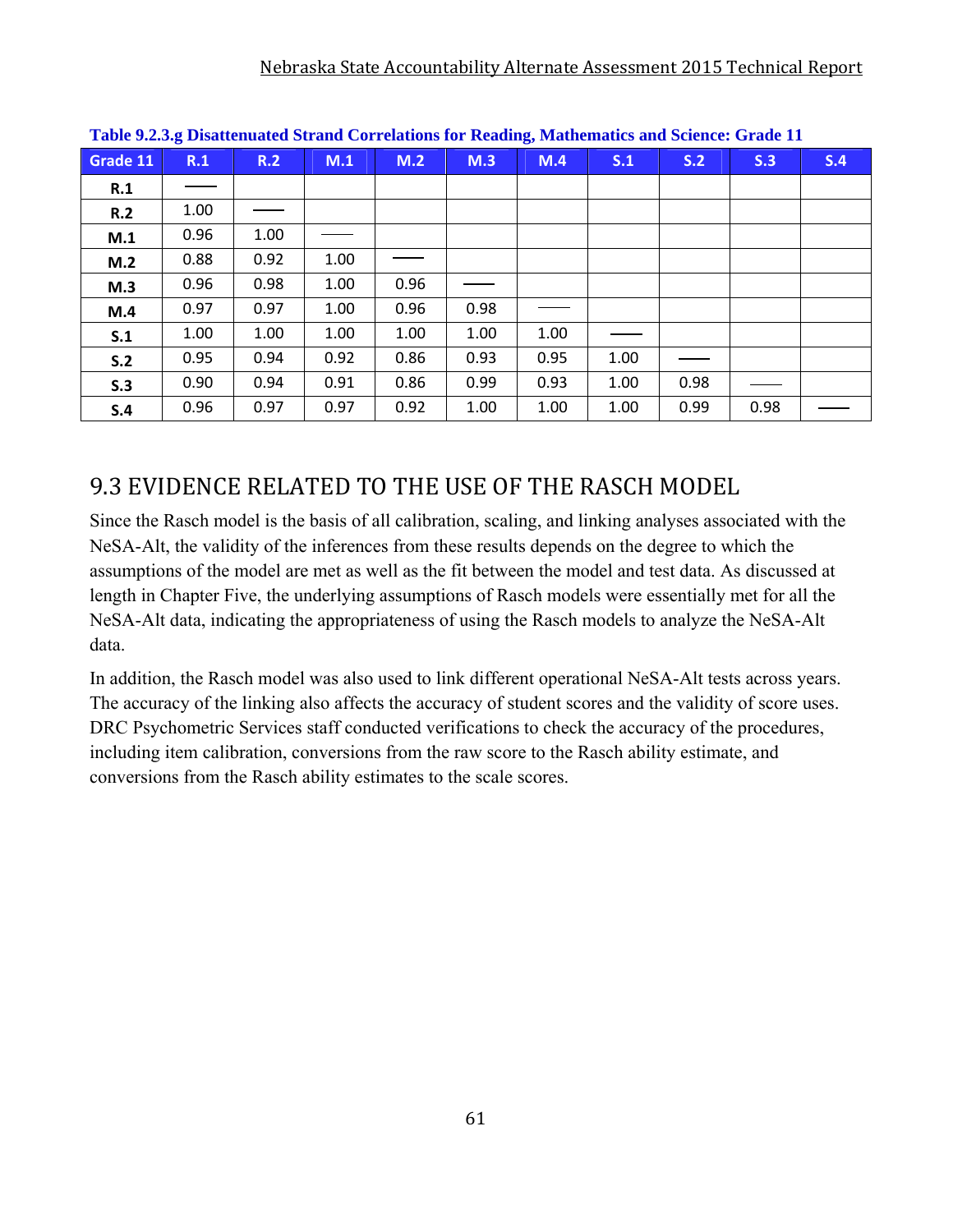Table 9.2.3.g Disattenuated Strand Correlations for Reading, Mathematics and Science: Grade 11

| Grade 11 | R.1 | R.2 | M.1 | M.2 | M.3 | M.4 | S.1 | S.2 | S.3 | S.4 |
|---|---|---|---|---|---|---|---|---|---|---|
| R.1 | —— | | | | | | | | | |
| R.2 | 1.00 | —— | | | | | | | | |
| M.1 | 0.96 | 1.00 | —— | | | | | | | |
| M.2 | 0.88 | 0.92 | 1.00 | —— | | | | | | |
| M.3 | 0.96 | 0.98 | 1.00 | 0.96 | —— | | | | | |
| M.4 | 0.97 | 0.97 | 1.00 | 0.96 | 0.98 | —— | | | | |
| S.1 | 1.00 | 1.00 | 1.00 | 1.00 | 1.00 | 1.00 | —— | | | |
| S.2 | 0.95 | 0.94 | 0.92 | 0.86 | 0.93 | 0.95 | 1.00 | —— | | |
| S.3 | 0.90 | 0.94 | 0.91 | 0.86 | 0.99 | 0.93 | 1.00 | 0.98 | —— | |
| S.4 | 0.96 | 0.97 | 0.97 | 0.92 | 1.00 | 1.00 | 1.00 | 0.99 | 0.98 | —— |

## 9.3 EVIDENCE RELATED TO THE USE OF THE RASCH MODEL

Since the Rasch model is the basis of all calibration, scaling, and linking analyses associated with the NeSA-Alt, the validity of the inferences from these results depends on the degree to which the assumptions of the model are met as well as the fit between the model and test data. As discussed at length in Chapter Five, the underlying assumptions of Rasch models were essentially met for all the NeSA-Alt data, indicating the appropriateness of using the Rasch models to analyze the NeSA-Alt data.

In addition, the Rasch model was also used to link different operational NeSA-Alt tests across years. The accuracy of the linking also affects the accuracy of student scores and the validity of score uses. DRC Psychometric Services staff conducted verifications to check the accuracy of the procedures, including item calibration, conversions from the raw score to the Rasch ability estimate, and conversions from the Rasch ability estimates to the scale scores.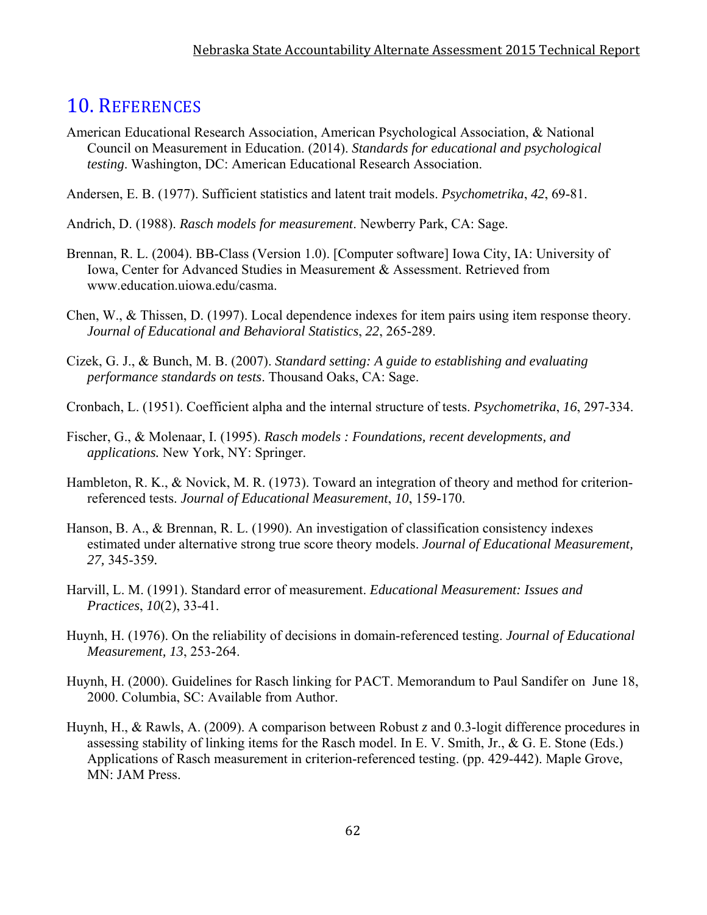# 10. References

American Educational Research Association, American Psychological Association, & National Council on Measurement in Education. (2014). *Standards for educational and psychological testing*. Washington, DC: American Educational Research Association.

Andersen, E. B. (1977). Sufficient statistics and latent trait models. *Psychometrika*, *42*, 69-81.

Andrich, D. (1988). *Rasch models for measurement*. Newberry Park, CA: Sage.

Brennan, R. L. (2004). BB-Class (Version 1.0). [Computer software] Iowa City, IA: University of Iowa, Center for Advanced Studies in Measurement & Assessment. Retrieved from www.education.uiowa.edu/casma.

Chen, W., & Thissen, D. (1997). Local dependence indexes for item pairs using item response theory. *Journal of Educational and Behavioral Statistics*, *22*, 265-289.

Cizek, G. J., & Bunch, M. B. (2007). *Standard setting: A guide to establishing and evaluating performance standards on tests*. Thousand Oaks, CA: Sage.

Cronbach, L. (1951). Coefficient alpha and the internal structure of tests. *Psychometrika*, *16*, 297-334.

Fischer, G., & Molenaar, I. (1995). *Rasch models : Foundations, recent developments, and applications.* New York, NY: Springer.

Hambleton, R. K., & Novick, M. R. (1973). Toward an integration of theory and method for criterion-referenced tests. *Journal of Educational Measurement*, *10*, 159-170.

Hanson, B. A., & Brennan, R. L. (1990). An investigation of classification consistency indexes estimated under alternative strong true score theory models. *Journal of Educational Measurement, 27,* 345-359.

Harvill, L. M. (1991). Standard error of measurement. *Educational Measurement: Issues and Practices*, *10*(2), 33-41.

Huynh, H. (1976). On the reliability of decisions in domain-referenced testing. *Journal of Educational Measurement, 13*, 253-264.

Huynh, H. (2000). Guidelines for Rasch linking for PACT. Memorandum to Paul Sandifer on June 18, 2000. Columbia, SC: Available from Author.

Huynh, H., & Rawls, A. (2009). A comparison between Robust *z* and 0.3-logit difference procedures in assessing stability of linking items for the Rasch model. In E. V. Smith, Jr., & G. E. Stone (Eds.) Applications of Rasch measurement in criterion-referenced testing. (pp. 429-442). Maple Grove, MN: JAM Press.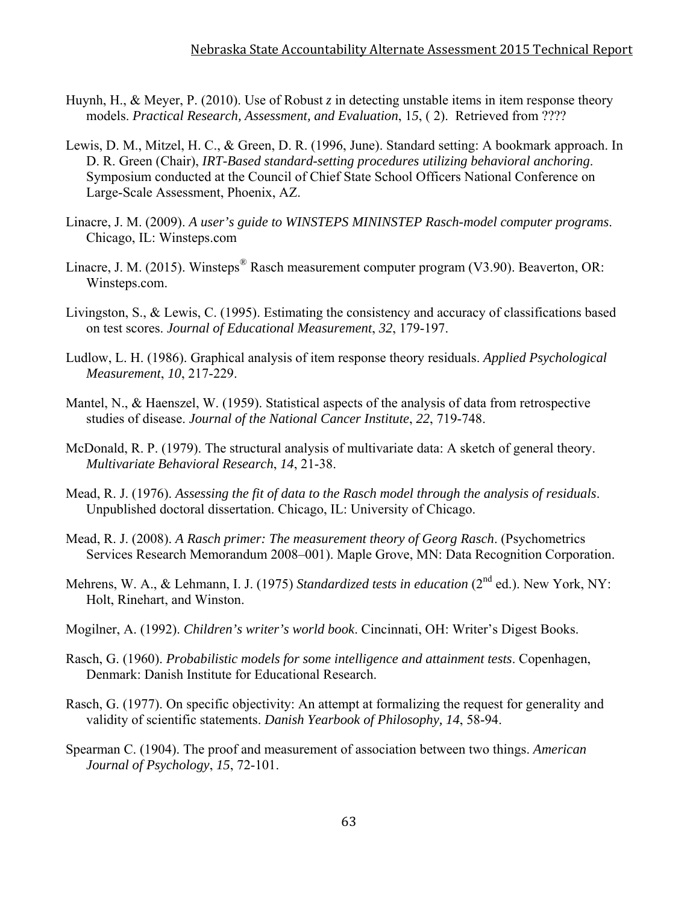Huynh, H., & Meyer, P. (2010). Use of Robust *z* in detecting unstable items in item response theory models. *Practical Research, Assessment, and Evaluation*, 15, ( 2). Retrieved from ????

Lewis, D. M., Mitzel, H. C., & Green, D. R. (1996, June). Standard setting: A bookmark approach. In D. R. Green (Chair), *IRT-Based standard-setting procedures utilizing behavioral anchoring*. Symposium conducted at the Council of Chief State School Officers National Conference on Large-Scale Assessment, Phoenix, AZ.

Linacre, J. M. (2009). *A user's guide to WINSTEPS MININSTEP Rasch-model computer programs*. Chicago, IL: Winsteps.com

Linacre, J. M. (2015). Winsteps® Rasch measurement computer program (V3.90). Beaverton, OR: Winsteps.com.

Livingston, S., & Lewis, C. (1995). Estimating the consistency and accuracy of classifications based on test scores. *Journal of Educational Measurement*, *32*, 179-197.

Ludlow, L. H. (1986). Graphical analysis of item response theory residuals. *Applied Psychological Measurement*, *10*, 217-229.

Mantel, N., & Haenszel, W. (1959). Statistical aspects of the analysis of data from retrospective studies of disease. *Journal of the National Cancer Institute*, *22*, 719-748.

McDonald, R. P. (1979). The structural analysis of multivariate data: A sketch of general theory. *Multivariate Behavioral Research*, *14*, 21-38.

Mead, R. J. (1976). *Assessing the fit of data to the Rasch model through the analysis of residuals*. Unpublished doctoral dissertation. Chicago, IL: University of Chicago.

Mead, R. J. (2008). *A Rasch primer: The measurement theory of Georg Rasch*. (Psychometrics Services Research Memorandum 2008–001). Maple Grove, MN: Data Recognition Corporation.

Mehrens, W. A., & Lehmann, I. J. (1975) *Standardized tests in education* (2nd ed.). New York, NY: Holt, Rinehart, and Winston.

Mogilner, A. (1992). *Children's writer's world book*. Cincinnati, OH: Writer's Digest Books.

Rasch, G. (1960). *Probabilistic models for some intelligence and attainment tests*. Copenhagen, Denmark: Danish Institute for Educational Research.

Rasch, G. (1977). On specific objectivity: An attempt at formalizing the request for generality and validity of scientific statements. *Danish Yearbook of Philosophy, 14*, 58-94.

Spearman C. (1904). The proof and measurement of association between two things. *American Journal of Psychology*, *15*, 72-101.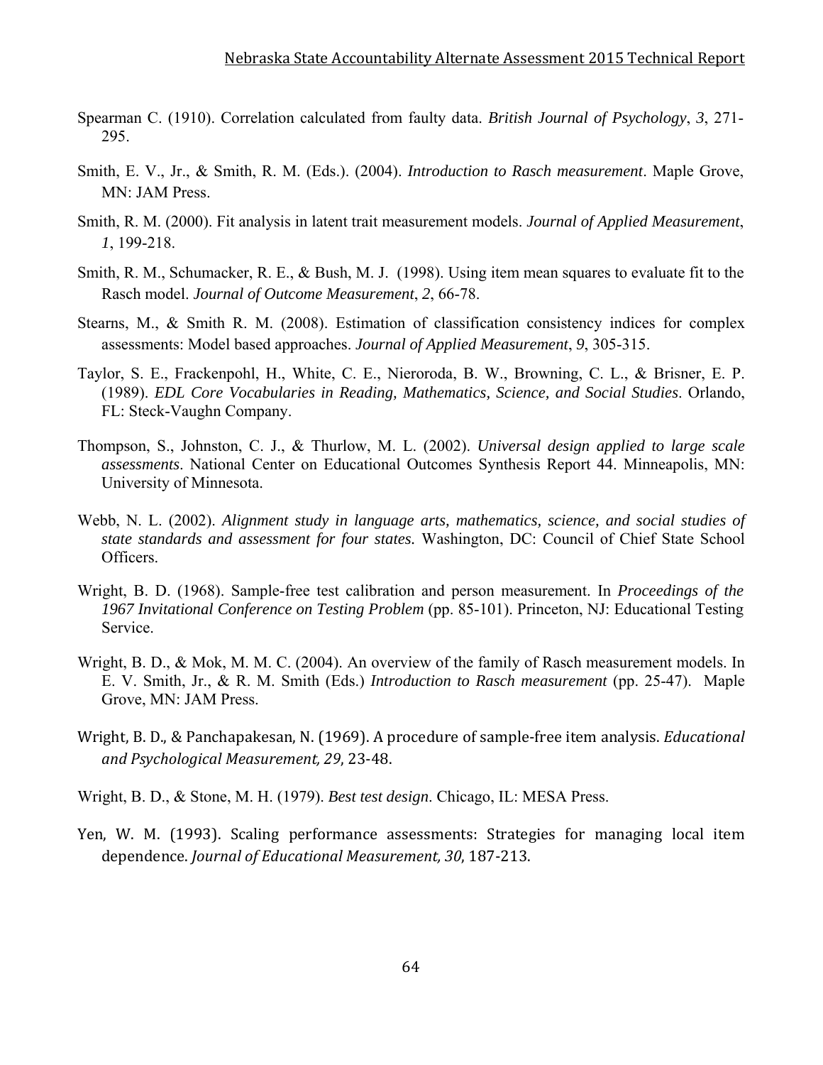Spearman C. (1910). Correlation calculated from faulty data. *British Journal of Psychology*, *3*, 271-295.

Smith, E. V., Jr., & Smith, R. M. (Eds.). (2004). *Introduction to Rasch measurement*. Maple Grove, MN: JAM Press.

Smith, R. M. (2000). Fit analysis in latent trait measurement models. *Journal of Applied Measurement*, *1*, 199-218.

Smith, R. M., Schumacker, R. E., & Bush, M. J. (1998). Using item mean squares to evaluate fit to the Rasch model. *Journal of Outcome Measurement*, *2*, 66-78.

Stearns, M., & Smith R. M. (2008). Estimation of classification consistency indices for complex assessments: Model based approaches. *Journal of Applied Measurement*, *9*, 305-315.

Taylor, S. E., Frackenpohl, H., White, C. E., Nieroroda, B. W., Browning, C. L., & Brisner, E. P. (1989). *EDL Core Vocabularies in Reading, Mathematics, Science, and Social Studies*. Orlando, FL: Steck-Vaughn Company.

Thompson, S., Johnston, C. J., & Thurlow, M. L. (2002). *Universal design applied to large scale assessments*. National Center on Educational Outcomes Synthesis Report 44. Minneapolis, MN: University of Minnesota.

Webb, N. L. (2002). *Alignment study in language arts, mathematics, science, and social studies of state standards and assessment for four states.* Washington, DC: Council of Chief State School Officers.

Wright, B. D. (1968). Sample-free test calibration and person measurement. In *Proceedings of the 1967 Invitational Conference on Testing Problem* (pp. 85-101). Princeton, NJ: Educational Testing Service.

Wright, B. D., & Mok, M. M. C. (2004). An overview of the family of Rasch measurement models. In E. V. Smith, Jr., & R. M. Smith (Eds.) *Introduction to Rasch measurement* (pp. 25-47). Maple Grove, MN: JAM Press.

Wright, B. D., & Panchapakesan, N. (1969). A procedure of sample-free item analysis. *Educational and Psychological Measurement, 29*, 23-48.

Wright, B. D., & Stone, M. H. (1979). *Best test design*. Chicago, IL: MESA Press.

Yen, W. M. (1993). Scaling performance assessments: Strategies for managing local item dependence. *Journal of Educational Measurement, 30*, 187-213.